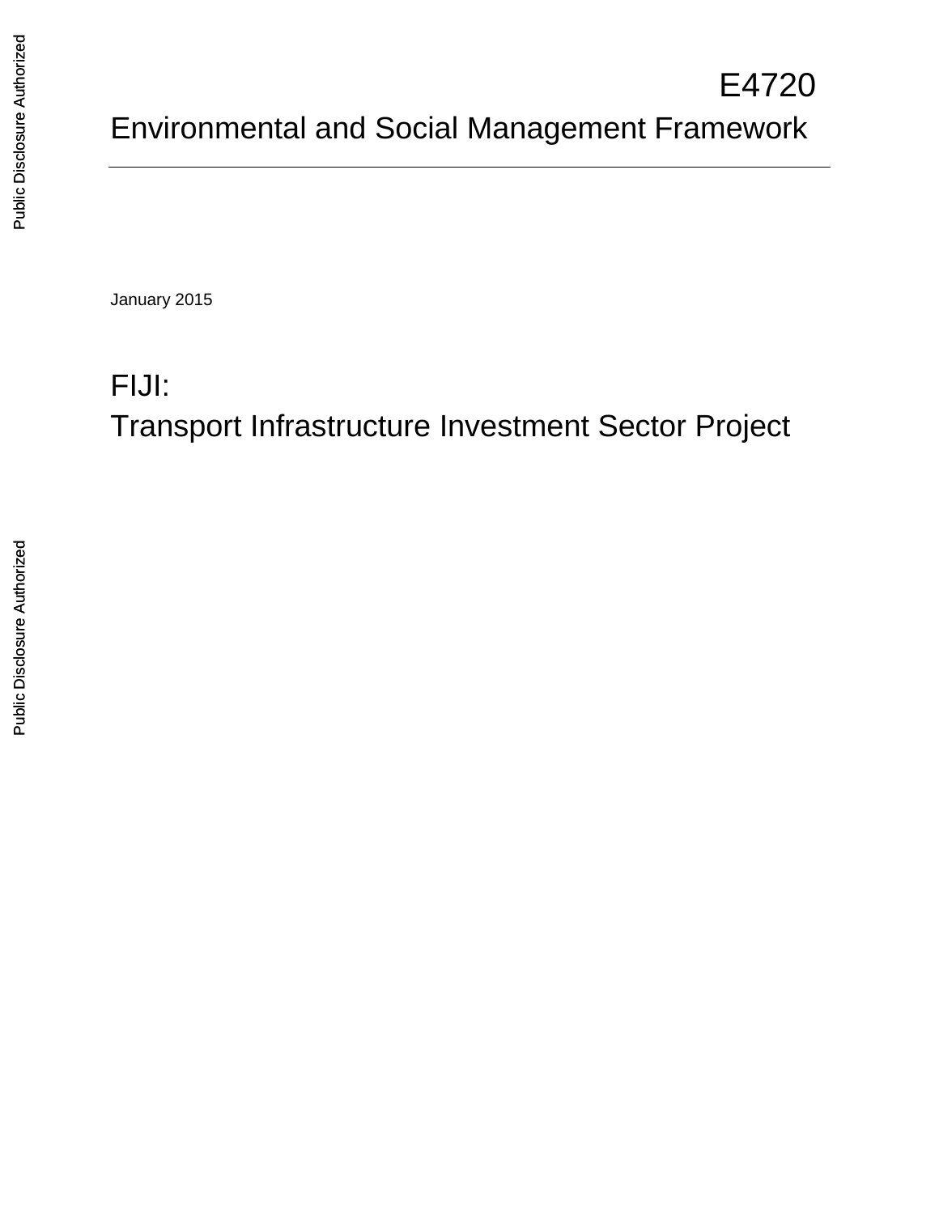E4720

# Environmental and Social Management Framework

January 2015

# FIJI:
# Transport Infrastructure Investment Sector Project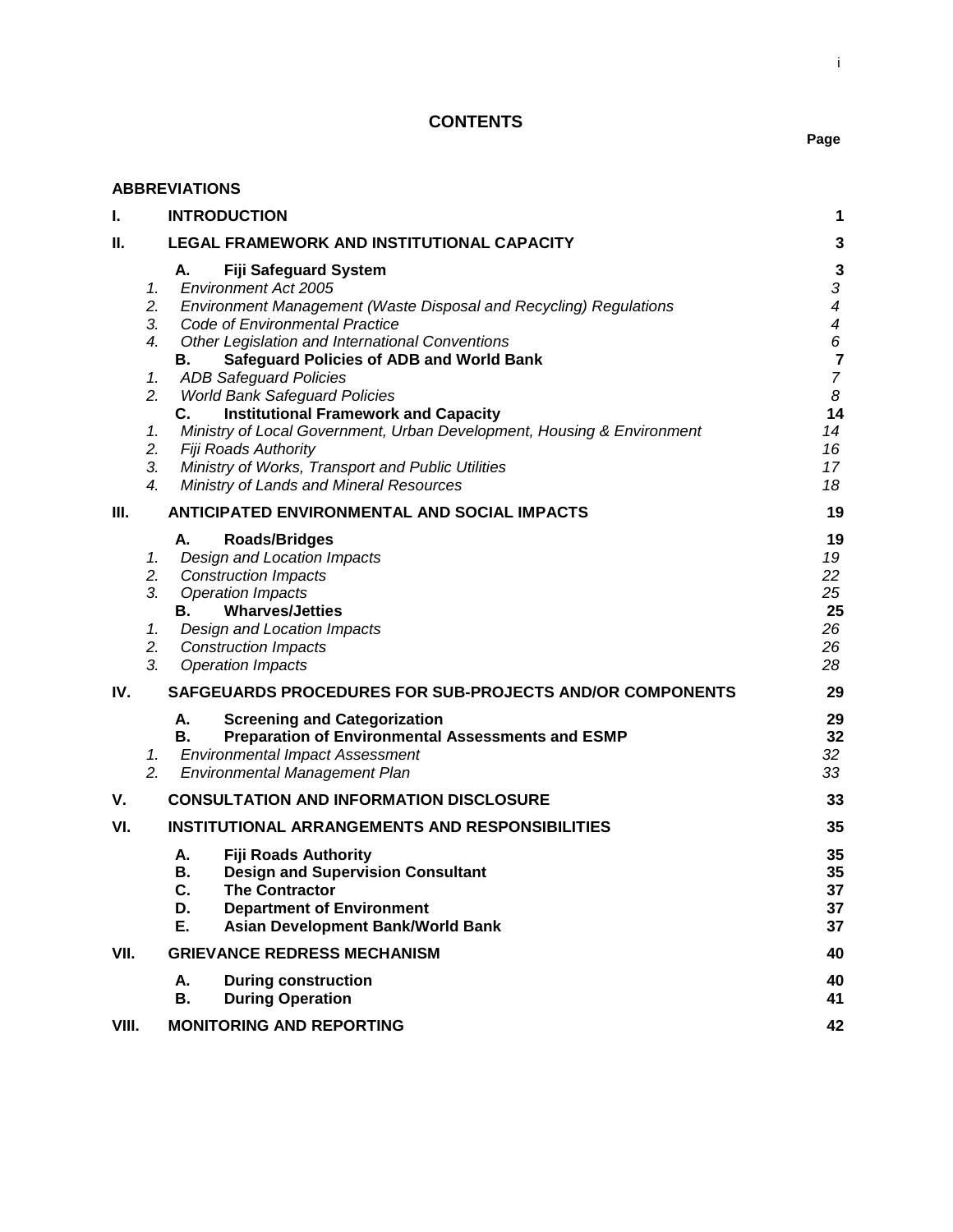## CONTENTS

| | | Page |
|---|---|---|
| **ABBREVIATIONS** | | |
| **I.** | **INTRODUCTION** | **1** |
| **II.** | **LEGAL FRAMEWORK AND INSTITUTIONAL CAPACITY** | **3** |
| | **A. Fiji Safeguard System** | **3** |
| 1. | *Environment Act 2005* | *3* |
| 2. | *Environment Management (Waste Disposal and Recycling) Regulations* | *4* |
| 3. | *Code of Environmental Practice* | *4* |
| 4. | *Other Legislation and International Conventions* | *6* |
| | **B. Safeguard Policies of ADB and World Bank** | **7** |
| 1. | *ADB Safeguard Policies* | *7* |
| 2. | *World Bank Safeguard Policies* | *8* |
| | **C. Institutional Framework and Capacity** | **14** |
| 1. | *Ministry of Local Government, Urban Development, Housing & Environment* | *14* |
| 2. | *Fiji Roads Authority* | *16* |
| 3. | *Ministry of Works, Transport and Public Utilities* | *17* |
| 4. | *Ministry of Lands and Mineral Resources* | *18* |
| **III.** | **ANTICIPATED ENVIRONMENTAL AND SOCIAL IMPACTS** | **19** |
| | **A. Roads/Bridges** | **19** |
| 1. | *Design and Location Impacts* | *19* |
| 2. | *Construction Impacts* | *22* |
| 3. | *Operation Impacts* | *25* |
| | **B. Wharves/Jetties** | **25** |
| 1. | *Design and Location Impacts* | *26* |
| 2. | *Construction Impacts* | *26* |
| 3. | *Operation Impacts* | *28* |
| **IV.** | **SAFGEUARDS PROCEDURES FOR SUB-PROJECTS AND/OR COMPONENTS** | **29** |
| | **A. Screening and Categorization** | **29** |
| | **B. Preparation of Environmental Assessments and ESMP** | **32** |
| 1. | *Environmental Impact Assessment* | *32* |
| 2. | *Environmental Management Plan* | *33* |
| **V.** | **CONSULTATION AND INFORMATION DISCLOSURE** | **33** |
| **VI.** | **INSTITUTIONAL ARRANGEMENTS AND RESPONSIBILITIES** | **35** |
| | **A. Fiji Roads Authority** | **35** |
| | **B. Design and Supervision Consultant** | **35** |
| | **C. The Contractor** | **37** |
| | **D. Department of Environment** | **37** |
| | **E. Asian Development Bank/World Bank** | **37** |
| **VII.** | **GRIEVANCE REDRESS MECHANISM** | **40** |
| | **A. During construction** | **40** |
| | **B. During Operation** | **41** |
| **VIII.** | **MONITORING AND REPORTING** | **42** |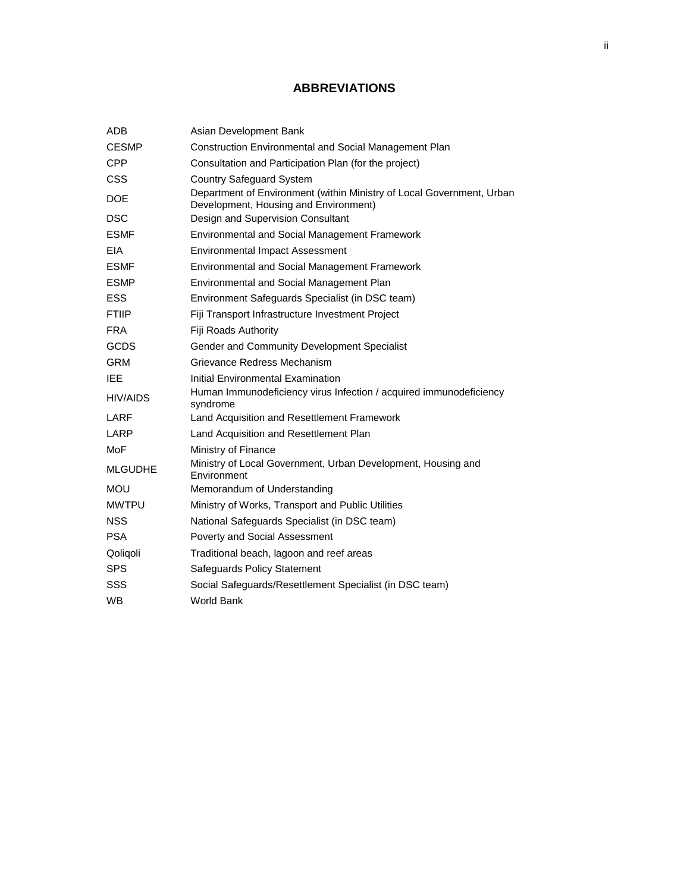## ABBREVIATIONS

| | |
|---|---|
| ADB | Asian Development Bank |
| CESMP | Construction Environmental and Social Management Plan |
| CPP | Consultation and Participation Plan (for the project) |
| CSS | Country Safeguard System |
| DOE | Department of Environment (within Ministry of Local Government, Urban Development, Housing and Environment) |
| DSC | Design and Supervision Consultant |
| ESMF | Environmental and Social Management Framework |
| EIA | Environmental Impact Assessment |
| ESMF | Environmental and Social Management Framework |
| ESMP | Environmental and Social Management Plan |
| ESS | Environment Safeguards Specialist (in DSC team) |
| FTIIP | Fiji Transport Infrastructure Investment Project |
| FRA | Fiji Roads Authority |
| GCDS | Gender and Community Development Specialist |
| GRM | Grievance Redress Mechanism |
| IEE | Initial Environmental Examination |
| HIV/AIDS | Human Immunodeficiency virus Infection / acquired immunodeficiency syndrome |
| LARF | Land Acquisition and Resettlement Framework |
| LARP | Land Acquisition and Resettlement Plan |
| MoF | Ministry of Finance |
| MLGUDHE | Ministry of Local Government, Urban Development, Housing and Environment |
| MOU | Memorandum of Understanding |
| MWTPU | Ministry of Works, Transport and Public Utilities |
| NSS | National Safeguards Specialist (in DSC team) |
| PSA | Poverty and Social Assessment |
| Qoliqoli | Traditional beach, lagoon and reef areas |
| SPS | Safeguards Policy Statement |
| SSS | Social Safeguards/Resettlement Specialist (in DSC team) |
| WB | World Bank |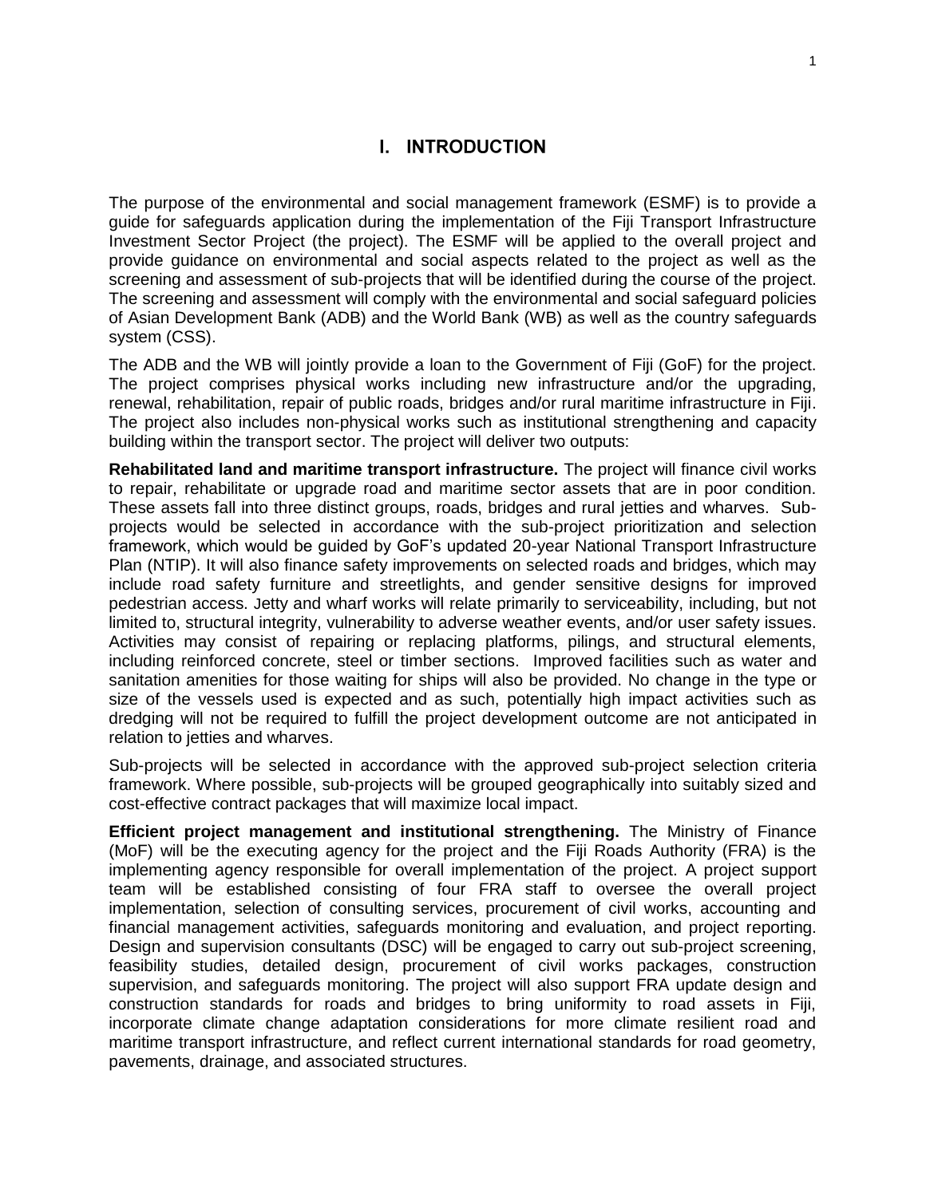# I. INTRODUCTION

The purpose of the environmental and social management framework (ESMF) is to provide a guide for safeguards application during the implementation of the Fiji Transport Infrastructure Investment Sector Project (the project). The ESMF will be applied to the overall project and provide guidance on environmental and social aspects related to the project as well as the screening and assessment of sub-projects that will be identified during the course of the project. The screening and assessment will comply with the environmental and social safeguard policies of Asian Development Bank (ADB) and the World Bank (WB) as well as the country safeguards system (CSS).

The ADB and the WB will jointly provide a loan to the Government of Fiji (GoF) for the project. The project comprises physical works including new infrastructure and/or the upgrading, renewal, rehabilitation, repair of public roads, bridges and/or rural maritime infrastructure in Fiji. The project also includes non-physical works such as institutional strengthening and capacity building within the transport sector. The project will deliver two outputs:

**Rehabilitated land and maritime transport infrastructure.** The project will finance civil works to repair, rehabilitate or upgrade road and maritime sector assets that are in poor condition. These assets fall into three distinct groups, roads, bridges and rural jetties and wharves. Sub-projects would be selected in accordance with the sub-project prioritization and selection framework, which would be guided by GoF's updated 20-year National Transport Infrastructure Plan (NTIP). It will also finance safety improvements on selected roads and bridges, which may include road safety furniture and streetlights, and gender sensitive designs for improved pedestrian access. Jetty and wharf works will relate primarily to serviceability, including, but not limited to, structural integrity, vulnerability to adverse weather events, and/or user safety issues. Activities may consist of repairing or replacing platforms, pilings, and structural elements, including reinforced concrete, steel or timber sections. Improved facilities such as water and sanitation amenities for those waiting for ships will also be provided. No change in the type or size of the vessels used is expected and as such, potentially high impact activities such as dredging will not be required to fulfill the project development outcome are not anticipated in relation to jetties and wharves.

Sub-projects will be selected in accordance with the approved sub-project selection criteria framework. Where possible, sub-projects will be grouped geographically into suitably sized and cost-effective contract packages that will maximize local impact.

**Efficient project management and institutional strengthening.** The Ministry of Finance (MoF) will be the executing agency for the project and the Fiji Roads Authority (FRA) is the implementing agency responsible for overall implementation of the project. A project support team will be established consisting of four FRA staff to oversee the overall project implementation, selection of consulting services, procurement of civil works, accounting and financial management activities, safeguards monitoring and evaluation, and project reporting. Design and supervision consultants (DSC) will be engaged to carry out sub-project screening, feasibility studies, detailed design, procurement of civil works packages, construction supervision, and safeguards monitoring. The project will also support FRA update design and construction standards for roads and bridges to bring uniformity to road assets in Fiji, incorporate climate change adaptation considerations for more climate resilient road and maritime transport infrastructure, and reflect current international standards for road geometry, pavements, drainage, and associated structures.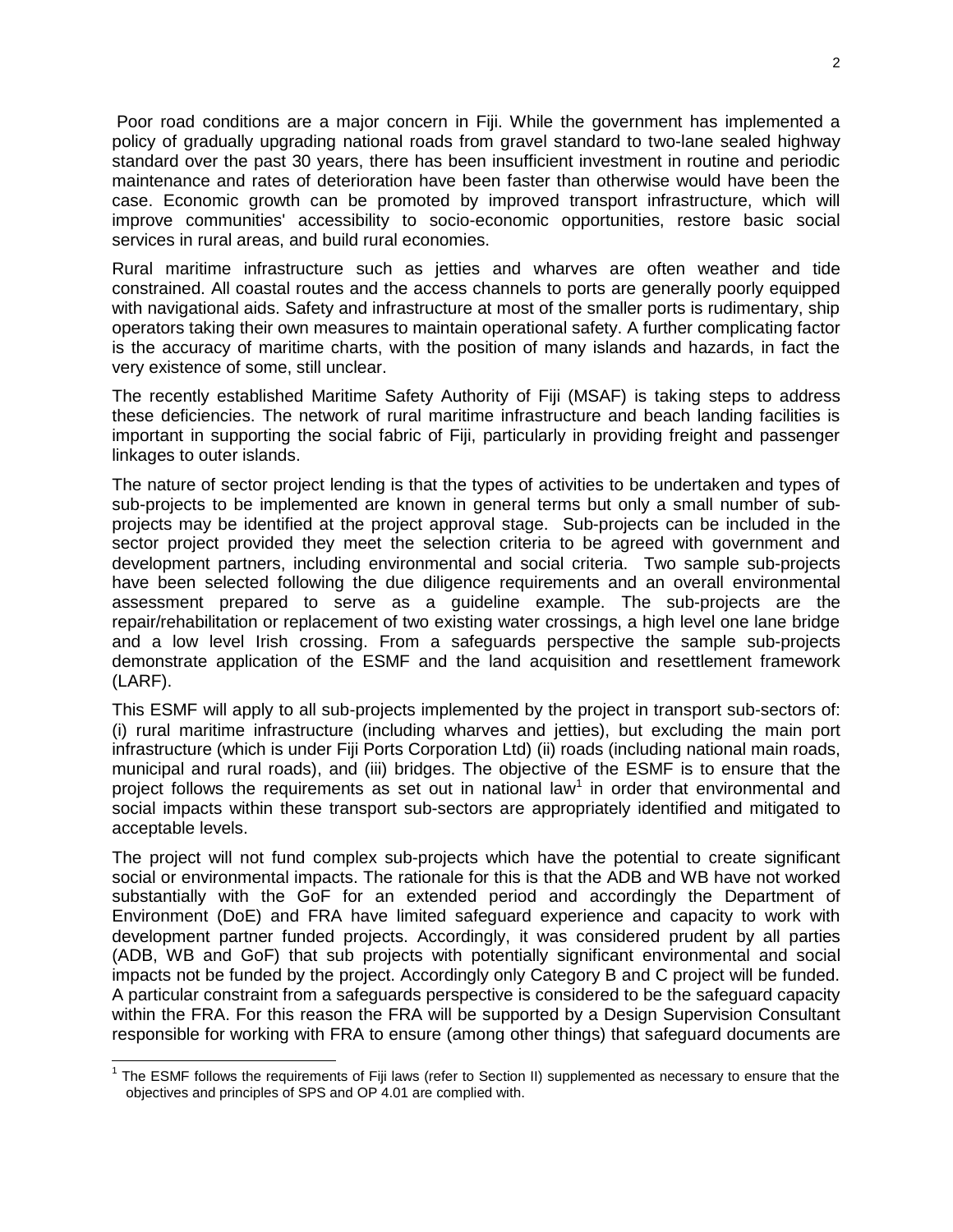Poor road conditions are a major concern in Fiji. While the government has implemented a policy of gradually upgrading national roads from gravel standard to two-lane sealed highway standard over the past 30 years, there has been insufficient investment in routine and periodic maintenance and rates of deterioration have been faster than otherwise would have been the case. Economic growth can be promoted by improved transport infrastructure, which will improve communities' accessibility to socio-economic opportunities, restore basic social services in rural areas, and build rural economies.

Rural maritime infrastructure such as jetties and wharves are often weather and tide constrained. All coastal routes and the access channels to ports are generally poorly equipped with navigational aids. Safety and infrastructure at most of the smaller ports is rudimentary, ship operators taking their own measures to maintain operational safety. A further complicating factor is the accuracy of maritime charts, with the position of many islands and hazards, in fact the very existence of some, still unclear.

The recently established Maritime Safety Authority of Fiji (MSAF) is taking steps to address these deficiencies. The network of rural maritime infrastructure and beach landing facilities is important in supporting the social fabric of Fiji, particularly in providing freight and passenger linkages to outer islands.

The nature of sector project lending is that the types of activities to be undertaken and types of sub-projects to be implemented are known in general terms but only a small number of sub-projects may be identified at the project approval stage. Sub-projects can be included in the sector project provided they meet the selection criteria to be agreed with government and development partners, including environmental and social criteria. Two sample sub-projects have been selected following the due diligence requirements and an overall environmental assessment prepared to serve as a guideline example. The sub-projects are the repair/rehabilitation or replacement of two existing water crossings, a high level one lane bridge and a low level Irish crossing. From a safeguards perspective the sample sub-projects demonstrate application of the ESMF and the land acquisition and resettlement framework (LARF).

This ESMF will apply to all sub-projects implemented by the project in transport sub-sectors of: (i) rural maritime infrastructure (including wharves and jetties), but excluding the main port infrastructure (which is under Fiji Ports Corporation Ltd) (ii) roads (including national main roads, municipal and rural roads), and (iii) bridges. The objective of the ESMF is to ensure that the project follows the requirements as set out in national law[1] in order that environmental and social impacts within these transport sub-sectors are appropriately identified and mitigated to acceptable levels.

The project will not fund complex sub-projects which have the potential to create significant social or environmental impacts. The rationale for this is that the ADB and WB have not worked substantially with the GoF for an extended period and accordingly the Department of Environment (DoE) and FRA have limited safeguard experience and capacity to work with development partner funded projects. Accordingly, it was considered prudent by all parties (ADB, WB and GoF) that sub projects with potentially significant environmental and social impacts not be funded by the project. Accordingly only Category B and C project will be funded. A particular constraint from a safeguards perspective is considered to be the safeguard capacity within the FRA. For this reason the FRA will be supported by a Design Supervision Consultant responsible for working with FRA to ensure (among other things) that safeguard documents are

[1] The ESMF follows the requirements of Fiji laws (refer to Section II) supplemented as necessary to ensure that the objectives and principles of SPS and OP 4.01 are complied with.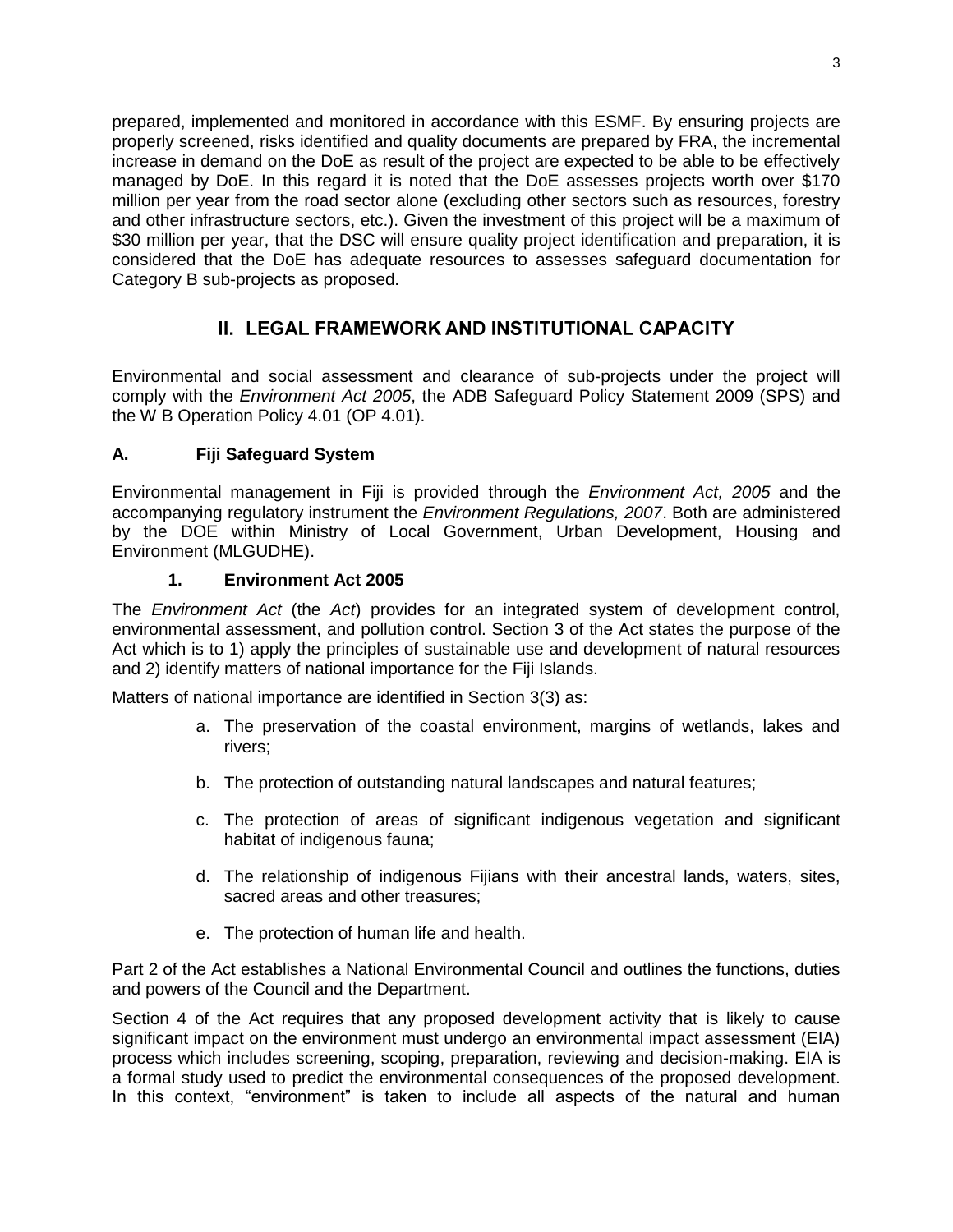prepared, implemented and monitored in accordance with this ESMF. By ensuring projects are properly screened, risks identified and quality documents are prepared by FRA, the incremental increase in demand on the DoE as result of the project are expected to be able to be effectively managed by DoE. In this regard it is noted that the DoE assesses projects worth over $170 million per year from the road sector alone (excluding other sectors such as resources, forestry and other infrastructure sectors, etc.). Given the investment of this project will be a maximum of $30 million per year, that the DSC will ensure quality project identification and preparation, it is considered that the DoE has adequate resources to assesses safeguard documentation for Category B sub-projects as proposed.

## II. LEGAL FRAMEWORK AND INSTITUTIONAL CAPACITY

Environmental and social assessment and clearance of sub-projects under the project will comply with the *Environment Act 2005*, the ADB Safeguard Policy Statement 2009 (SPS) and the W B Operation Policy 4.01 (OP 4.01).

### A. Fiji Safeguard System

Environmental management in Fiji is provided through the *Environment Act, 2005* and the accompanying regulatory instrument the *Environment Regulations, 2007*. Both are administered by the DOE within Ministry of Local Government, Urban Development, Housing and Environment (MLGUDHE).

#### 1. Environment Act 2005

The *Environment Act* (the *Act*) provides for an integrated system of development control, environmental assessment, and pollution control. Section 3 of the Act states the purpose of the Act which is to 1) apply the principles of sustainable use and development of natural resources and 2) identify matters of national importance for the Fiji Islands.

Matters of national importance are identified in Section 3(3) as:

a. The preservation of the coastal environment, margins of wetlands, lakes and rivers;

b. The protection of outstanding natural landscapes and natural features;

c. The protection of areas of significant indigenous vegetation and significant habitat of indigenous fauna;

d. The relationship of indigenous Fijians with their ancestral lands, waters, sites, sacred areas and other treasures;

e. The protection of human life and health.

Part 2 of the Act establishes a National Environmental Council and outlines the functions, duties and powers of the Council and the Department.

Section 4 of the Act requires that any proposed development activity that is likely to cause significant impact on the environment must undergo an environmental impact assessment (EIA) process which includes screening, scoping, preparation, reviewing and decision-making. EIA is a formal study used to predict the environmental consequences of the proposed development. In this context, "environment" is taken to include all aspects of the natural and human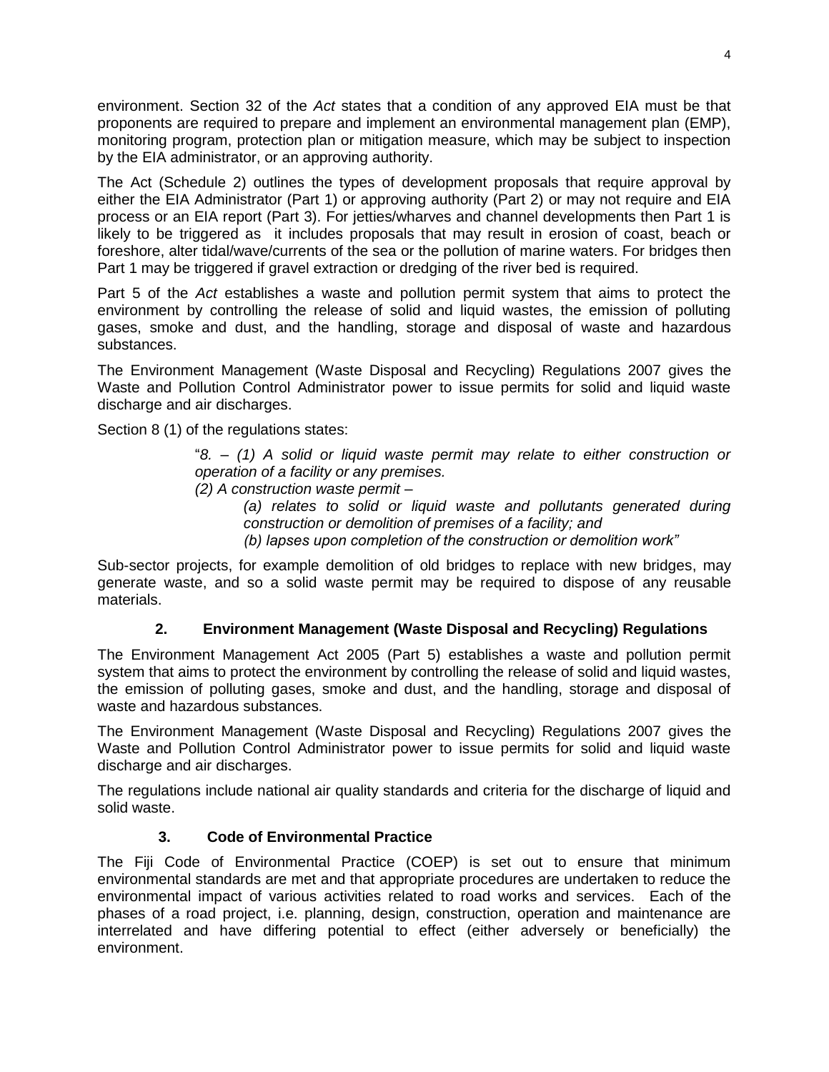environment. Section 32 of the *Act* states that a condition of any approved EIA must be that proponents are required to prepare and implement an environmental management plan (EMP), monitoring program, protection plan or mitigation measure, which may be subject to inspection by the EIA administrator, or an approving authority.

The Act (Schedule 2) outlines the types of development proposals that require approval by either the EIA Administrator (Part 1) or approving authority (Part 2) or may not require and EIA process or an EIA report (Part 3). For jetties/wharves and channel developments then Part 1 is likely to be triggered as it includes proposals that may result in erosion of coast, beach or foreshore, alter tidal/wave/currents of the sea or the pollution of marine waters. For bridges then Part 1 may be triggered if gravel extraction or dredging of the river bed is required.

Part 5 of the *Act* establishes a waste and pollution permit system that aims to protect the environment by controlling the release of solid and liquid wastes, the emission of polluting gases, smoke and dust, and the handling, storage and disposal of waste and hazardous substances.

The Environment Management (Waste Disposal and Recycling) Regulations 2007 gives the Waste and Pollution Control Administrator power to issue permits for solid and liquid waste discharge and air discharges.

Section 8 (1) of the regulations states:

> "*8. – (1) A solid or liquid waste permit may relate to either construction or operation of a facility or any premises.*
> *(2) A construction waste permit –*
> > *(a) relates to solid or liquid waste and pollutants generated during construction or demolition of premises of a facility; and*
> > *(b) lapses upon completion of the construction or demolition work"*

Sub-sector projects, for example demolition of old bridges to replace with new bridges, may generate waste, and so a solid waste permit may be required to dispose of any reusable materials.

## 2. Environment Management (Waste Disposal and Recycling) Regulations

The Environment Management Act 2005 (Part 5) establishes a waste and pollution permit system that aims to protect the environment by controlling the release of solid and liquid wastes, the emission of polluting gases, smoke and dust, and the handling, storage and disposal of waste and hazardous substances.

The Environment Management (Waste Disposal and Recycling) Regulations 2007 gives the Waste and Pollution Control Administrator power to issue permits for solid and liquid waste discharge and air discharges.

The regulations include national air quality standards and criteria for the discharge of liquid and solid waste.

## 3. Code of Environmental Practice

The Fiji Code of Environmental Practice (COEP) is set out to ensure that minimum environmental standards are met and that appropriate procedures are undertaken to reduce the environmental impact of various activities related to road works and services. Each of the phases of a road project, i.e. planning, design, construction, operation and maintenance are interrelated and have differing potential to effect (either adversely or beneficially) the environment.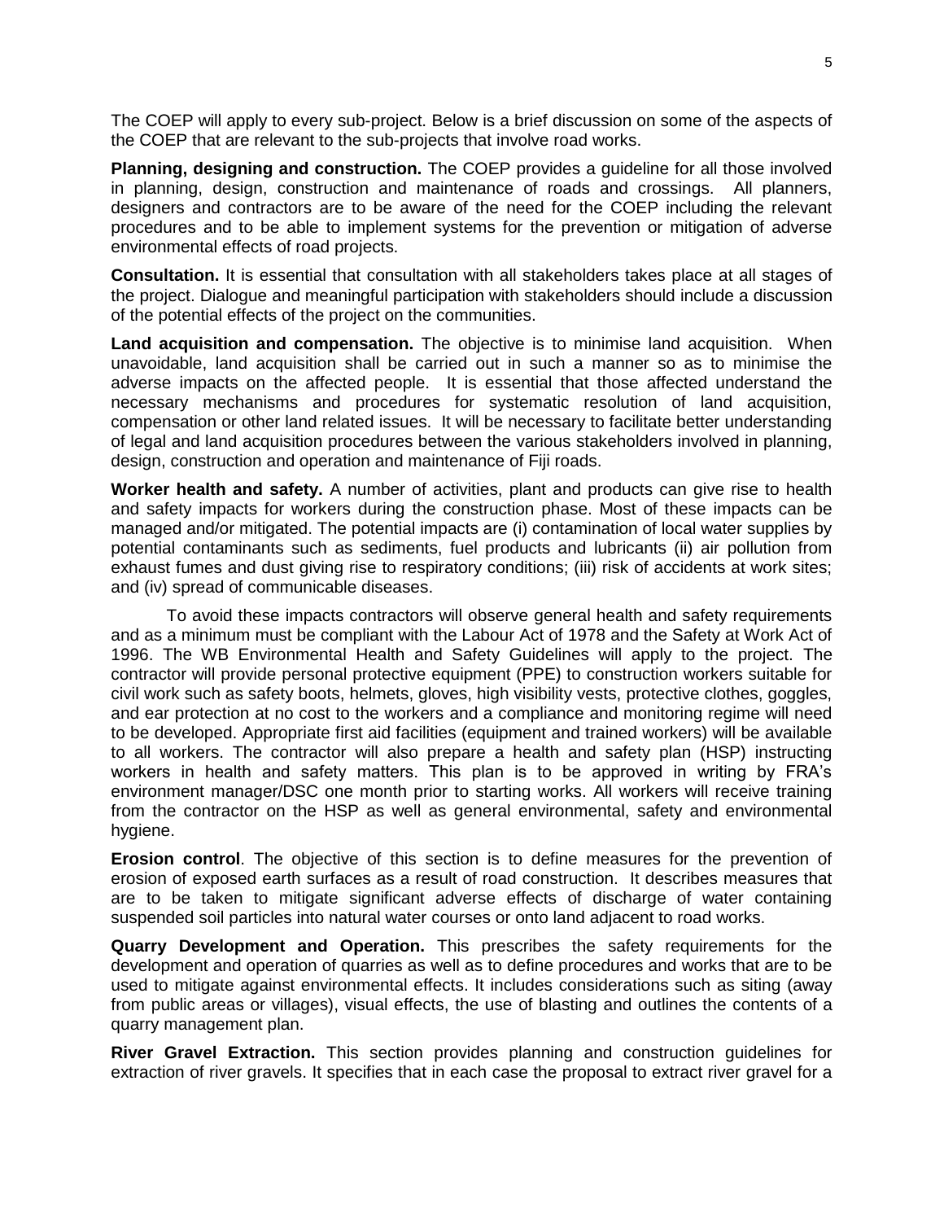The COEP will apply to every sub-project. Below is a brief discussion on some of the aspects of the COEP that are relevant to the sub-projects that involve road works.

**Planning, designing and construction.** The COEP provides a guideline for all those involved in planning, design, construction and maintenance of roads and crossings. All planners, designers and contractors are to be aware of the need for the COEP including the relevant procedures and to be able to implement systems for the prevention or mitigation of adverse environmental effects of road projects.

**Consultation.** It is essential that consultation with all stakeholders takes place at all stages of the project. Dialogue and meaningful participation with stakeholders should include a discussion of the potential effects of the project on the communities.

**Land acquisition and compensation.** The objective is to minimise land acquisition. When unavoidable, land acquisition shall be carried out in such a manner so as to minimise the adverse impacts on the affected people. It is essential that those affected understand the necessary mechanisms and procedures for systematic resolution of land acquisition, compensation or other land related issues. It will be necessary to facilitate better understanding of legal and land acquisition procedures between the various stakeholders involved in planning, design, construction and operation and maintenance of Fiji roads.

**Worker health and safety.** A number of activities, plant and products can give rise to health and safety impacts for workers during the construction phase. Most of these impacts can be managed and/or mitigated. The potential impacts are (i) contamination of local water supplies by potential contaminants such as sediments, fuel products and lubricants (ii) air pollution from exhaust fumes and dust giving rise to respiratory conditions; (iii) risk of accidents at work sites; and (iv) spread of communicable diseases.

To avoid these impacts contractors will observe general health and safety requirements and as a minimum must be compliant with the Labour Act of 1978 and the Safety at Work Act of 1996. The WB Environmental Health and Safety Guidelines will apply to the project. The contractor will provide personal protective equipment (PPE) to construction workers suitable for civil work such as safety boots, helmets, gloves, high visibility vests, protective clothes, goggles, and ear protection at no cost to the workers and a compliance and monitoring regime will need to be developed. Appropriate first aid facilities (equipment and trained workers) will be available to all workers. The contractor will also prepare a health and safety plan (HSP) instructing workers in health and safety matters. This plan is to be approved in writing by FRA's environment manager/DSC one month prior to starting works. All workers will receive training from the contractor on the HSP as well as general environmental, safety and environmental hygiene.

**Erosion control**. The objective of this section is to define measures for the prevention of erosion of exposed earth surfaces as a result of road construction. It describes measures that are to be taken to mitigate significant adverse effects of discharge of water containing suspended soil particles into natural water courses or onto land adjacent to road works.

**Quarry Development and Operation.** This prescribes the safety requirements for the development and operation of quarries as well as to define procedures and works that are to be used to mitigate against environmental effects. It includes considerations such as siting (away from public areas or villages), visual effects, the use of blasting and outlines the contents of a quarry management plan.

**River Gravel Extraction.** This section provides planning and construction guidelines for extraction of river gravels. It specifies that in each case the proposal to extract river gravel for a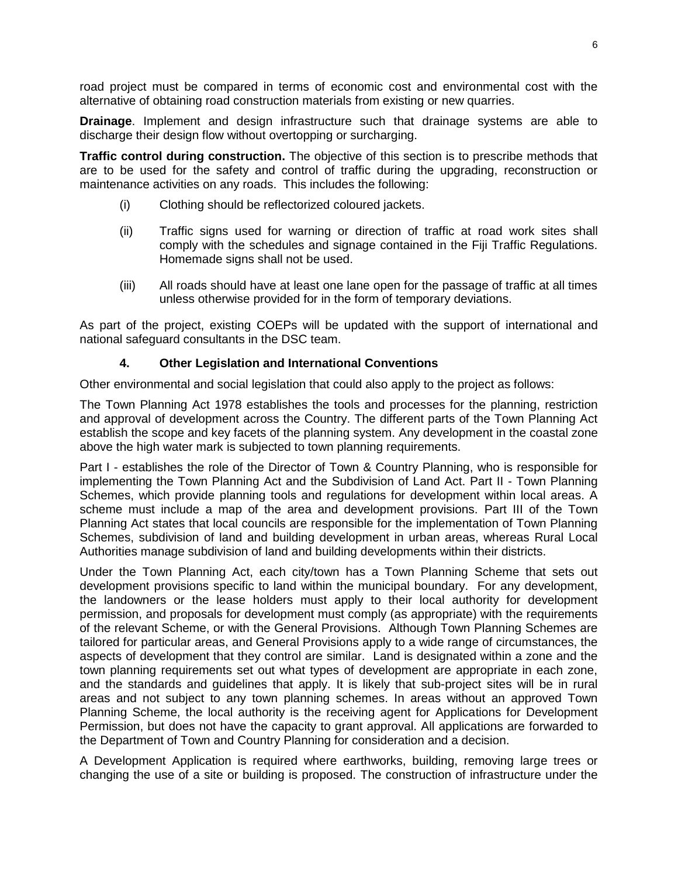road project must be compared in terms of economic cost and environmental cost with the alternative of obtaining road construction materials from existing or new quarries.

**Drainage**. Implement and design infrastructure such that drainage systems are able to discharge their design flow without overtopping or surcharging.

**Traffic control during construction.** The objective of this section is to prescribe methods that are to be used for the safety and control of traffic during the upgrading, reconstruction or maintenance activities on any roads. This includes the following:

(i) Clothing should be reflectorized coloured jackets.

(ii) Traffic signs used for warning or direction of traffic at road work sites shall comply with the schedules and signage contained in the Fiji Traffic Regulations. Homemade signs shall not be used.

(iii) All roads should have at least one lane open for the passage of traffic at all times unless otherwise provided for in the form of temporary deviations.

As part of the project, existing COEPs will be updated with the support of international and national safeguard consultants in the DSC team.

### 4. Other Legislation and International Conventions

Other environmental and social legislation that could also apply to the project as follows:

The Town Planning Act 1978 establishes the tools and processes for the planning, restriction and approval of development across the Country. The different parts of the Town Planning Act establish the scope and key facets of the planning system. Any development in the coastal zone above the high water mark is subjected to town planning requirements.

Part I - establishes the role of the Director of Town & Country Planning, who is responsible for implementing the Town Planning Act and the Subdivision of Land Act. Part II - Town Planning Schemes, which provide planning tools and regulations for development within local areas. A scheme must include a map of the area and development provisions. Part III of the Town Planning Act states that local councils are responsible for the implementation of Town Planning Schemes, subdivision of land and building development in urban areas, whereas Rural Local Authorities manage subdivision of land and building developments within their districts.

Under the Town Planning Act, each city/town has a Town Planning Scheme that sets out development provisions specific to land within the municipal boundary. For any development, the landowners or the lease holders must apply to their local authority for development permission, and proposals for development must comply (as appropriate) with the requirements of the relevant Scheme, or with the General Provisions. Although Town Planning Schemes are tailored for particular areas, and General Provisions apply to a wide range of circumstances, the aspects of development that they control are similar. Land is designated within a zone and the town planning requirements set out what types of development are appropriate in each zone, and the standards and guidelines that apply. It is likely that sub-project sites will be in rural areas and not subject to any town planning schemes. In areas without an approved Town Planning Scheme, the local authority is the receiving agent for Applications for Development Permission, but does not have the capacity to grant approval. All applications are forwarded to the Department of Town and Country Planning for consideration and a decision.

A Development Application is required where earthworks, building, removing large trees or changing the use of a site or building is proposed. The construction of infrastructure under the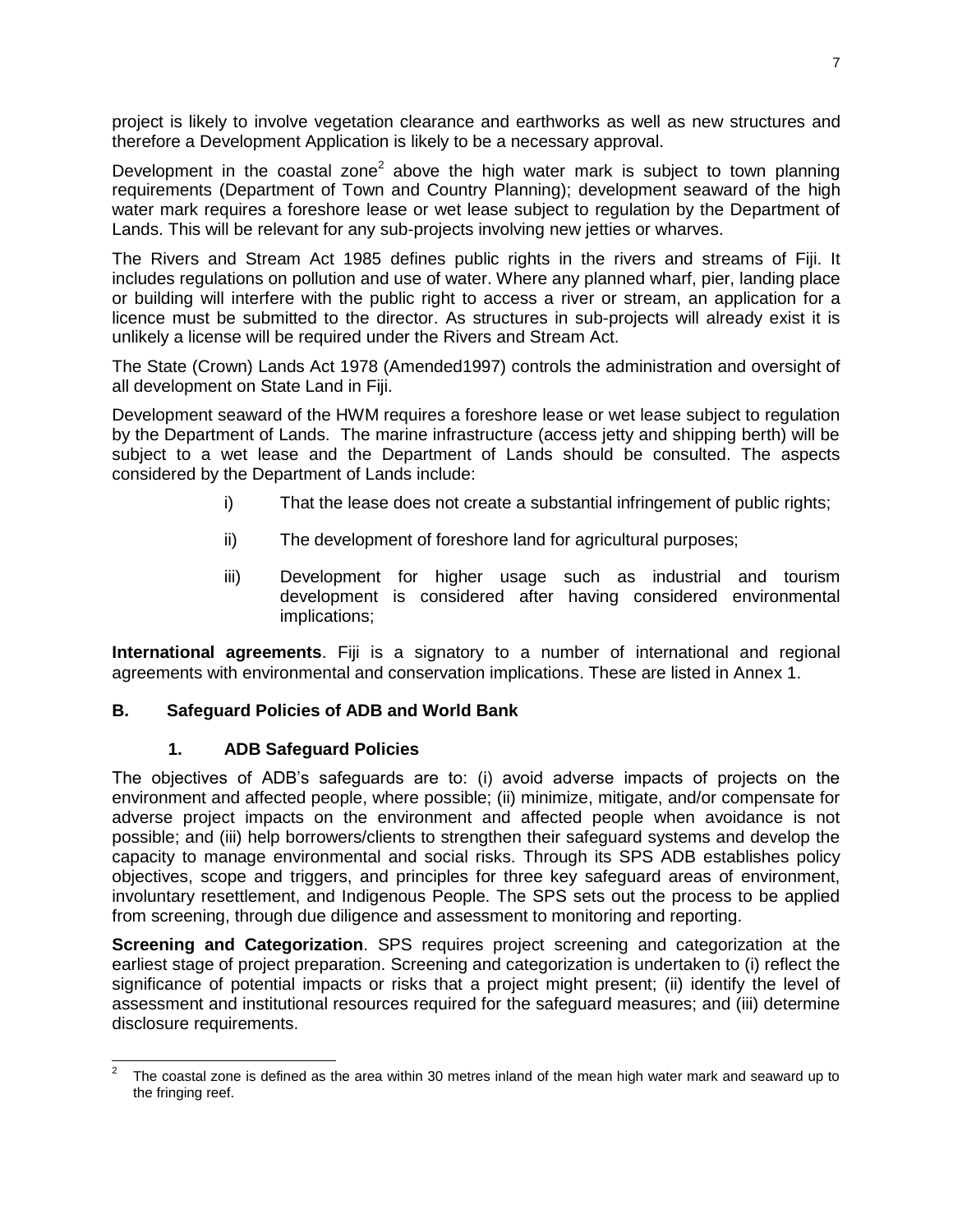project is likely to involve vegetation clearance and earthworks as well as new structures and therefore a Development Application is likely to be a necessary approval.

Development in the coastal zone[2] above the high water mark is subject to town planning requirements (Department of Town and Country Planning); development seaward of the high water mark requires a foreshore lease or wet lease subject to regulation by the Department of Lands. This will be relevant for any sub-projects involving new jetties or wharves.

The Rivers and Stream Act 1985 defines public rights in the rivers and streams of Fiji. It includes regulations on pollution and use of water. Where any planned wharf, pier, landing place or building will interfere with the public right to access a river or stream, an application for a licence must be submitted to the director. As structures in sub-projects will already exist it is unlikely a license will be required under the Rivers and Stream Act.

The State (Crown) Lands Act 1978 (Amended1997) controls the administration and oversight of all development on State Land in Fiji.

Development seaward of the HWM requires a foreshore lease or wet lease subject to regulation by the Department of Lands. The marine infrastructure (access jetty and shipping berth) will be subject to a wet lease and the Department of Lands should be consulted. The aspects considered by the Department of Lands include:

i) That the lease does not create a substantial infringement of public rights;

ii) The development of foreshore land for agricultural purposes;

iii) Development for higher usage such as industrial and tourism development is considered after having considered environmental implications;

**International agreements**. Fiji is a signatory to a number of international and regional agreements with environmental and conservation implications. These are listed in Annex 1.

## B. Safeguard Policies of ADB and World Bank

### 1. ADB Safeguard Policies

The objectives of ADB's safeguards are to: (i) avoid adverse impacts of projects on the environment and affected people, where possible; (ii) minimize, mitigate, and/or compensate for adverse project impacts on the environment and affected people when avoidance is not possible; and (iii) help borrowers/clients to strengthen their safeguard systems and develop the capacity to manage environmental and social risks. Through its SPS ADB establishes policy objectives, scope and triggers, and principles for three key safeguard areas of environment, involuntary resettlement, and Indigenous People. The SPS sets out the process to be applied from screening, through due diligence and assessment to monitoring and reporting.

**Screening and Categorization**. SPS requires project screening and categorization at the earliest stage of project preparation. Screening and categorization is undertaken to (i) reflect the significance of potential impacts or risks that a project might present; (ii) identify the level of assessment and institutional resources required for the safeguard measures; and (iii) determine disclosure requirements.

[2] The coastal zone is defined as the area within 30 metres inland of the mean high water mark and seaward up to the fringing reef.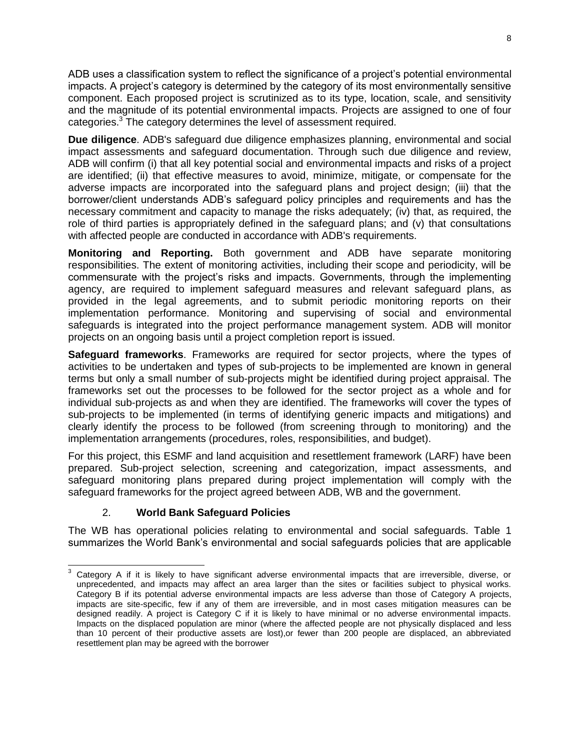ADB uses a classification system to reflect the significance of a project's potential environmental impacts. A project's category is determined by the category of its most environmentally sensitive component. Each proposed project is scrutinized as to its type, location, scale, and sensitivity and the magnitude of its potential environmental impacts. Projects are assigned to one of four categories.[3] The category determines the level of assessment required.

**Due diligence**. ADB's safeguard due diligence emphasizes planning, environmental and social impact assessments and safeguard documentation. Through such due diligence and review, ADB will confirm (i) that all key potential social and environmental impacts and risks of a project are identified; (ii) that effective measures to avoid, minimize, mitigate, or compensate for the adverse impacts are incorporated into the safeguard plans and project design; (iii) that the borrower/client understands ADB's safeguard policy principles and requirements and has the necessary commitment and capacity to manage the risks adequately; (iv) that, as required, the role of third parties is appropriately defined in the safeguard plans; and (v) that consultations with affected people are conducted in accordance with ADB's requirements.

**Monitoring and Reporting.** Both government and ADB have separate monitoring responsibilities. The extent of monitoring activities, including their scope and periodicity, will be commensurate with the project's risks and impacts. Governments, through the implementing agency, are required to implement safeguard measures and relevant safeguard plans, as provided in the legal agreements, and to submit periodic monitoring reports on their implementation performance. Monitoring and supervising of social and environmental safeguards is integrated into the project performance management system. ADB will monitor projects on an ongoing basis until a project completion report is issued.

**Safeguard frameworks**. Frameworks are required for sector projects, where the types of activities to be undertaken and types of sub-projects to be implemented are known in general terms but only a small number of sub-projects might be identified during project appraisal. The frameworks set out the processes to be followed for the sector project as a whole and for individual sub-projects as and when they are identified. The frameworks will cover the types of sub-projects to be implemented (in terms of identifying generic impacts and mitigations) and clearly identify the process to be followed (from screening through to monitoring) and the implementation arrangements (procedures, roles, responsibilities, and budget).

For this project, this ESMF and land acquisition and resettlement framework (LARF) have been prepared. Sub-project selection, screening and categorization, impact assessments, and safeguard monitoring plans prepared during project implementation will comply with the safeguard frameworks for the project agreed between ADB, WB and the government.

### 2. World Bank Safeguard Policies

The WB has operational policies relating to environmental and social safeguards. Table 1 summarizes the World Bank's environmental and social safeguards policies that are applicable

[3] Category A if it is likely to have significant adverse environmental impacts that are irreversible, diverse, or unprecedented, and impacts may affect an area larger than the sites or facilities subject to physical works. Category B if its potential adverse environmental impacts are less adverse than those of Category A projects, impacts are site-specific, few if any of them are irreversible, and in most cases mitigation measures can be designed readily. A project is Category C if it is likely to have minimal or no adverse environmental impacts. Impacts on the displaced population are minor (where the affected people are not physically displaced and less than 10 percent of their productive assets are lost),or fewer than 200 people are displaced, an abbreviated resettlement plan may be agreed with the borrower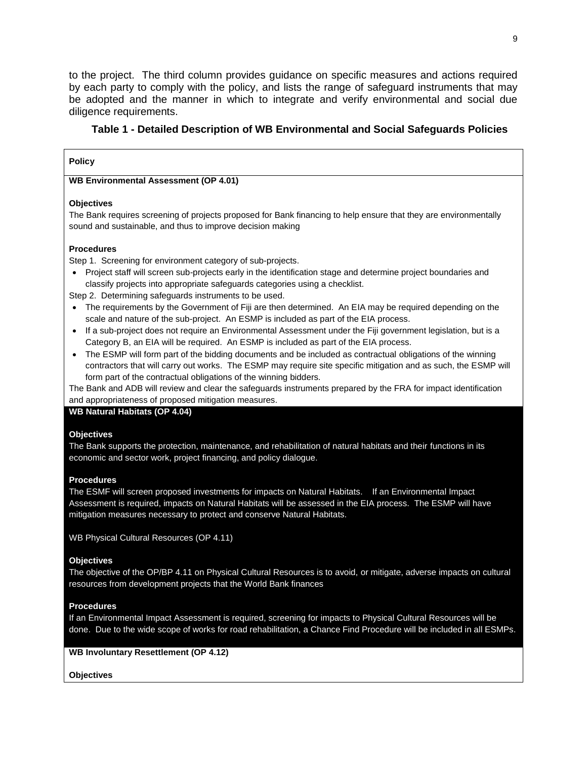to the project. The third column provides guidance on specific measures and actions required by each party to comply with the policy, and lists the range of safeguard instruments that may be adopted and the manner in which to integrate and verify environmental and social due diligence requirements.

### Table 1 - Detailed Description of WB Environmental and Social Safeguards Policies

| Policy |
|---|
| **WB Environmental Assessment (OP 4.01)**<br><br>**Objectives**<br>The Bank requires screening of projects proposed for Bank financing to help ensure that they are environmentally sound and sustainable, and thus to improve decision making<br><br>**Procedures**<br>Step 1. Screening for environment category of sub-projects.<br>• Project staff will screen sub-projects early in the identification stage and determine project boundaries and classify projects into appropriate safeguards categories using a checklist.<br>Step 2. Determining safeguards instruments to be used.<br>• The requirements by the Government of Fiji are then determined. An EIA may be required depending on the scale and nature of the sub-project. An ESMP is included as part of the EIA process.<br>• If a sub-project does not require an Environmental Assessment under the Fiji government legislation, but is a Category B, an EIA will be required. An ESMP is included as part of the EIA process.<br>• The ESMP will form part of the bidding documents and be included as contractual obligations of the winning contractors that will carry out works. The ESMP may require site specific mitigation and as such, the ESMP will form part of the contractual obligations of the winning bidders.<br>The Bank and ADB will review and clear the safeguards instruments prepared by the FRA for impact identification and appropriateness of proposed mitigation measures. |
| **WB Natural Habitats (OP 4.04)**<br><br>**Objectives**<br>The Bank supports the protection, maintenance, and rehabilitation of natural habitats and their functions in its economic and sector work, project financing, and policy dialogue.<br><br>**Procedures**<br>The ESMF will screen proposed investments for impacts on Natural Habitats. If an Environmental Impact Assessment is required, impacts on Natural Habitats will be assessed in the EIA process. The ESMP will have mitigation measures necessary to protect and conserve Natural Habitats.<br><br>WB Physical Cultural Resources (OP 4.11)<br><br>**Objectives**<br>The objective of the OP/BP 4.11 on Physical Cultural Resources is to avoid, or mitigate, adverse impacts on cultural resources from development projects that the World Bank finances<br><br>**Procedures**<br>If an Environmental Impact Assessment is required, screening for impacts to Physical Cultural Resources will be done. Due to the wide scope of works for road rehabilitation, a Chance Find Procedure will be included in all ESMPs. |
| **WB Involuntary Resettlement (OP 4.12)**<br><br>**Objectives** |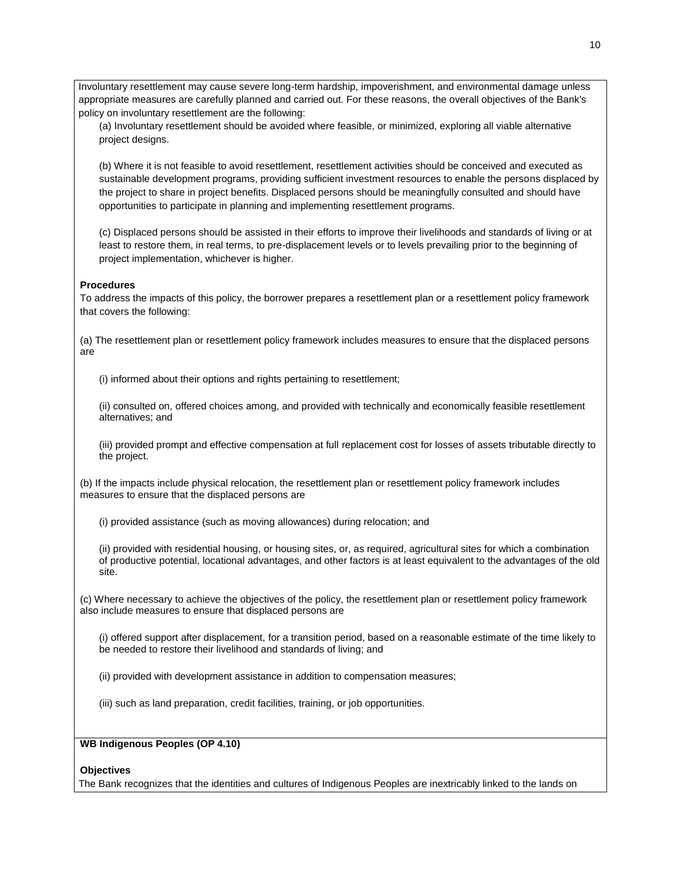Involuntary resettlement may cause severe long-term hardship, impoverishment, and environmental damage unless appropriate measures are carefully planned and carried out. For these reasons, the overall objectives of the Bank's policy on involuntary resettlement are the following:

(a) Involuntary resettlement should be avoided where feasible, or minimized, exploring all viable alternative project designs.

(b) Where it is not feasible to avoid resettlement, resettlement activities should be conceived and executed as sustainable development programs, providing sufficient investment resources to enable the persons displaced by the project to share in project benefits. Displaced persons should be meaningfully consulted and should have opportunities to participate in planning and implementing resettlement programs.

(c) Displaced persons should be assisted in their efforts to improve their livelihoods and standards of living or at least to restore them, in real terms, to pre-displacement levels or to levels prevailing prior to the beginning of project implementation, whichever is higher.

**Procedures**

To address the impacts of this policy, the borrower prepares a resettlement plan or a resettlement policy framework that covers the following:

(a) The resettlement plan or resettlement policy framework includes measures to ensure that the displaced persons are

(i) informed about their options and rights pertaining to resettlement;

(ii) consulted on, offered choices among, and provided with technically and economically feasible resettlement alternatives; and

(iii) provided prompt and effective compensation at full replacement cost for losses of assets tributable directly to the project.

(b) If the impacts include physical relocation, the resettlement plan or resettlement policy framework includes measures to ensure that the displaced persons are

(i) provided assistance (such as moving allowances) during relocation; and

(ii) provided with residential housing, or housing sites, or, as required, agricultural sites for which a combination of productive potential, locational advantages, and other factors is at least equivalent to the advantages of the old site.

(c) Where necessary to achieve the objectives of the policy, the resettlement plan or resettlement policy framework also include measures to ensure that displaced persons are

(i) offered support after displacement, for a transition period, based on a reasonable estimate of the time likely to be needed to restore their livelihood and standards of living; and

(ii) provided with development assistance in addition to compensation measures;

(iii) such as land preparation, credit facilities, training, or job opportunities.

**WB Indigenous Peoples (OP 4.10)**

**Objectives**

The Bank recognizes that the identities and cultures of Indigenous Peoples are inextricably linked to the lands on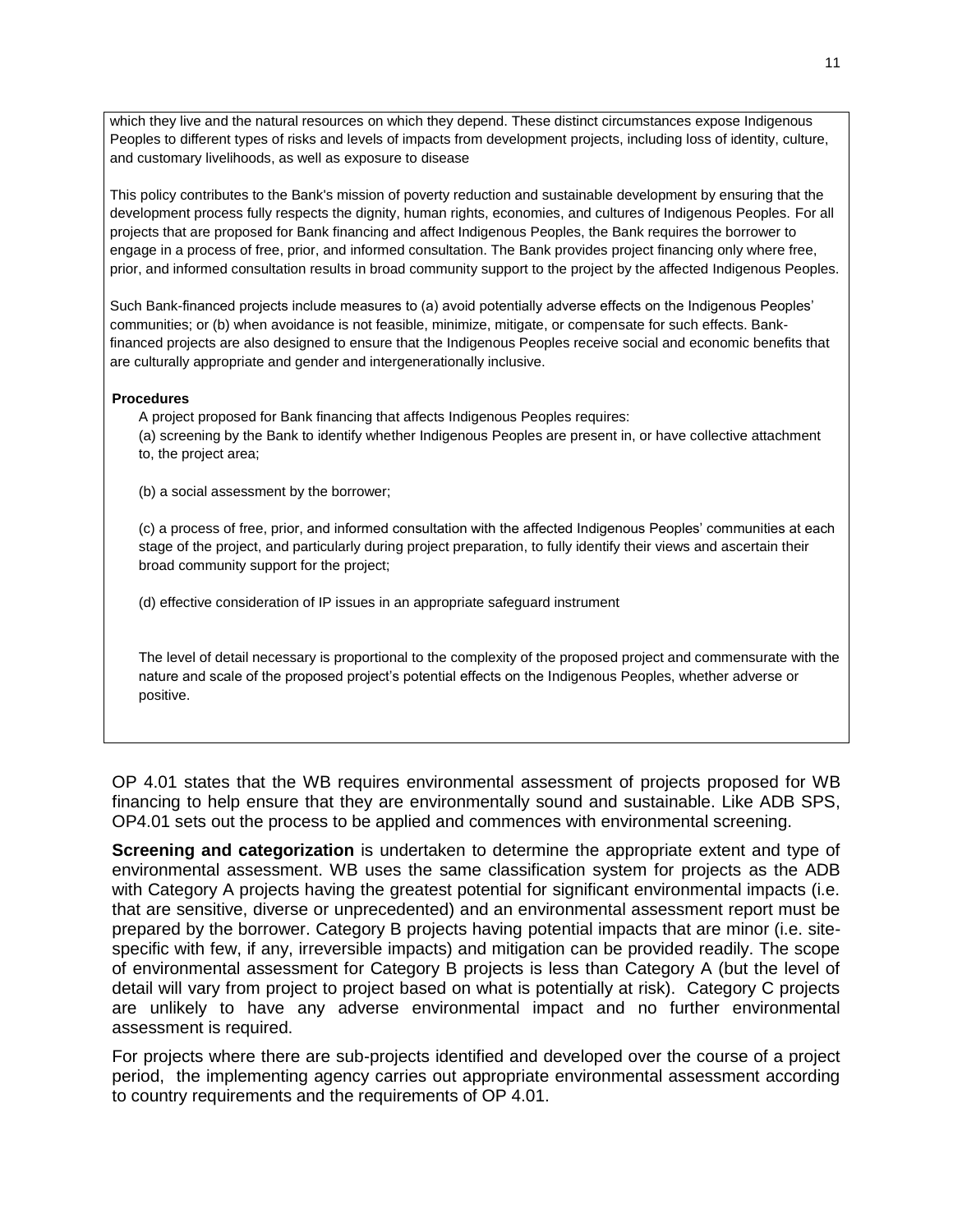which they live and the natural resources on which they depend. These distinct circumstances expose Indigenous Peoples to different types of risks and levels of impacts from development projects, including loss of identity, culture, and customary livelihoods, as well as exposure to disease

This policy contributes to the Bank's mission of poverty reduction and sustainable development by ensuring that the development process fully respects the dignity, human rights, economies, and cultures of Indigenous Peoples. For all projects that are proposed for Bank financing and affect Indigenous Peoples, the Bank requires the borrower to engage in a process of free, prior, and informed consultation. The Bank provides project financing only where free, prior, and informed consultation results in broad community support to the project by the affected Indigenous Peoples.

Such Bank-financed projects include measures to (a) avoid potentially adverse effects on the Indigenous Peoples' communities; or (b) when avoidance is not feasible, minimize, mitigate, or compensate for such effects. Bank-financed projects are also designed to ensure that the Indigenous Peoples receive social and economic benefits that are culturally appropriate and gender and intergenerationally inclusive.

**Procedures**

A project proposed for Bank financing that affects Indigenous Peoples requires:

(a) screening by the Bank to identify whether Indigenous Peoples are present in, or have collective attachment to, the project area;

(b) a social assessment by the borrower;

(c) a process of free, prior, and informed consultation with the affected Indigenous Peoples' communities at each stage of the project, and particularly during project preparation, to fully identify their views and ascertain their broad community support for the project;

(d) effective consideration of IP issues in an appropriate safeguard instrument

The level of detail necessary is proportional to the complexity of the proposed project and commensurate with the nature and scale of the proposed project's potential effects on the Indigenous Peoples, whether adverse or positive.

OP 4.01 states that the WB requires environmental assessment of projects proposed for WB financing to help ensure that they are environmentally sound and sustainable. Like ADB SPS, OP4.01 sets out the process to be applied and commences with environmental screening.

**Screening and categorization** is undertaken to determine the appropriate extent and type of environmental assessment. WB uses the same classification system for projects as the ADB with Category A projects having the greatest potential for significant environmental impacts (i.e. that are sensitive, diverse or unprecedented) and an environmental assessment report must be prepared by the borrower. Category B projects having potential impacts that are minor (i.e. site-specific with few, if any, irreversible impacts) and mitigation can be provided readily. The scope of environmental assessment for Category B projects is less than Category A (but the level of detail will vary from project to project based on what is potentially at risk). Category C projects are unlikely to have any adverse environmental impact and no further environmental assessment is required.

For projects where there are sub-projects identified and developed over the course of a project period, the implementing agency carries out appropriate environmental assessment according to country requirements and the requirements of OP 4.01.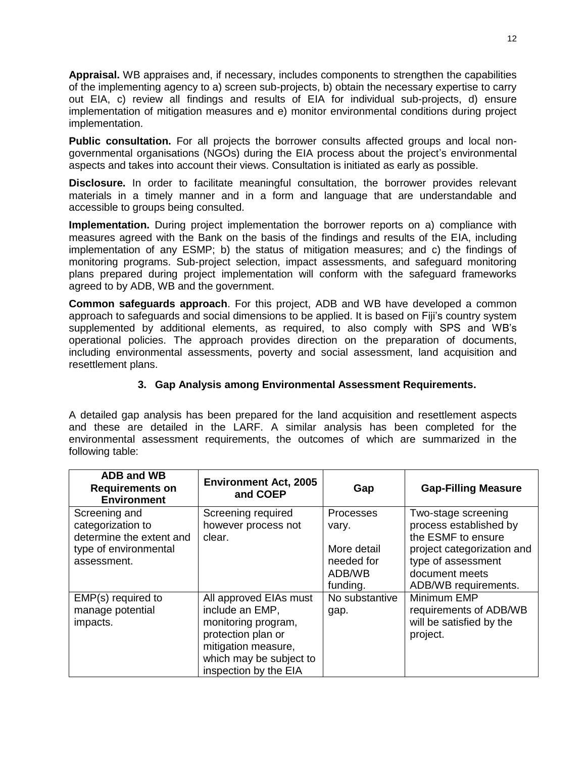**Appraisal.** WB appraises and, if necessary, includes components to strengthen the capabilities of the implementing agency to a) screen sub-projects, b) obtain the necessary expertise to carry out EIA, c) review all findings and results of EIA for individual sub-projects, d) ensure implementation of mitigation measures and e) monitor environmental conditions during project implementation.

**Public consultation.** For all projects the borrower consults affected groups and local non-governmental organisations (NGOs) during the EIA process about the project's environmental aspects and takes into account their views. Consultation is initiated as early as possible.

**Disclosure.** In order to facilitate meaningful consultation, the borrower provides relevant materials in a timely manner and in a form and language that are understandable and accessible to groups being consulted.

**Implementation.** During project implementation the borrower reports on a) compliance with measures agreed with the Bank on the basis of the findings and results of the EIA, including implementation of any ESMP; b) the status of mitigation measures; and c) the findings of monitoring programs. Sub-project selection, impact assessments, and safeguard monitoring plans prepared during project implementation will conform with the safeguard frameworks agreed to by ADB, WB and the government.

**Common safeguards approach**. For this project, ADB and WB have developed a common approach to safeguards and social dimensions to be applied. It is based on Fiji's country system supplemented by additional elements, as required, to also comply with SPS and WB's operational policies. The approach provides direction on the preparation of documents, including environmental assessments, poverty and social assessment, land acquisition and resettlement plans.

### 3. Gap Analysis among Environmental Assessment Requirements.

A detailed gap analysis has been prepared for the land acquisition and resettlement aspects and these are detailed in the LARF. A similar analysis has been completed for the environmental assessment requirements, the outcomes of which are summarized in the following table:

| ADB and WB Requirements on Environment | Environment Act, 2005 and COEP | Gap | Gap-Filling Measure |
|---|---|---|---|
| Screening and categorization to determine the extent and type of environmental assessment. | Screening required however process not clear. | Processes vary.<br><br>More detail needed for ADB/WB funding. | Two-stage screening process established by the ESMF to ensure project categorization and type of assessment document meets ADB/WB requirements. |
| EMP(s) required to manage potential impacts. | All approved EIAs must include an EMP, monitoring program, protection plan or mitigation measure, which may be subject to inspection by the EIA | No substantive gap. | Minimum EMP requirements of ADB/WB will be satisfied by the project. |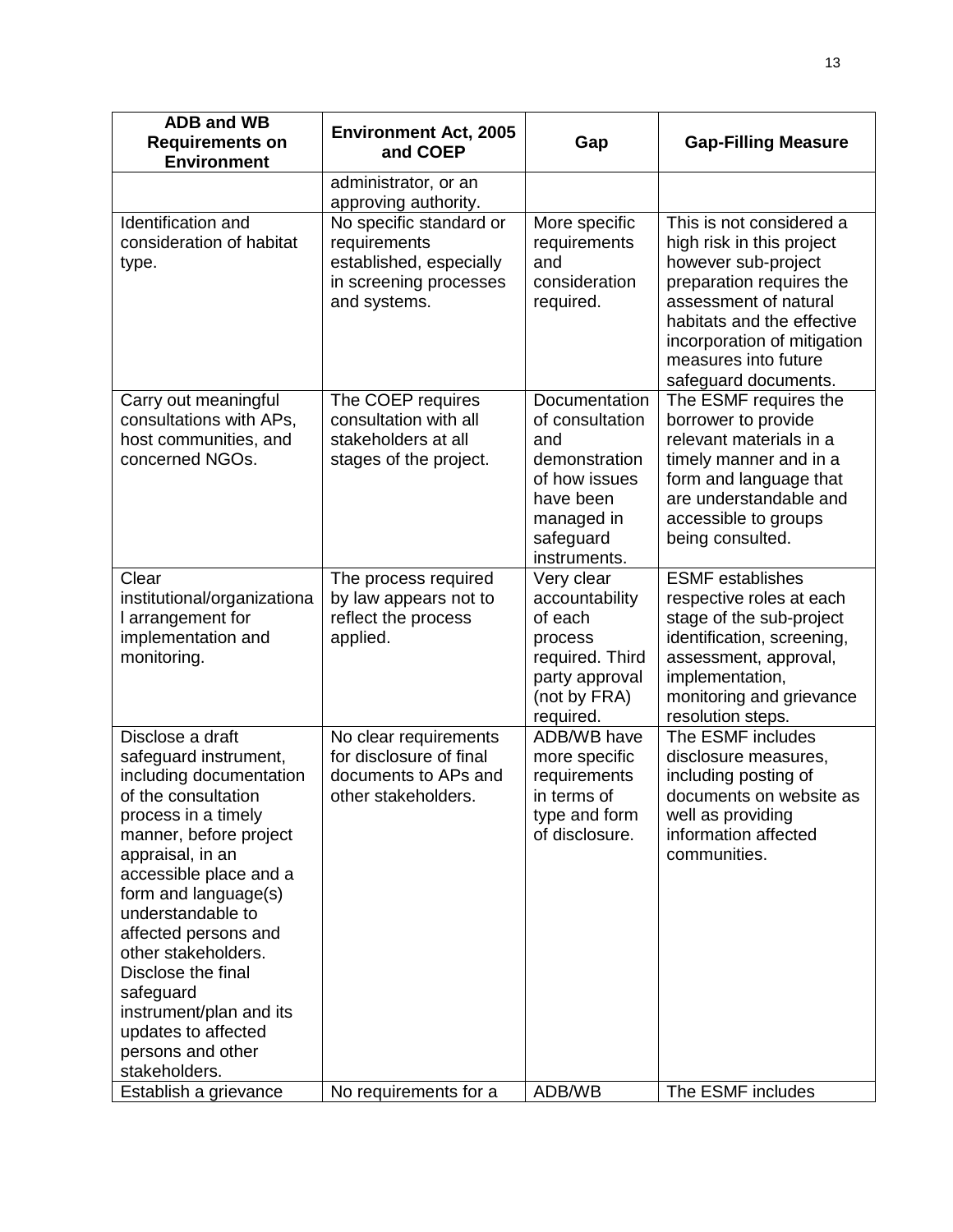| ADB and WB Requirements on Environment | Environment Act, 2005 and COEP | Gap | Gap-Filling Measure |
|---|---|---|---|
| | administrator, or an approving authority. | | |
| Identification and consideration of habitat type. | No specific standard or requirements established, especially in screening processes and systems. | More specific requirements and consideration required. | This is not considered a high risk in this project however sub-project preparation requires the assessment of natural habitats and the effective incorporation of mitigation measures into future safeguard documents. |
| Carry out meaningful consultations with APs, host communities, and concerned NGOs. | The COEP requires consultation with all stakeholders at all stages of the project. | Documentation of consultation and demonstration of how issues have been managed in safeguard instruments. | The ESMF requires the borrower to provide relevant materials in a timely manner and in a form and language that are understandable and accessible to groups being consulted. |
| Clear institutional/organizational arrangement for implementation and monitoring. | The process required by law appears not to reflect the process applied. | Very clear accountability of each process required. Third party approval (not by FRA) required. | ESMF establishes respective roles at each stage of the sub-project identification, screening, assessment, approval, implementation, monitoring and grievance resolution steps. |
| Disclose a draft safeguard instrument, including documentation of the consultation process in a timely manner, before project appraisal, in an accessible place and a form and language(s) understandable to affected persons and other stakeholders. Disclose the final safeguard instrument/plan and its updates to affected persons and other stakeholders. | No clear requirements for disclosure of final documents to APs and other stakeholders. | ADB/WB have more specific requirements in terms of type and form of disclosure. | The ESMF includes disclosure measures, including posting of documents on website as well as providing information affected communities. |
| Establish a grievance | No requirements for a | ADB/WB | The ESMF includes |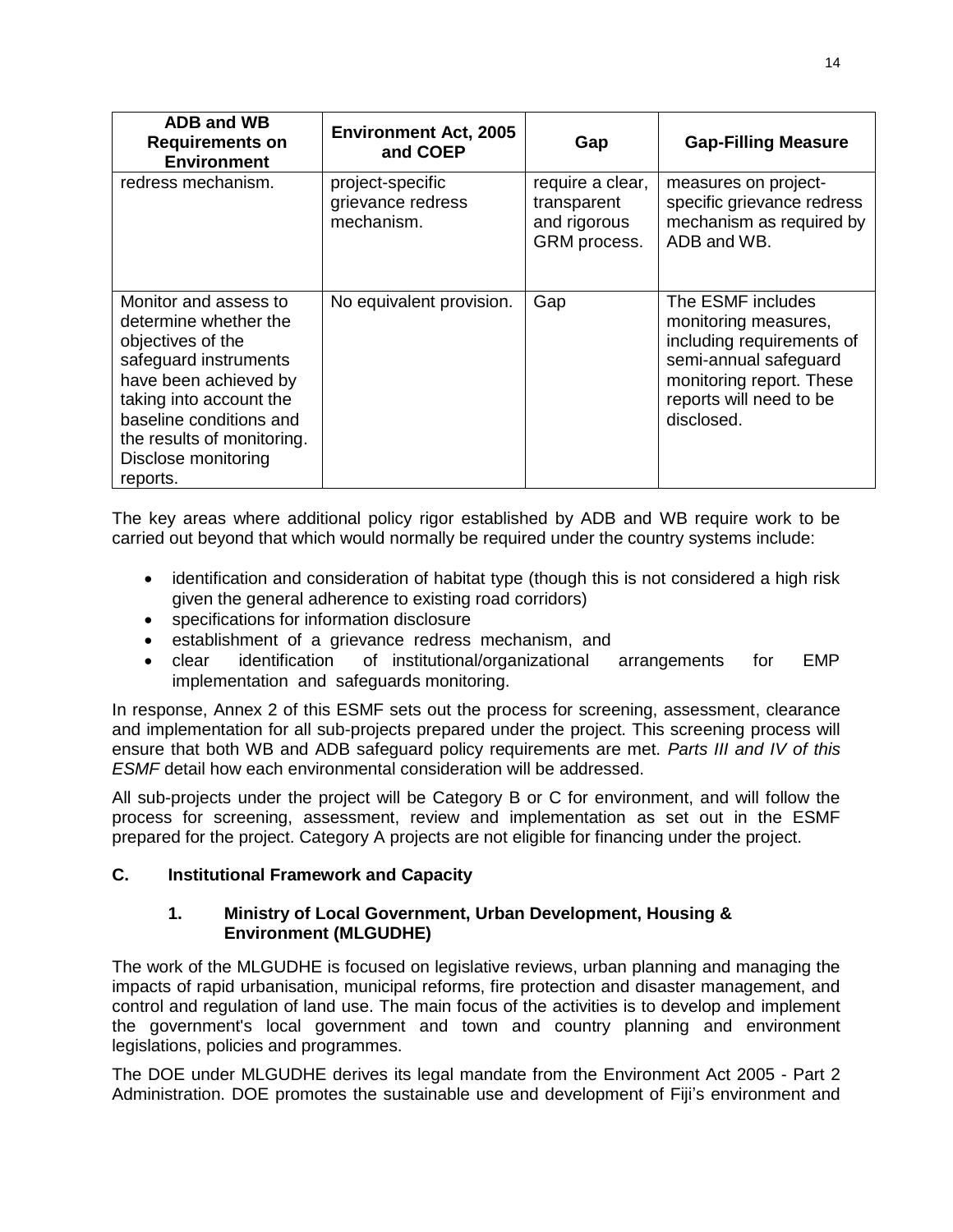| ADB and WB Requirements on Environment | Environment Act, 2005 and COEP | Gap | Gap-Filling Measure |
|---|---|---|---|
| redress mechanism. | project-specific grievance redress mechanism. | require a clear, transparent and rigorous GRM process. | measures on project-specific grievance redress mechanism as required by ADB and WB. |
| Monitor and assess to determine whether the objectives of the safeguard instruments have been achieved by taking into account the baseline conditions and the results of monitoring. Disclose monitoring reports. | No equivalent provision. | Gap | The ESMF includes monitoring measures, including requirements of semi-annual safeguard monitoring report. These reports will need to be disclosed. |

The key areas where additional policy rigor established by ADB and WB require work to be carried out beyond that which would normally be required under the country systems include:

- identification and consideration of habitat type (though this is not considered a high risk given the general adherence to existing road corridors)
- specifications for information disclosure
- establishment of a grievance redress mechanism, and
- clear identification of institutional/organizational arrangements for EMP implementation and safeguards monitoring.

In response, Annex 2 of this ESMF sets out the process for screening, assessment, clearance and implementation for all sub-projects prepared under the project. This screening process will ensure that both WB and ADB safeguard policy requirements are met. *Parts III and IV of this ESMF* detail how each environmental consideration will be addressed.

All sub-projects under the project will be Category B or C for environment, and will follow the process for screening, assessment, review and implementation as set out in the ESMF prepared for the project. Category A projects are not eligible for financing under the project.

## C. Institutional Framework and Capacity

### 1. Ministry of Local Government, Urban Development, Housing & Environment (MLGUDHE)

The work of the MLGUDHE is focused on legislative reviews, urban planning and managing the impacts of rapid urbanisation, municipal reforms, fire protection and disaster management, and control and regulation of land use. The main focus of the activities is to develop and implement the government's local government and town and country planning and environment legislations, policies and programmes.

The DOE under MLGUDHE derives its legal mandate from the Environment Act 2005 - Part 2 Administration. DOE promotes the sustainable use and development of Fiji's environment and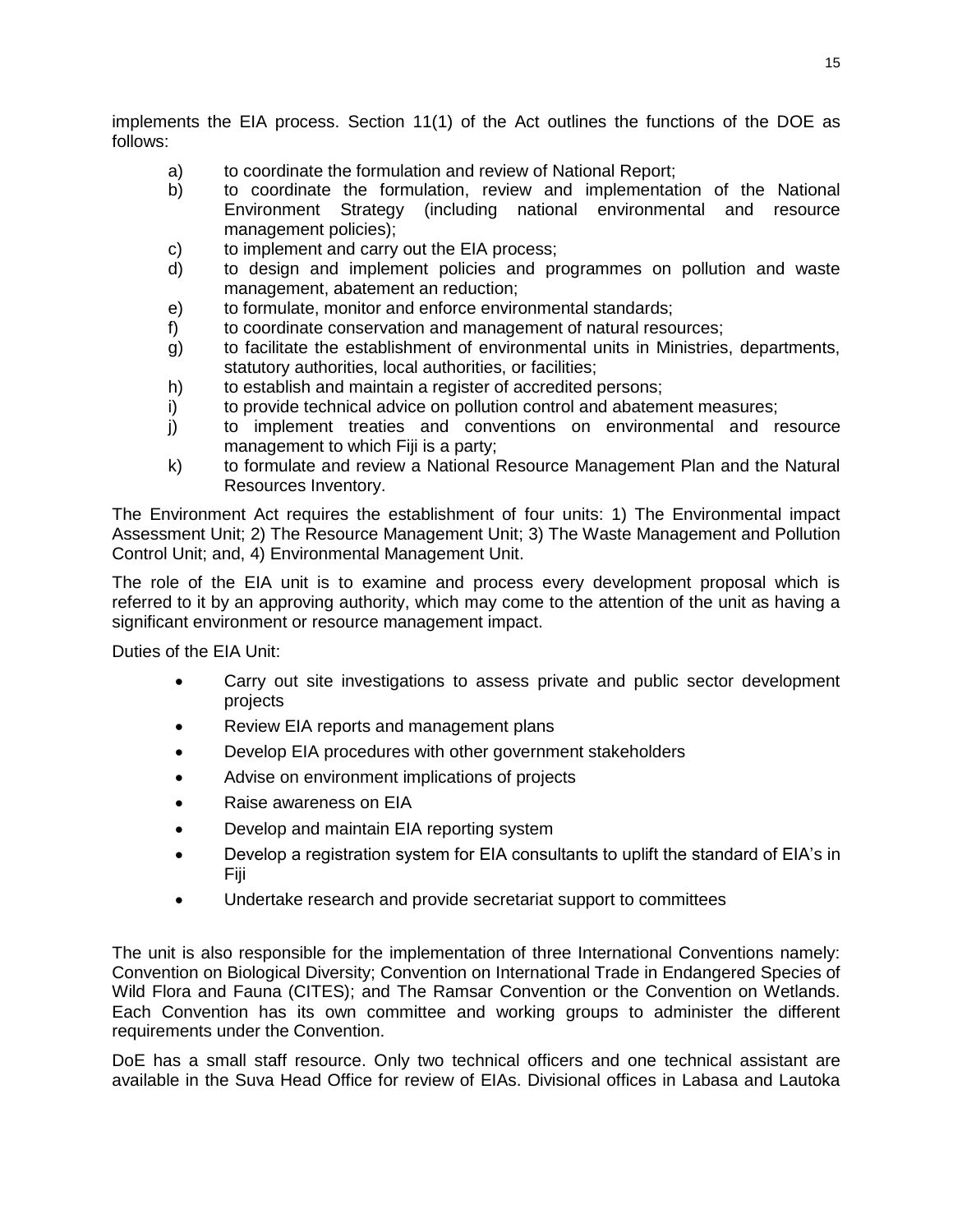implements the EIA process. Section 11(1) of the Act outlines the functions of the DOE as follows:

a) to coordinate the formulation and review of National Report;
b) to coordinate the formulation, review and implementation of the National Environment Strategy (including national environmental and resource management policies);
c) to implement and carry out the EIA process;
d) to design and implement policies and programmes on pollution and waste management, abatement an reduction;
e) to formulate, monitor and enforce environmental standards;
f) to coordinate conservation and management of natural resources;
g) to facilitate the establishment of environmental units in Ministries, departments, statutory authorities, local authorities, or facilities;
h) to establish and maintain a register of accredited persons;
i) to provide technical advice on pollution control and abatement measures;
j) to implement treaties and conventions on environmental and resource management to which Fiji is a party;
k) to formulate and review a National Resource Management Plan and the Natural Resources Inventory.

The Environment Act requires the establishment of four units: 1) The Environmental impact Assessment Unit; 2) The Resource Management Unit; 3) The Waste Management and Pollution Control Unit; and, 4) Environmental Management Unit.

The role of the EIA unit is to examine and process every development proposal which is referred to it by an approving authority, which may come to the attention of the unit as having a significant environment or resource management impact.

Duties of the EIA Unit:

- Carry out site investigations to assess private and public sector development projects
- Review EIA reports and management plans
- Develop EIA procedures with other government stakeholders
- Advise on environment implications of projects
- Raise awareness on EIA
- Develop and maintain EIA reporting system
- Develop a registration system for EIA consultants to uplift the standard of EIA's in Fiji
- Undertake research and provide secretariat support to committees

The unit is also responsible for the implementation of three International Conventions namely: Convention on Biological Diversity; Convention on International Trade in Endangered Species of Wild Flora and Fauna (CITES); and The Ramsar Convention or the Convention on Wetlands. Each Convention has its own committee and working groups to administer the different requirements under the Convention.

DoE has a small staff resource. Only two technical officers and one technical assistant are available in the Suva Head Office for review of EIAs. Divisional offices in Labasa and Lautoka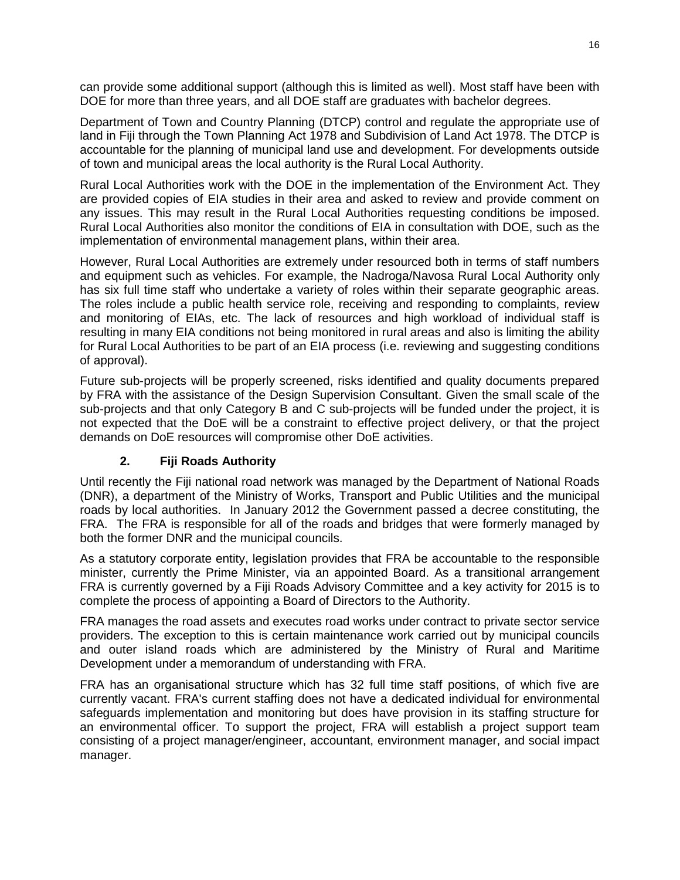can provide some additional support (although this is limited as well). Most staff have been with DOE for more than three years, and all DOE staff are graduates with bachelor degrees.

Department of Town and Country Planning (DTCP) control and regulate the appropriate use of land in Fiji through the Town Planning Act 1978 and Subdivision of Land Act 1978. The DTCP is accountable for the planning of municipal land use and development. For developments outside of town and municipal areas the local authority is the Rural Local Authority.

Rural Local Authorities work with the DOE in the implementation of the Environment Act. They are provided copies of EIA studies in their area and asked to review and provide comment on any issues. This may result in the Rural Local Authorities requesting conditions be imposed. Rural Local Authorities also monitor the conditions of EIA in consultation with DOE, such as the implementation of environmental management plans, within their area.

However, Rural Local Authorities are extremely under resourced both in terms of staff numbers and equipment such as vehicles. For example, the Nadroga/Navosa Rural Local Authority only has six full time staff who undertake a variety of roles within their separate geographic areas. The roles include a public health service role, receiving and responding to complaints, review and monitoring of EIAs, etc. The lack of resources and high workload of individual staff is resulting in many EIA conditions not being monitored in rural areas and also is limiting the ability for Rural Local Authorities to be part of an EIA process (i.e. reviewing and suggesting conditions of approval).

Future sub-projects will be properly screened, risks identified and quality documents prepared by FRA with the assistance of the Design Supervision Consultant. Given the small scale of the sub-projects and that only Category B and C sub-projects will be funded under the project, it is not expected that the DoE will be a constraint to effective project delivery, or that the project demands on DoE resources will compromise other DoE activities.

### 2. Fiji Roads Authority

Until recently the Fiji national road network was managed by the Department of National Roads (DNR), a department of the Ministry of Works, Transport and Public Utilities and the municipal roads by local authorities. In January 2012 the Government passed a decree constituting, the FRA. The FRA is responsible for all of the roads and bridges that were formerly managed by both the former DNR and the municipal councils.

As a statutory corporate entity, legislation provides that FRA be accountable to the responsible minister, currently the Prime Minister, via an appointed Board. As a transitional arrangement FRA is currently governed by a Fiji Roads Advisory Committee and a key activity for 2015 is to complete the process of appointing a Board of Directors to the Authority.

FRA manages the road assets and executes road works under contract to private sector service providers. The exception to this is certain maintenance work carried out by municipal councils and outer island roads which are administered by the Ministry of Rural and Maritime Development under a memorandum of understanding with FRA.

FRA has an organisational structure which has 32 full time staff positions, of which five are currently vacant. FRA's current staffing does not have a dedicated individual for environmental safeguards implementation and monitoring but does have provision in its staffing structure for an environmental officer. To support the project, FRA will establish a project support team consisting of a project manager/engineer, accountant, environment manager, and social impact manager.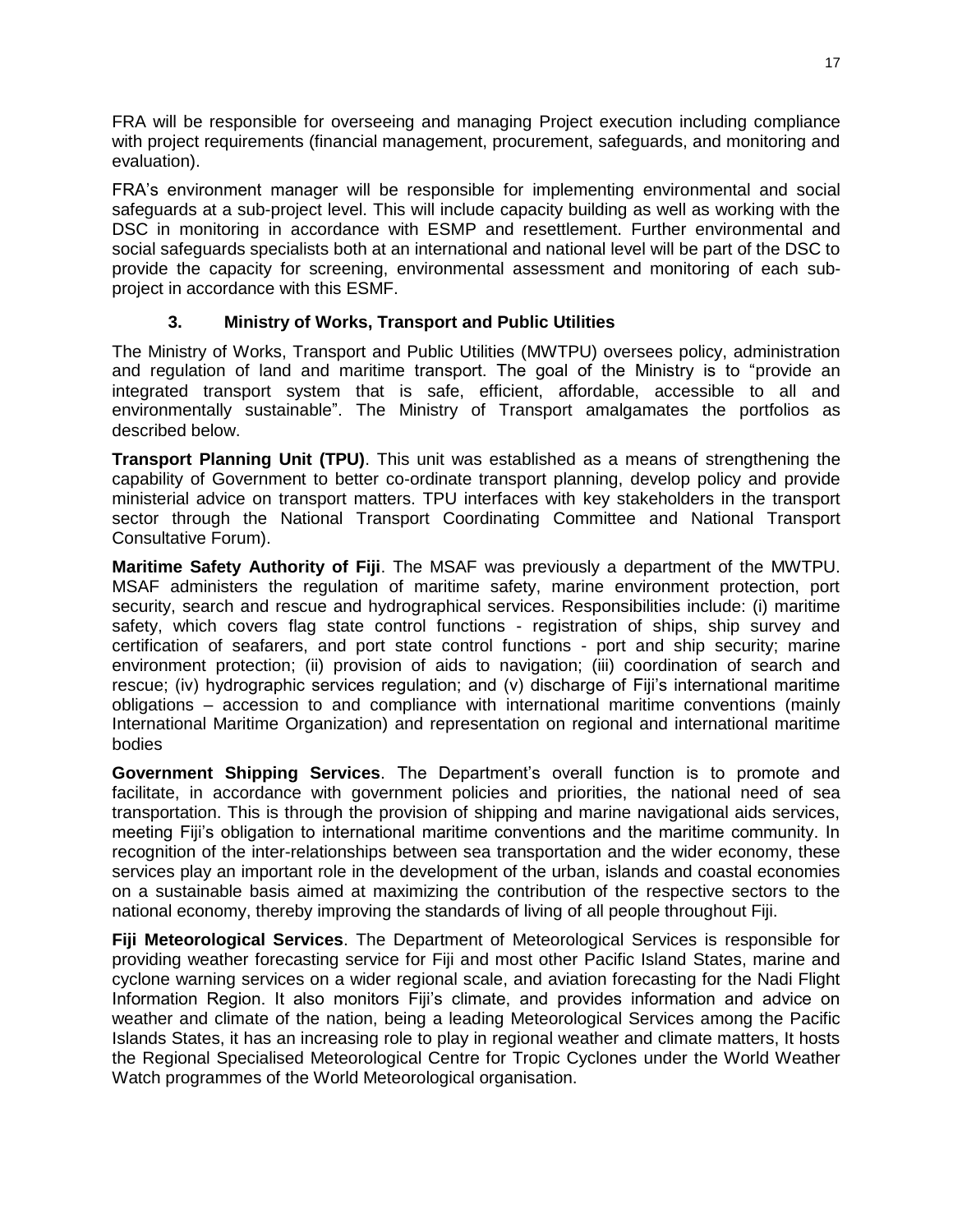FRA will be responsible for overseeing and managing Project execution including compliance with project requirements (financial management, procurement, safeguards, and monitoring and evaluation).

FRA's environment manager will be responsible for implementing environmental and social safeguards at a sub-project level. This will include capacity building as well as working with the DSC in monitoring in accordance with ESMP and resettlement. Further environmental and social safeguards specialists both at an international and national level will be part of the DSC to provide the capacity for screening, environmental assessment and monitoring of each sub-project in accordance with this ESMF.

### 3. Ministry of Works, Transport and Public Utilities

The Ministry of Works, Transport and Public Utilities (MWTPU) oversees policy, administration and regulation of land and maritime transport. The goal of the Ministry is to "provide an integrated transport system that is safe, efficient, affordable, accessible to all and environmentally sustainable". The Ministry of Transport amalgamates the portfolios as described below.

**Transport Planning Unit (TPU)**. This unit was established as a means of strengthening the capability of Government to better co-ordinate transport planning, develop policy and provide ministerial advice on transport matters. TPU interfaces with key stakeholders in the transport sector through the National Transport Coordinating Committee and National Transport Consultative Forum).

**Maritime Safety Authority of Fiji**. The MSAF was previously a department of the MWTPU. MSAF administers the regulation of maritime safety, marine environment protection, port security, search and rescue and hydrographical services. Responsibilities include: (i) maritime safety, which covers flag state control functions - registration of ships, ship survey and certification of seafarers, and port state control functions - port and ship security; marine environment protection; (ii) provision of aids to navigation; (iii) coordination of search and rescue; (iv) hydrographic services regulation; and (v) discharge of Fiji's international maritime obligations – accession to and compliance with international maritime conventions (mainly International Maritime Organization) and representation on regional and international maritime bodies

**Government Shipping Services**. The Department's overall function is to promote and facilitate, in accordance with government policies and priorities, the national need of sea transportation. This is through the provision of shipping and marine navigational aids services, meeting Fiji's obligation to international maritime conventions and the maritime community. In recognition of the inter-relationships between sea transportation and the wider economy, these services play an important role in the development of the urban, islands and coastal economies on a sustainable basis aimed at maximizing the contribution of the respective sectors to the national economy, thereby improving the standards of living of all people throughout Fiji.

**Fiji Meteorological Services**. The Department of Meteorological Services is responsible for providing weather forecasting service for Fiji and most other Pacific Island States, marine and cyclone warning services on a wider regional scale, and aviation forecasting for the Nadi Flight Information Region. It also monitors Fiji's climate, and provides information and advice on weather and climate of the nation, being a leading Meteorological Services among the Pacific Islands States, it has an increasing role to play in regional weather and climate matters, It hosts the Regional Specialised Meteorological Centre for Tropic Cyclones under the World Weather Watch programmes of the World Meteorological organisation.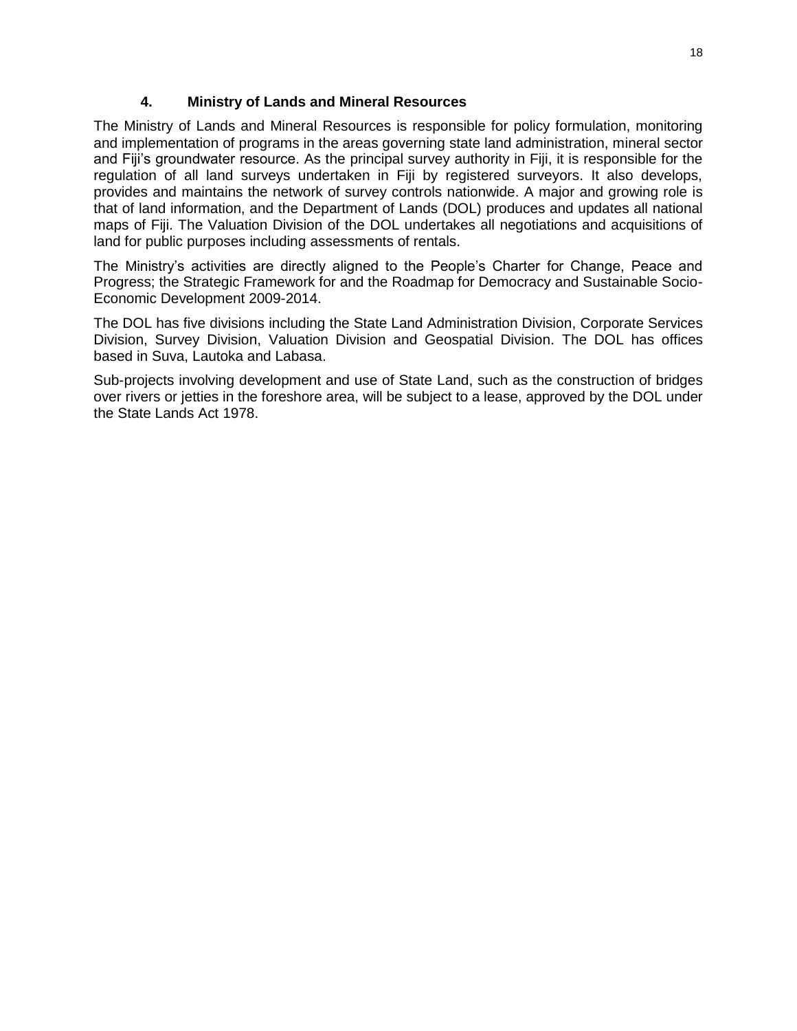## 4. Ministry of Lands and Mineral Resources

The Ministry of Lands and Mineral Resources is responsible for policy formulation, monitoring and implementation of programs in the areas governing state land administration, mineral sector and Fiji's groundwater resource. As the principal survey authority in Fiji, it is responsible for the regulation of all land surveys undertaken in Fiji by registered surveyors. It also develops, provides and maintains the network of survey controls nationwide. A major and growing role is that of land information, and the Department of Lands (DOL) produces and updates all national maps of Fiji. The Valuation Division of the DOL undertakes all negotiations and acquisitions of land for public purposes including assessments of rentals.

The Ministry's activities are directly aligned to the People's Charter for Change, Peace and Progress; the Strategic Framework for and the Roadmap for Democracy and Sustainable Socio-Economic Development 2009-2014.

The DOL has five divisions including the State Land Administration Division, Corporate Services Division, Survey Division, Valuation Division and Geospatial Division. The DOL has offices based in Suva, Lautoka and Labasa.

Sub-projects involving development and use of State Land, such as the construction of bridges over rivers or jetties in the foreshore area, will be subject to a lease, approved by the DOL under the State Lands Act 1978.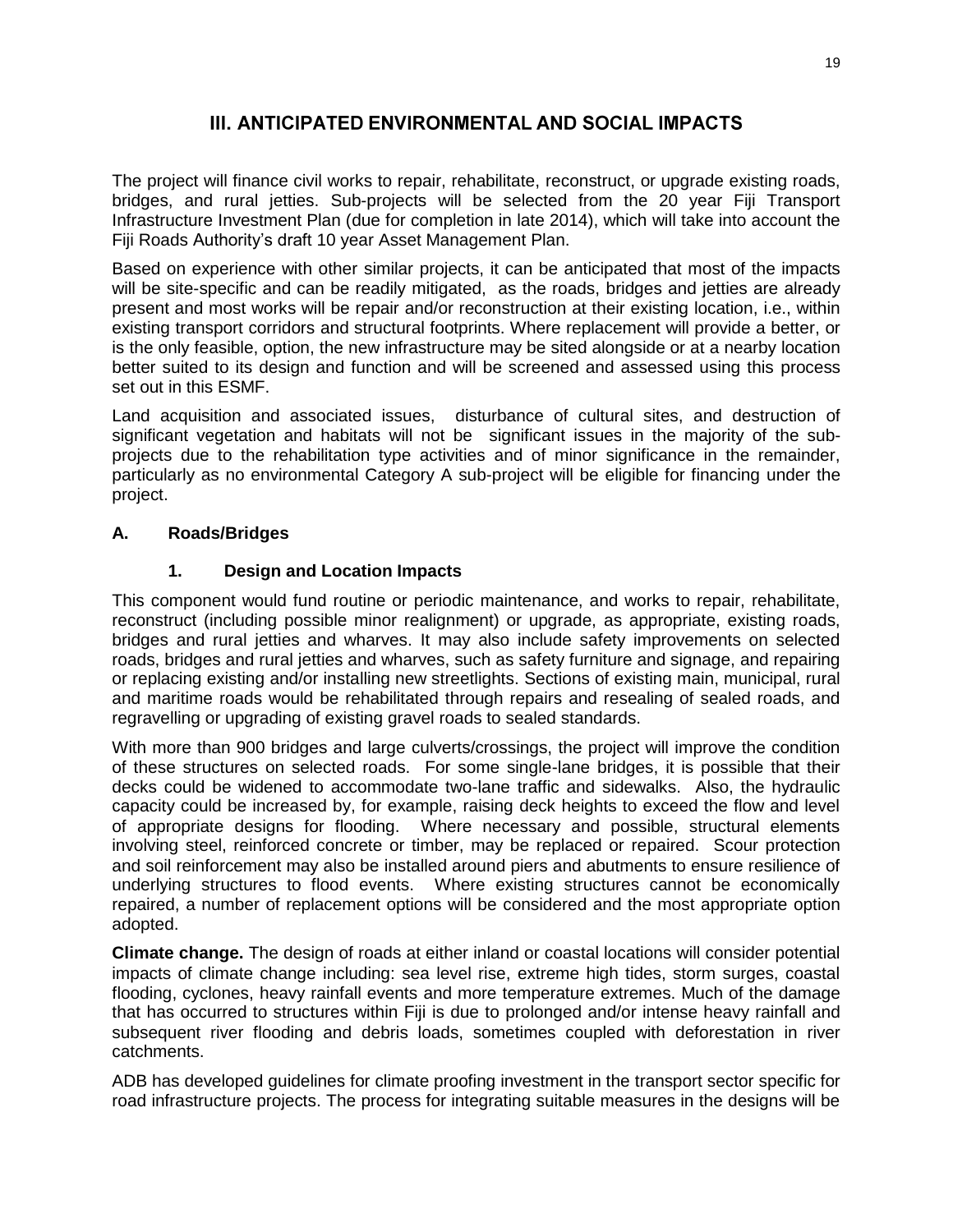## III. ANTICIPATED ENVIRONMENTAL AND SOCIAL IMPACTS

The project will finance civil works to repair, rehabilitate, reconstruct, or upgrade existing roads, bridges, and rural jetties. Sub-projects will be selected from the 20 year Fiji Transport Infrastructure Investment Plan (due for completion in late 2014), which will take into account the Fiji Roads Authority's draft 10 year Asset Management Plan.

Based on experience with other similar projects, it can be anticipated that most of the impacts will be site-specific and can be readily mitigated, as the roads, bridges and jetties are already present and most works will be repair and/or reconstruction at their existing location, i.e., within existing transport corridors and structural footprints. Where replacement will provide a better, or is the only feasible, option, the new infrastructure may be sited alongside or at a nearby location better suited to its design and function and will be screened and assessed using this process set out in this ESMF.

Land acquisition and associated issues, disturbance of cultural sites, and destruction of significant vegetation and habitats will not be significant issues in the majority of the sub-projects due to the rehabilitation type activities and of minor significance in the remainder, particularly as no environmental Category A sub-project will be eligible for financing under the project.

### A. Roads/Bridges

#### 1. Design and Location Impacts

This component would fund routine or periodic maintenance, and works to repair, rehabilitate, reconstruct (including possible minor realignment) or upgrade, as appropriate, existing roads, bridges and rural jetties and wharves. It may also include safety improvements on selected roads, bridges and rural jetties and wharves, such as safety furniture and signage, and repairing or replacing existing and/or installing new streetlights. Sections of existing main, municipal, rural and maritime roads would be rehabilitated through repairs and resealing of sealed roads, and regravelling or upgrading of existing gravel roads to sealed standards.

With more than 900 bridges and large culverts/crossings, the project will improve the condition of these structures on selected roads. For some single-lane bridges, it is possible that their decks could be widened to accommodate two-lane traffic and sidewalks. Also, the hydraulic capacity could be increased by, for example, raising deck heights to exceed the flow and level of appropriate designs for flooding. Where necessary and possible, structural elements involving steel, reinforced concrete or timber, may be replaced or repaired. Scour protection and soil reinforcement may also be installed around piers and abutments to ensure resilience of underlying structures to flood events. Where existing structures cannot be economically repaired, a number of replacement options will be considered and the most appropriate option adopted.

**Climate change.** The design of roads at either inland or coastal locations will consider potential impacts of climate change including: sea level rise, extreme high tides, storm surges, coastal flooding, cyclones, heavy rainfall events and more temperature extremes. Much of the damage that has occurred to structures within Fiji is due to prolonged and/or intense heavy rainfall and subsequent river flooding and debris loads, sometimes coupled with deforestation in river catchments.

ADB has developed guidelines for climate proofing investment in the transport sector specific for road infrastructure projects. The process for integrating suitable measures in the designs will be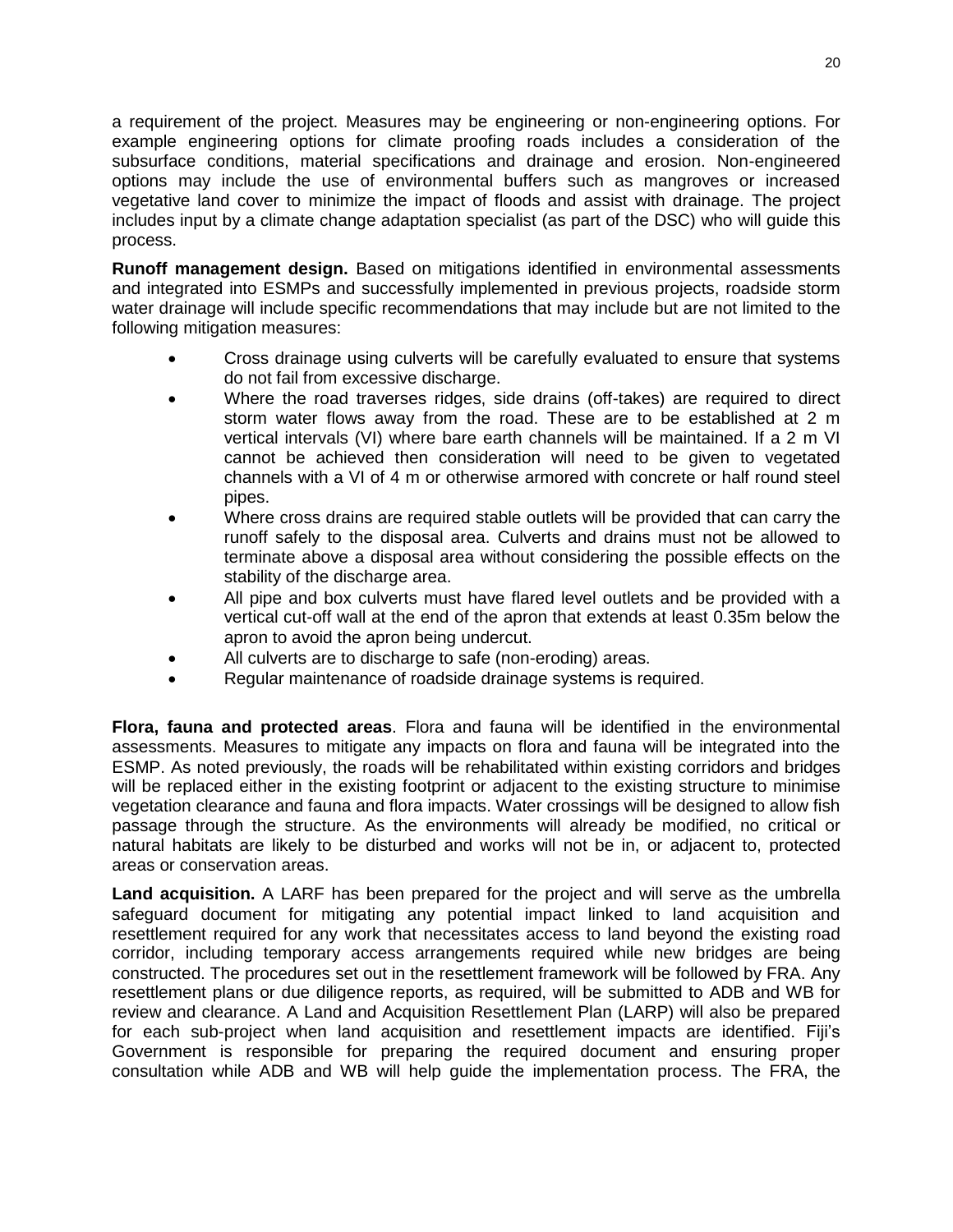a requirement of the project. Measures may be engineering or non-engineering options. For example engineering options for climate proofing roads includes a consideration of the subsurface conditions, material specifications and drainage and erosion. Non-engineered options may include the use of environmental buffers such as mangroves or increased vegetative land cover to minimize the impact of floods and assist with drainage. The project includes input by a climate change adaptation specialist (as part of the DSC) who will guide this process.

**Runoff management design.** Based on mitigations identified in environmental assessments and integrated into ESMPs and successfully implemented in previous projects, roadside storm water drainage will include specific recommendations that may include but are not limited to the following mitigation measures:

- Cross drainage using culverts will be carefully evaluated to ensure that systems do not fail from excessive discharge.
- Where the road traverses ridges, side drains (off-takes) are required to direct storm water flows away from the road. These are to be established at 2 m vertical intervals (VI) where bare earth channels will be maintained. If a 2 m VI cannot be achieved then consideration will need to be given to vegetated channels with a VI of 4 m or otherwise armored with concrete or half round steel pipes.
- Where cross drains are required stable outlets will be provided that can carry the runoff safely to the disposal area. Culverts and drains must not be allowed to terminate above a disposal area without considering the possible effects on the stability of the discharge area.
- All pipe and box culverts must have flared level outlets and be provided with a vertical cut-off wall at the end of the apron that extends at least 0.35m below the apron to avoid the apron being undercut.
- All culverts are to discharge to safe (non-eroding) areas.
- Regular maintenance of roadside drainage systems is required.

**Flora, fauna and protected areas**. Flora and fauna will be identified in the environmental assessments. Measures to mitigate any impacts on flora and fauna will be integrated into the ESMP. As noted previously, the roads will be rehabilitated within existing corridors and bridges will be replaced either in the existing footprint or adjacent to the existing structure to minimise vegetation clearance and fauna and flora impacts. Water crossings will be designed to allow fish passage through the structure. As the environments will already be modified, no critical or natural habitats are likely to be disturbed and works will not be in, or adjacent to, protected areas or conservation areas.

**Land acquisition.** A LARF has been prepared for the project and will serve as the umbrella safeguard document for mitigating any potential impact linked to land acquisition and resettlement required for any work that necessitates access to land beyond the existing road corridor, including temporary access arrangements required while new bridges are being constructed. The procedures set out in the resettlement framework will be followed by FRA. Any resettlement plans or due diligence reports, as required, will be submitted to ADB and WB for review and clearance. A Land and Acquisition Resettlement Plan (LARP) will also be prepared for each sub-project when land acquisition and resettlement impacts are identified. Fiji's Government is responsible for preparing the required document and ensuring proper consultation while ADB and WB will help guide the implementation process. The FRA, the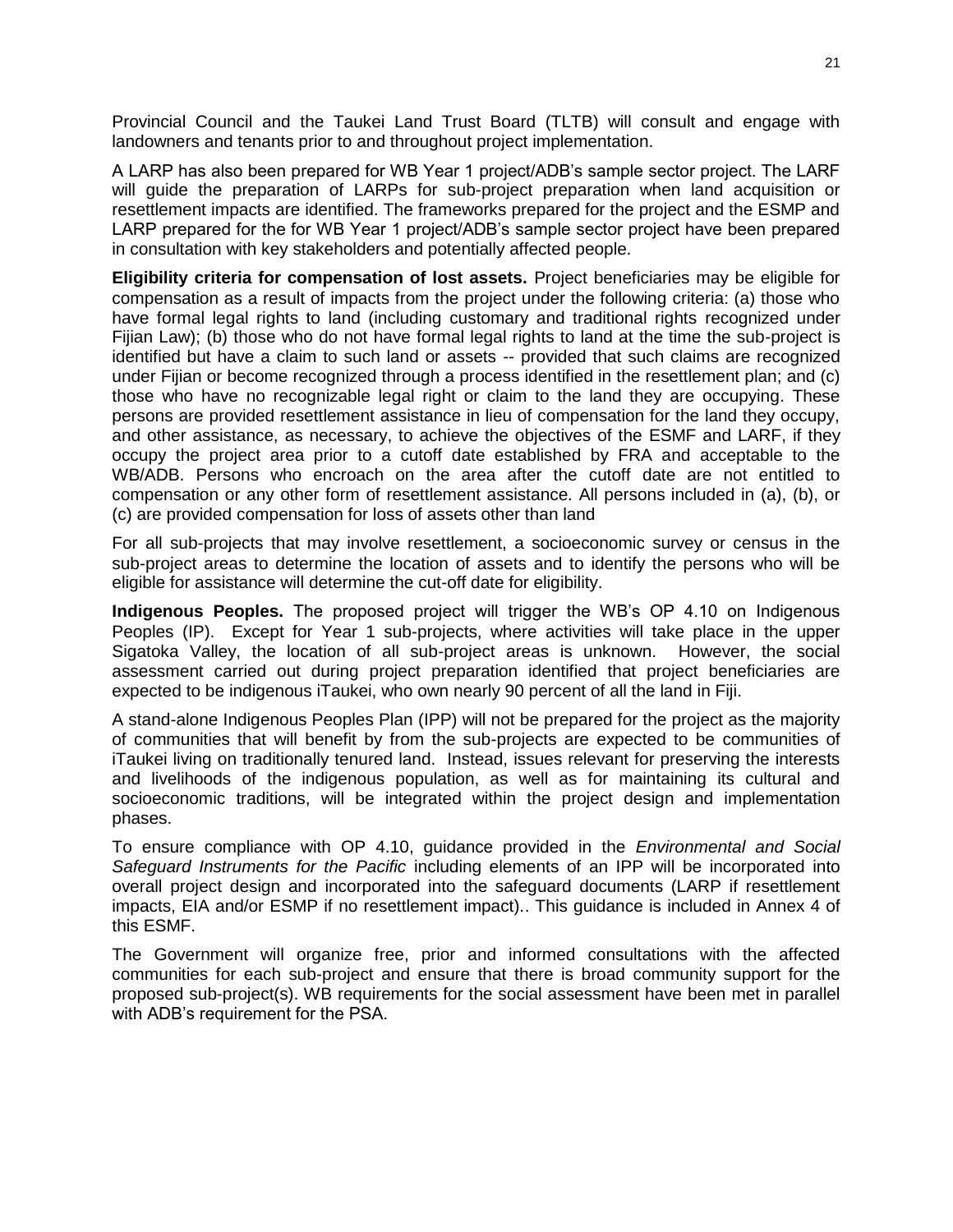Provincial Council and the Taukei Land Trust Board (TLTB) will consult and engage with landowners and tenants prior to and throughout project implementation.

A LARP has also been prepared for WB Year 1 project/ADB's sample sector project. The LARF will guide the preparation of LARPs for sub-project preparation when land acquisition or resettlement impacts are identified. The frameworks prepared for the project and the ESMP and LARP prepared for the for WB Year 1 project/ADB's sample sector project have been prepared in consultation with key stakeholders and potentially affected people.

**Eligibility criteria for compensation of lost assets.** Project beneficiaries may be eligible for compensation as a result of impacts from the project under the following criteria: (a) those who have formal legal rights to land (including customary and traditional rights recognized under Fijian Law); (b) those who do not have formal legal rights to land at the time the sub-project is identified but have a claim to such land or assets -- provided that such claims are recognized under Fijian or become recognized through a process identified in the resettlement plan; and (c) those who have no recognizable legal right or claim to the land they are occupying. These persons are provided resettlement assistance in lieu of compensation for the land they occupy, and other assistance, as necessary, to achieve the objectives of the ESMF and LARF, if they occupy the project area prior to a cutoff date established by FRA and acceptable to the WB/ADB. Persons who encroach on the area after the cutoff date are not entitled to compensation or any other form of resettlement assistance. All persons included in (a), (b), or (c) are provided compensation for loss of assets other than land

For all sub-projects that may involve resettlement, a socioeconomic survey or census in the sub-project areas to determine the location of assets and to identify the persons who will be eligible for assistance will determine the cut-off date for eligibility.

**Indigenous Peoples.** The proposed project will trigger the WB's OP 4.10 on Indigenous Peoples (IP). Except for Year 1 sub-projects, where activities will take place in the upper Sigatoka Valley, the location of all sub-project areas is unknown. However, the social assessment carried out during project preparation identified that project beneficiaries are expected to be indigenous iTaukei, who own nearly 90 percent of all the land in Fiji.

A stand-alone Indigenous Peoples Plan (IPP) will not be prepared for the project as the majority of communities that will benefit by from the sub-projects are expected to be communities of iTaukei living on traditionally tenured land. Instead, issues relevant for preserving the interests and livelihoods of the indigenous population, as well as for maintaining its cultural and socioeconomic traditions, will be integrated within the project design and implementation phases.

To ensure compliance with OP 4.10, guidance provided in the *Environmental and Social Safeguard Instruments for the Pacific* including elements of an IPP will be incorporated into overall project design and incorporated into the safeguard documents (LARP if resettlement impacts, EIA and/or ESMP if no resettlement impact).. This guidance is included in Annex 4 of this ESMF.

The Government will organize free, prior and informed consultations with the affected communities for each sub-project and ensure that there is broad community support for the proposed sub-project(s). WB requirements for the social assessment have been met in parallel with ADB's requirement for the PSA.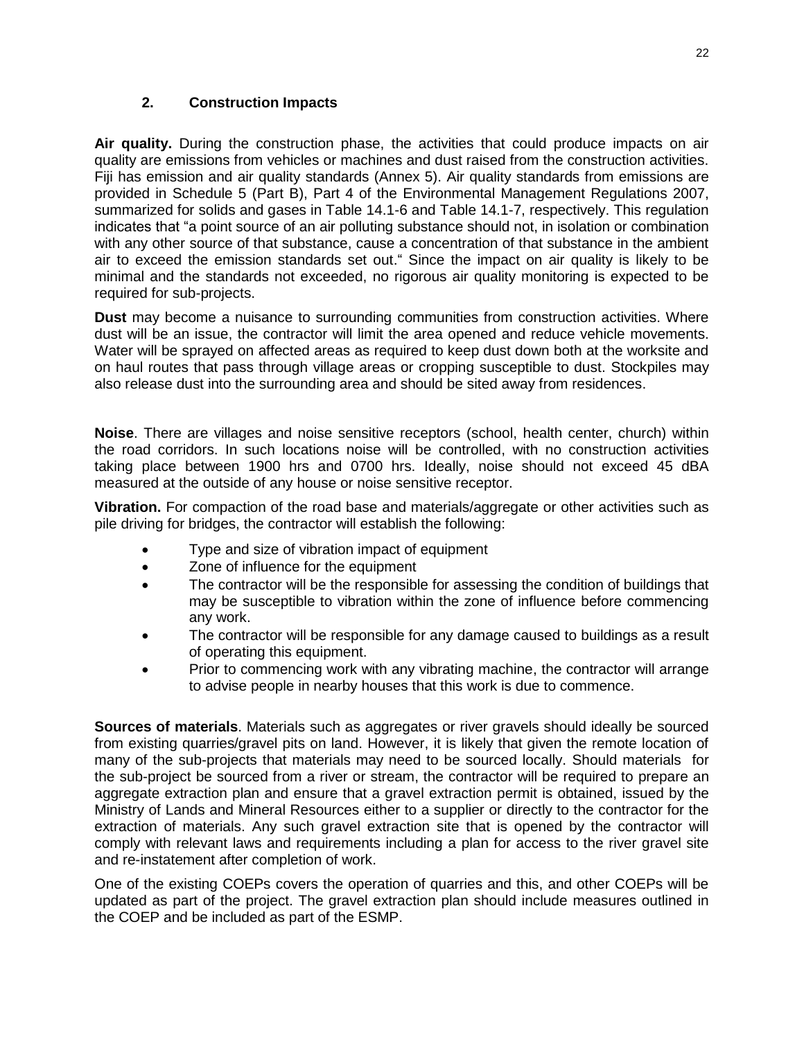## 2. Construction Impacts

**Air quality.** During the construction phase, the activities that could produce impacts on air quality are emissions from vehicles or machines and dust raised from the construction activities. Fiji has emission and air quality standards (Annex 5). Air quality standards from emissions are provided in Schedule 5 (Part B), Part 4 of the Environmental Management Regulations 2007, summarized for solids and gases in Table 14.1-6 and Table 14.1-7, respectively. This regulation indicates that "a point source of an air polluting substance should not, in isolation or combination with any other source of that substance, cause a concentration of that substance in the ambient air to exceed the emission standards set out." Since the impact on air quality is likely to be minimal and the standards not exceeded, no rigorous air quality monitoring is expected to be required for sub-projects.

**Dust** may become a nuisance to surrounding communities from construction activities. Where dust will be an issue, the contractor will limit the area opened and reduce vehicle movements. Water will be sprayed on affected areas as required to keep dust down both at the worksite and on haul routes that pass through village areas or cropping susceptible to dust. Stockpiles may also release dust into the surrounding area and should be sited away from residences.

**Noise**. There are villages and noise sensitive receptors (school, health center, church) within the road corridors. In such locations noise will be controlled, with no construction activities taking place between 1900 hrs and 0700 hrs. Ideally, noise should not exceed 45 dBA measured at the outside of any house or noise sensitive receptor.

**Vibration.** For compaction of the road base and materials/aggregate or other activities such as pile driving for bridges, the contractor will establish the following:

- Type and size of vibration impact of equipment
- Zone of influence for the equipment
- The contractor will be the responsible for assessing the condition of buildings that may be susceptible to vibration within the zone of influence before commencing any work.
- The contractor will be responsible for any damage caused to buildings as a result of operating this equipment.
- Prior to commencing work with any vibrating machine, the contractor will arrange to advise people in nearby houses that this work is due to commence.

**Sources of materials**. Materials such as aggregates or river gravels should ideally be sourced from existing quarries/gravel pits on land. However, it is likely that given the remote location of many of the sub-projects that materials may need to be sourced locally. Should materials for the sub-project be sourced from a river or stream, the contractor will be required to prepare an aggregate extraction plan and ensure that a gravel extraction permit is obtained, issued by the Ministry of Lands and Mineral Resources either to a supplier or directly to the contractor for the extraction of materials. Any such gravel extraction site that is opened by the contractor will comply with relevant laws and requirements including a plan for access to the river gravel site and re-instatement after completion of work.

One of the existing COEPs covers the operation of quarries and this, and other COEPs will be updated as part of the project. The gravel extraction plan should include measures outlined in the COEP and be included as part of the ESMP.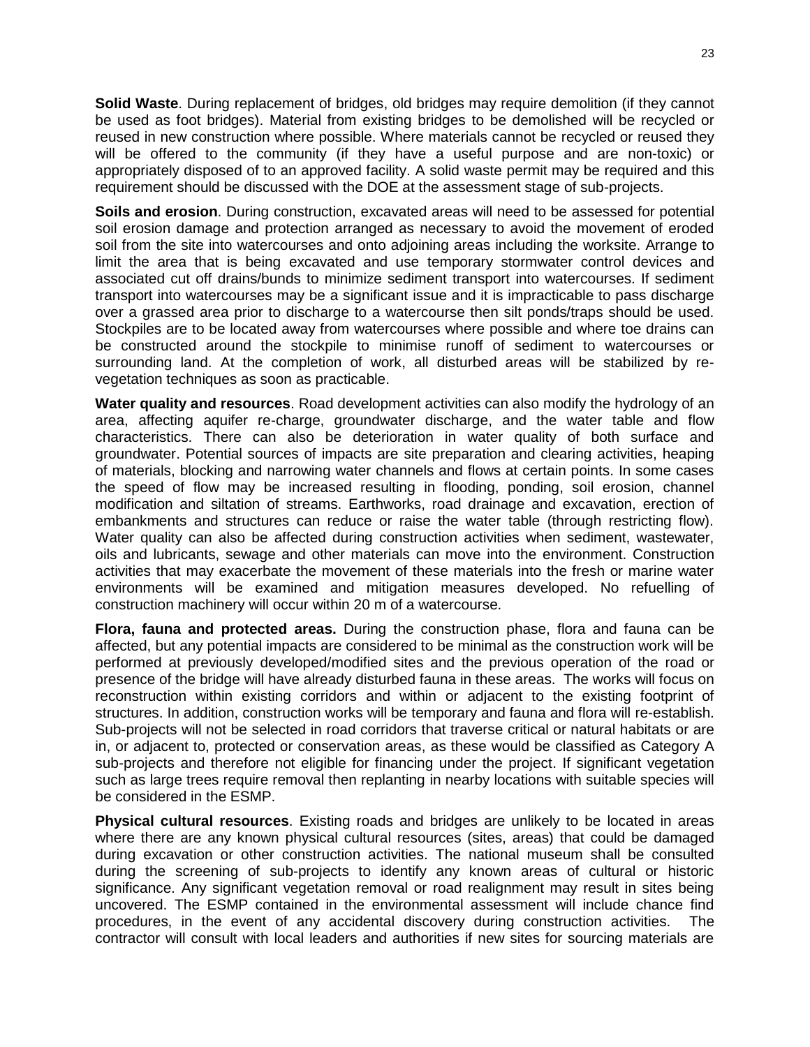**Solid Waste**. During replacement of bridges, old bridges may require demolition (if they cannot be used as foot bridges). Material from existing bridges to be demolished will be recycled or reused in new construction where possible. Where materials cannot be recycled or reused they will be offered to the community (if they have a useful purpose and are non-toxic) or appropriately disposed of to an approved facility. A solid waste permit may be required and this requirement should be discussed with the DOE at the assessment stage of sub-projects.

**Soils and erosion**. During construction, excavated areas will need to be assessed for potential soil erosion damage and protection arranged as necessary to avoid the movement of eroded soil from the site into watercourses and onto adjoining areas including the worksite. Arrange to limit the area that is being excavated and use temporary stormwater control devices and associated cut off drains/bunds to minimize sediment transport into watercourses. If sediment transport into watercourses may be a significant issue and it is impracticable to pass discharge over a grassed area prior to discharge to a watercourse then silt ponds/traps should be used. Stockpiles are to be located away from watercourses where possible and where toe drains can be constructed around the stockpile to minimise runoff of sediment to watercourses or surrounding land. At the completion of work, all disturbed areas will be stabilized by re-vegetation techniques as soon as practicable.

**Water quality and resources**. Road development activities can also modify the hydrology of an area, affecting aquifer re-charge, groundwater discharge, and the water table and flow characteristics. There can also be deterioration in water quality of both surface and groundwater. Potential sources of impacts are site preparation and clearing activities, heaping of materials, blocking and narrowing water channels and flows at certain points. In some cases the speed of flow may be increased resulting in flooding, ponding, soil erosion, channel modification and siltation of streams. Earthworks, road drainage and excavation, erection of embankments and structures can reduce or raise the water table (through restricting flow). Water quality can also be affected during construction activities when sediment, wastewater, oils and lubricants, sewage and other materials can move into the environment. Construction activities that may exacerbate the movement of these materials into the fresh or marine water environments will be examined and mitigation measures developed. No refuelling of construction machinery will occur within 20 m of a watercourse.

**Flora, fauna and protected areas.** During the construction phase, flora and fauna can be affected, but any potential impacts are considered to be minimal as the construction work will be performed at previously developed/modified sites and the previous operation of the road or presence of the bridge will have already disturbed fauna in these areas. The works will focus on reconstruction within existing corridors and within or adjacent to the existing footprint of structures. In addition, construction works will be temporary and fauna and flora will re-establish. Sub-projects will not be selected in road corridors that traverse critical or natural habitats or are in, or adjacent to, protected or conservation areas, as these would be classified as Category A sub-projects and therefore not eligible for financing under the project. If significant vegetation such as large trees require removal then replanting in nearby locations with suitable species will be considered in the ESMP.

**Physical cultural resources**. Existing roads and bridges are unlikely to be located in areas where there are any known physical cultural resources (sites, areas) that could be damaged during excavation or other construction activities. The national museum shall be consulted during the screening of sub-projects to identify any known areas of cultural or historic significance. Any significant vegetation removal or road realignment may result in sites being uncovered. The ESMP contained in the environmental assessment will include chance find procedures, in the event of any accidental discovery during construction activities. The contractor will consult with local leaders and authorities if new sites for sourcing materials are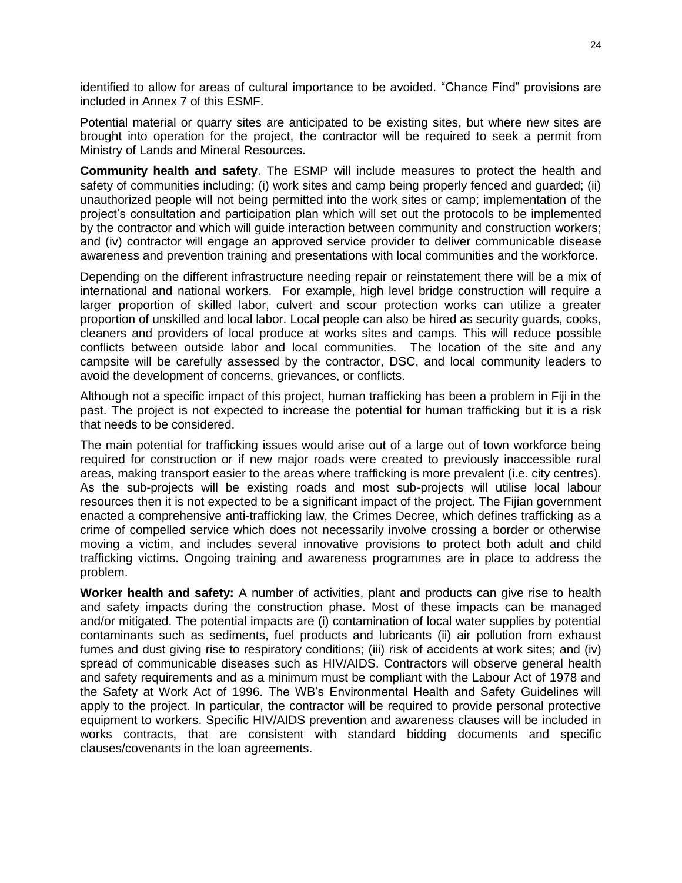identified to allow for areas of cultural importance to be avoided. "Chance Find" provisions are included in Annex 7 of this ESMF.

Potential material or quarry sites are anticipated to be existing sites, but where new sites are brought into operation for the project, the contractor will be required to seek a permit from Ministry of Lands and Mineral Resources.

**Community health and safety**. The ESMP will include measures to protect the health and safety of communities including; (i) work sites and camp being properly fenced and guarded; (ii) unauthorized people will not being permitted into the work sites or camp; implementation of the project's consultation and participation plan which will set out the protocols to be implemented by the contractor and which will guide interaction between community and construction workers; and (iv) contractor will engage an approved service provider to deliver communicable disease awareness and prevention training and presentations with local communities and the workforce.

Depending on the different infrastructure needing repair or reinstatement there will be a mix of international and national workers. For example, high level bridge construction will require a larger proportion of skilled labor, culvert and scour protection works can utilize a greater proportion of unskilled and local labor. Local people can also be hired as security guards, cooks, cleaners and providers of local produce at works sites and camps. This will reduce possible conflicts between outside labor and local communities. The location of the site and any campsite will be carefully assessed by the contractor, DSC, and local community leaders to avoid the development of concerns, grievances, or conflicts.

Although not a specific impact of this project, human trafficking has been a problem in Fiji in the past. The project is not expected to increase the potential for human trafficking but it is a risk that needs to be considered.

The main potential for trafficking issues would arise out of a large out of town workforce being required for construction or if new major roads were created to previously inaccessible rural areas, making transport easier to the areas where trafficking is more prevalent (i.e. city centres). As the sub-projects will be existing roads and most sub-projects will utilise local labour resources then it is not expected to be a significant impact of the project. The Fijian government enacted a comprehensive anti-trafficking law, the Crimes Decree, which defines trafficking as a crime of compelled service which does not necessarily involve crossing a border or otherwise moving a victim, and includes several innovative provisions to protect both adult and child trafficking victims. Ongoing training and awareness programmes are in place to address the problem.

**Worker health and safety:** A number of activities, plant and products can give rise to health and safety impacts during the construction phase. Most of these impacts can be managed and/or mitigated. The potential impacts are (i) contamination of local water supplies by potential contaminants such as sediments, fuel products and lubricants (ii) air pollution from exhaust fumes and dust giving rise to respiratory conditions; (iii) risk of accidents at work sites; and (iv) spread of communicable diseases such as HIV/AIDS. Contractors will observe general health and safety requirements and as a minimum must be compliant with the Labour Act of 1978 and the Safety at Work Act of 1996. The WB's Environmental Health and Safety Guidelines will apply to the project. In particular, the contractor will be required to provide personal protective equipment to workers. Specific HIV/AIDS prevention and awareness clauses will be included in works contracts, that are consistent with standard bidding documents and specific clauses/covenants in the loan agreements.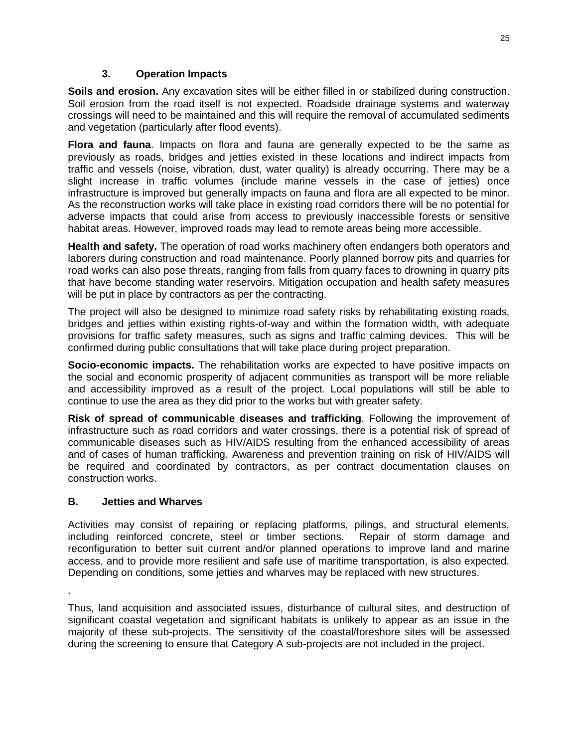### 3. Operation Impacts

**Soils and erosion.** Any excavation sites will be either filled in or stabilized during construction. Soil erosion from the road itself is not expected. Roadside drainage systems and waterway crossings will need to be maintained and this will require the removal of accumulated sediments and vegetation (particularly after flood events).

**Flora and fauna**. Impacts on flora and fauna are generally expected to be the same as previously as roads, bridges and jetties existed in these locations and indirect impacts from traffic and vessels (noise, vibration, dust, water quality) is already occurring. There may be a slight increase in traffic volumes (include marine vessels in the case of jetties) once infrastructure is improved but generally impacts on fauna and flora are all expected to be minor. As the reconstruction works will take place in existing road corridors there will be no potential for adverse impacts that could arise from access to previously inaccessible forests or sensitive habitat areas. However, improved roads may lead to remote areas being more accessible.

**Health and safety.** The operation of road works machinery often endangers both operators and laborers during construction and road maintenance. Poorly planned borrow pits and quarries for road works can also pose threats, ranging from falls from quarry faces to drowning in quarry pits that have become standing water reservoirs. Mitigation occupation and health safety measures will be put in place by contractors as per the contracting.

The project will also be designed to minimize road safety risks by rehabilitating existing roads, bridges and jetties within existing rights-of-way and within the formation width, with adequate provisions for traffic safety measures, such as signs and traffic calming devices. This will be confirmed during public consultations that will take place during project preparation.

**Socio-economic impacts.** The rehabilitation works are expected to have positive impacts on the social and economic prosperity of adjacent communities as transport will be more reliable and accessibility improved as a result of the project. Local populations will still be able to continue to use the area as they did prior to the works but with greater safety.

**Risk of spread of communicable diseases and trafficking**. Following the improvement of infrastructure such as road corridors and water crossings, there is a potential risk of spread of communicable diseases such as HIV/AIDS resulting from the enhanced accessibility of areas and of cases of human trafficking. Awareness and prevention training on risk of HIV/AIDS will be required and coordinated by contractors, as per contract documentation clauses on construction works.

## B. Jetties and Wharves

Activities may consist of repairing or replacing platforms, pilings, and structural elements, including reinforced concrete, steel or timber sections. Repair of storm damage and reconfiguration to better suit current and/or planned operations to improve land and marine access, and to provide more resilient and safe use of maritime transportation, is also expected. Depending on conditions, some jetties and wharves may be replaced with new structures.

.

Thus, land acquisition and associated issues, disturbance of cultural sites, and destruction of significant coastal vegetation and significant habitats is unlikely to appear as an issue in the majority of these sub-projects. The sensitivity of the coastal/foreshore sites will be assessed during the screening to ensure that Category A sub-projects are not included in the project.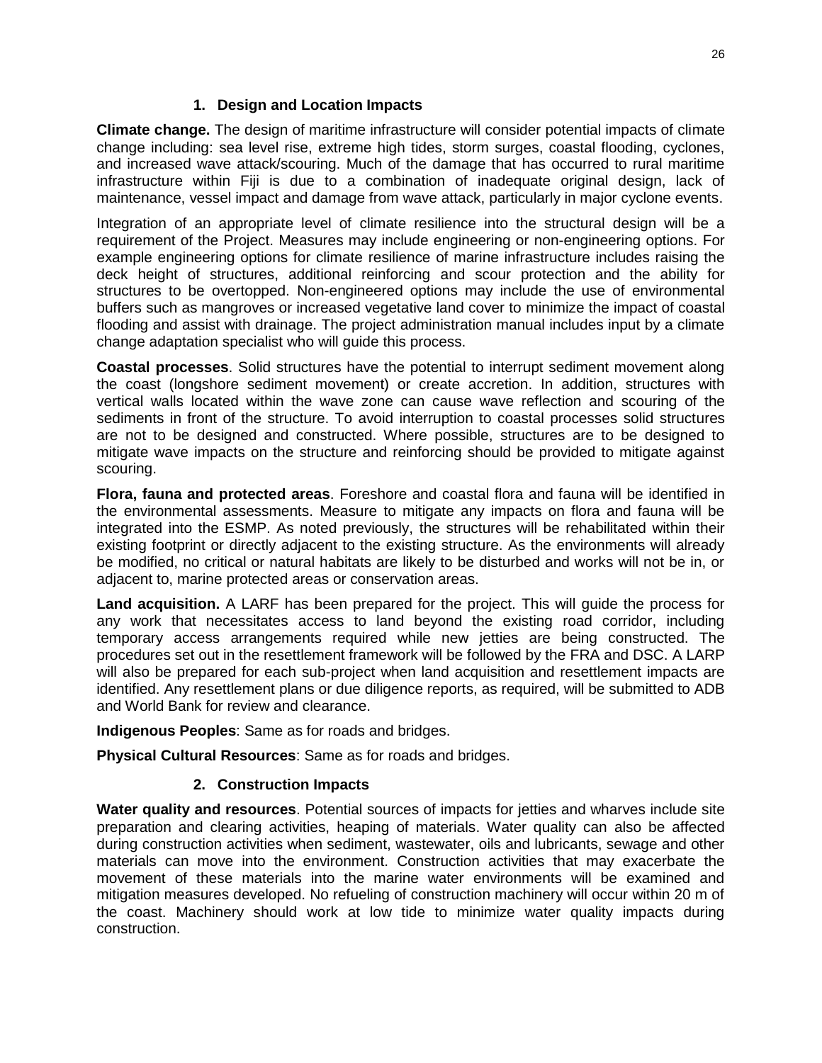### 1. Design and Location Impacts

**Climate change.** The design of maritime infrastructure will consider potential impacts of climate change including: sea level rise, extreme high tides, storm surges, coastal flooding, cyclones, and increased wave attack/scouring. Much of the damage that has occurred to rural maritime infrastructure within Fiji is due to a combination of inadequate original design, lack of maintenance, vessel impact and damage from wave attack, particularly in major cyclone events.

Integration of an appropriate level of climate resilience into the structural design will be a requirement of the Project. Measures may include engineering or non-engineering options. For example engineering options for climate resilience of marine infrastructure includes raising the deck height of structures, additional reinforcing and scour protection and the ability for structures to be overtopped. Non-engineered options may include the use of environmental buffers such as mangroves or increased vegetative land cover to minimize the impact of coastal flooding and assist with drainage. The project administration manual includes input by a climate change adaptation specialist who will guide this process.

**Coastal processes**. Solid structures have the potential to interrupt sediment movement along the coast (longshore sediment movement) or create accretion. In addition, structures with vertical walls located within the wave zone can cause wave reflection and scouring of the sediments in front of the structure. To avoid interruption to coastal processes solid structures are not to be designed and constructed. Where possible, structures are to be designed to mitigate wave impacts on the structure and reinforcing should be provided to mitigate against scouring.

**Flora, fauna and protected areas**. Foreshore and coastal flora and fauna will be identified in the environmental assessments. Measure to mitigate any impacts on flora and fauna will be integrated into the ESMP. As noted previously, the structures will be rehabilitated within their existing footprint or directly adjacent to the existing structure. As the environments will already be modified, no critical or natural habitats are likely to be disturbed and works will not be in, or adjacent to, marine protected areas or conservation areas.

**Land acquisition.** A LARF has been prepared for the project. This will guide the process for any work that necessitates access to land beyond the existing road corridor, including temporary access arrangements required while new jetties are being constructed. The procedures set out in the resettlement framework will be followed by the FRA and DSC. A LARP will also be prepared for each sub-project when land acquisition and resettlement impacts are identified. Any resettlement plans or due diligence reports, as required, will be submitted to ADB and World Bank for review and clearance.

**Indigenous Peoples**: Same as for roads and bridges.

**Physical Cultural Resources**: Same as for roads and bridges.

### 2. Construction Impacts

**Water quality and resources**. Potential sources of impacts for jetties and wharves include site preparation and clearing activities, heaping of materials. Water quality can also be affected during construction activities when sediment, wastewater, oils and lubricants, sewage and other materials can move into the environment. Construction activities that may exacerbate the movement of these materials into the marine water environments will be examined and mitigation measures developed. No refueling of construction machinery will occur within 20 m of the coast. Machinery should work at low tide to minimize water quality impacts during construction.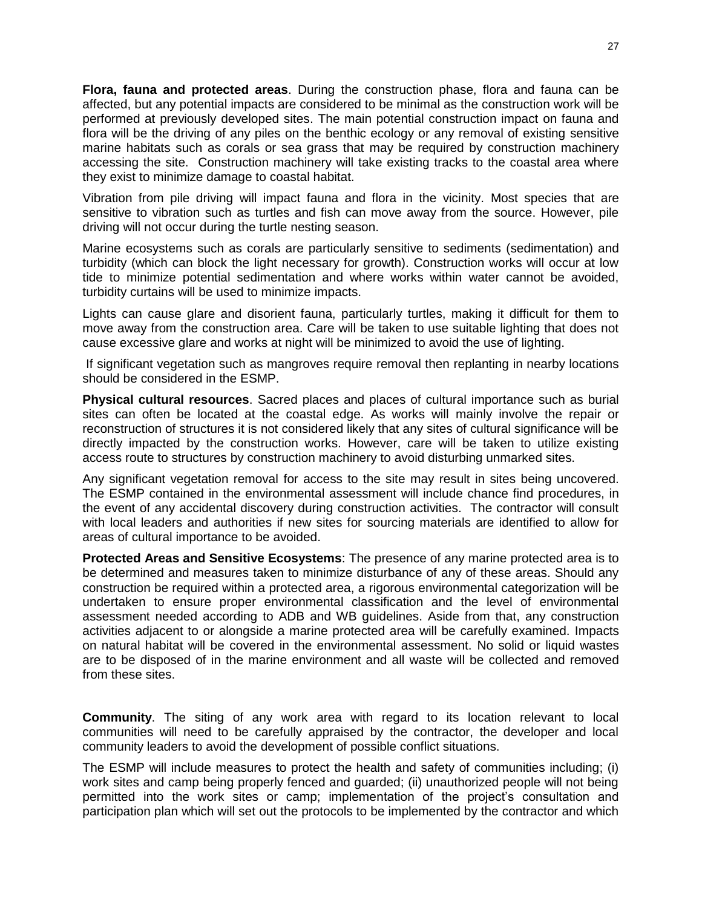**Flora, fauna and protected areas**. During the construction phase, flora and fauna can be affected, but any potential impacts are considered to be minimal as the construction work will be performed at previously developed sites. The main potential construction impact on fauna and flora will be the driving of any piles on the benthic ecology or any removal of existing sensitive marine habitats such as corals or sea grass that may be required by construction machinery accessing the site. Construction machinery will take existing tracks to the coastal area where they exist to minimize damage to coastal habitat.

Vibration from pile driving will impact fauna and flora in the vicinity. Most species that are sensitive to vibration such as turtles and fish can move away from the source. However, pile driving will not occur during the turtle nesting season.

Marine ecosystems such as corals are particularly sensitive to sediments (sedimentation) and turbidity (which can block the light necessary for growth). Construction works will occur at low tide to minimize potential sedimentation and where works within water cannot be avoided, turbidity curtains will be used to minimize impacts.

Lights can cause glare and disorient fauna, particularly turtles, making it difficult for them to move away from the construction area. Care will be taken to use suitable lighting that does not cause excessive glare and works at night will be minimized to avoid the use of lighting.

If significant vegetation such as mangroves require removal then replanting in nearby locations should be considered in the ESMP.

**Physical cultural resources**. Sacred places and places of cultural importance such as burial sites can often be located at the coastal edge. As works will mainly involve the repair or reconstruction of structures it is not considered likely that any sites of cultural significance will be directly impacted by the construction works. However, care will be taken to utilize existing access route to structures by construction machinery to avoid disturbing unmarked sites.

Any significant vegetation removal for access to the site may result in sites being uncovered. The ESMP contained in the environmental assessment will include chance find procedures, in the event of any accidental discovery during construction activities. The contractor will consult with local leaders and authorities if new sites for sourcing materials are identified to allow for areas of cultural importance to be avoided.

**Protected Areas and Sensitive Ecosystems**: The presence of any marine protected area is to be determined and measures taken to minimize disturbance of any of these areas. Should any construction be required within a protected area, a rigorous environmental categorization will be undertaken to ensure proper environmental classification and the level of environmental assessment needed according to ADB and WB guidelines. Aside from that, any construction activities adjacent to or alongside a marine protected area will be carefully examined. Impacts on natural habitat will be covered in the environmental assessment. No solid or liquid wastes are to be disposed of in the marine environment and all waste will be collected and removed from these sites.

**Community**. The siting of any work area with regard to its location relevant to local communities will need to be carefully appraised by the contractor, the developer and local community leaders to avoid the development of possible conflict situations.

The ESMP will include measures to protect the health and safety of communities including; (i) work sites and camp being properly fenced and guarded; (ii) unauthorized people will not being permitted into the work sites or camp; implementation of the project's consultation and participation plan which will set out the protocols to be implemented by the contractor and which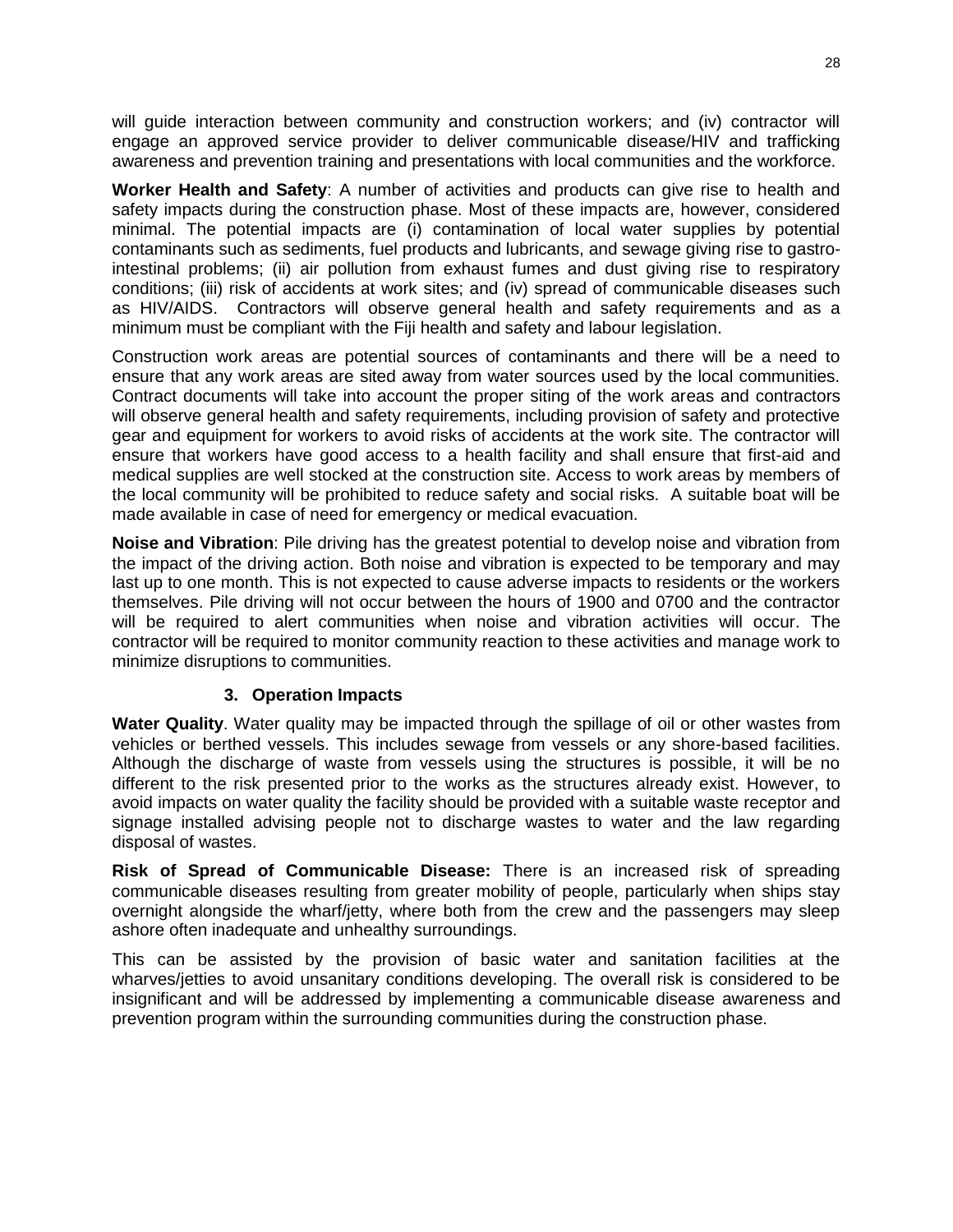will guide interaction between community and construction workers; and (iv) contractor will engage an approved service provider to deliver communicable disease/HIV and trafficking awareness and prevention training and presentations with local communities and the workforce.

**Worker Health and Safety**: A number of activities and products can give rise to health and safety impacts during the construction phase. Most of these impacts are, however, considered minimal. The potential impacts are (i) contamination of local water supplies by potential contaminants such as sediments, fuel products and lubricants, and sewage giving rise to gastro-intestinal problems; (ii) air pollution from exhaust fumes and dust giving rise to respiratory conditions; (iii) risk of accidents at work sites; and (iv) spread of communicable diseases such as HIV/AIDS. Contractors will observe general health and safety requirements and as a minimum must be compliant with the Fiji health and safety and labour legislation.

Construction work areas are potential sources of contaminants and there will be a need to ensure that any work areas are sited away from water sources used by the local communities. Contract documents will take into account the proper siting of the work areas and contractors will observe general health and safety requirements, including provision of safety and protective gear and equipment for workers to avoid risks of accidents at the work site. The contractor will ensure that workers have good access to a health facility and shall ensure that first-aid and medical supplies are well stocked at the construction site. Access to work areas by members of the local community will be prohibited to reduce safety and social risks. A suitable boat will be made available in case of need for emergency or medical evacuation.

**Noise and Vibration**: Pile driving has the greatest potential to develop noise and vibration from the impact of the driving action. Both noise and vibration is expected to be temporary and may last up to one month. This is not expected to cause adverse impacts to residents or the workers themselves. Pile driving will not occur between the hours of 1900 and 0700 and the contractor will be required to alert communities when noise and vibration activities will occur. The contractor will be required to monitor community reaction to these activities and manage work to minimize disruptions to communities.

### 3. Operation Impacts

**Water Quality**. Water quality may be impacted through the spillage of oil or other wastes from vehicles or berthed vessels. This includes sewage from vessels or any shore-based facilities. Although the discharge of waste from vessels using the structures is possible, it will be no different to the risk presented prior to the works as the structures already exist. However, to avoid impacts on water quality the facility should be provided with a suitable waste receptor and signage installed advising people not to discharge wastes to water and the law regarding disposal of wastes.

**Risk of Spread of Communicable Disease:** There is an increased risk of spreading communicable diseases resulting from greater mobility of people, particularly when ships stay overnight alongside the wharf/jetty, where both from the crew and the passengers may sleep ashore often inadequate and unhealthy surroundings.

This can be assisted by the provision of basic water and sanitation facilities at the wharves/jetties to avoid unsanitary conditions developing. The overall risk is considered to be insignificant and will be addressed by implementing a communicable disease awareness and prevention program within the surrounding communities during the construction phase.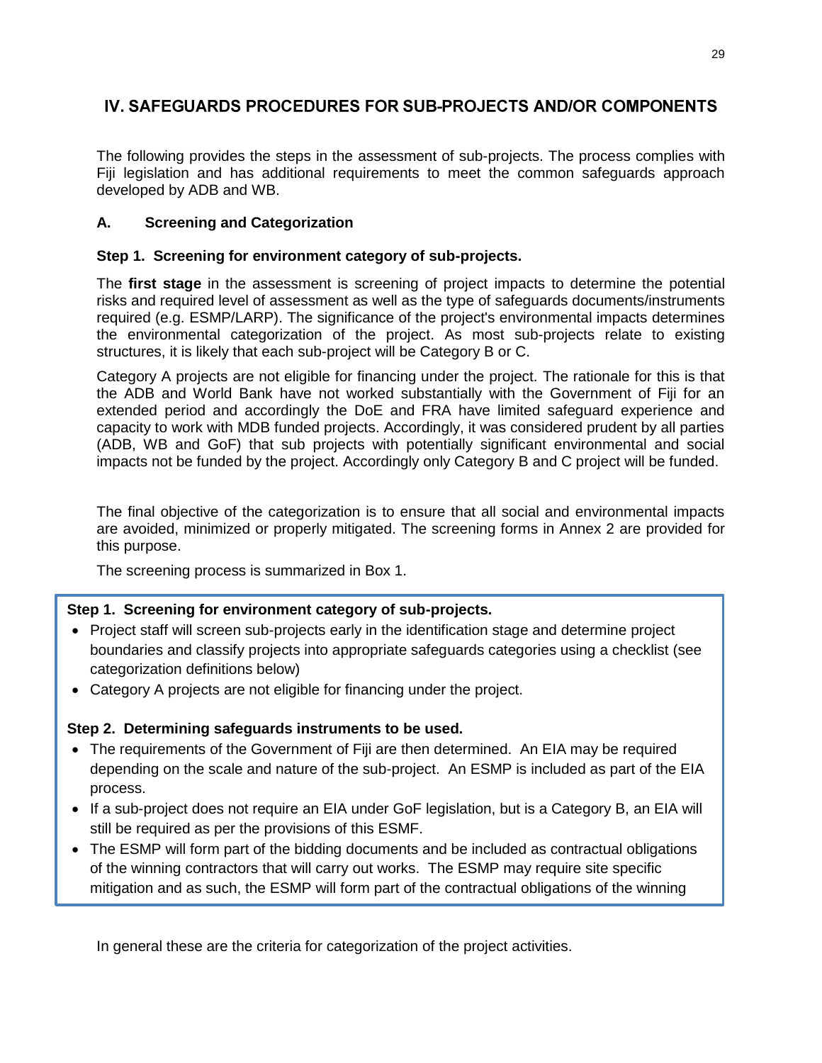## IV. SAFEGUARDS PROCEDURES FOR SUB-PROJECTS AND/OR COMPONENTS

The following provides the steps in the assessment of sub-projects. The process complies with Fiji legislation and has additional requirements to meet the common safeguards approach developed by ADB and WB.

### A. Screening and Categorization

**Step 1. Screening for environment category of sub-projects.**

The **first stage** in the assessment is screening of project impacts to determine the potential risks and required level of assessment as well as the type of safeguards documents/instruments required (e.g. ESMP/LARP). The significance of the project's environmental impacts determines the environmental categorization of the project. As most sub-projects relate to existing structures, it is likely that each sub-project will be Category B or C.

Category A projects are not eligible for financing under the project. The rationale for this is that the ADB and World Bank have not worked substantially with the Government of Fiji for an extended period and accordingly the DoE and FRA have limited safeguard experience and capacity to work with MDB funded projects. Accordingly, it was considered prudent by all parties (ADB, WB and GoF) that sub projects with potentially significant environmental and social impacts not be funded by the project. Accordingly only Category B and C project will be funded.

The final objective of the categorization is to ensure that all social and environmental impacts are avoided, minimized or properly mitigated. The screening forms in Annex 2 are provided for this purpose.

The screening process is summarized in Box 1.

**Step 1. Screening for environment category of sub-projects.**

- Project staff will screen sub-projects early in the identification stage and determine project boundaries and classify projects into appropriate safeguards categories using a checklist (see categorization definitions below)
- Category A projects are not eligible for financing under the project.

**Step 2. Determining safeguards instruments to be used.**

- The requirements of the Government of Fiji are then determined. An EIA may be required depending on the scale and nature of the sub-project. An ESMP is included as part of the EIA process.
- If a sub-project does not require an EIA under GoF legislation, but is a Category B, an EIA will still be required as per the provisions of this ESMF.
- The ESMP will form part of the bidding documents and be included as contractual obligations of the winning contractors that will carry out works. The ESMP may require site specific mitigation and as such, the ESMP will form part of the contractual obligations of the winning

In general these are the criteria for categorization of the project activities.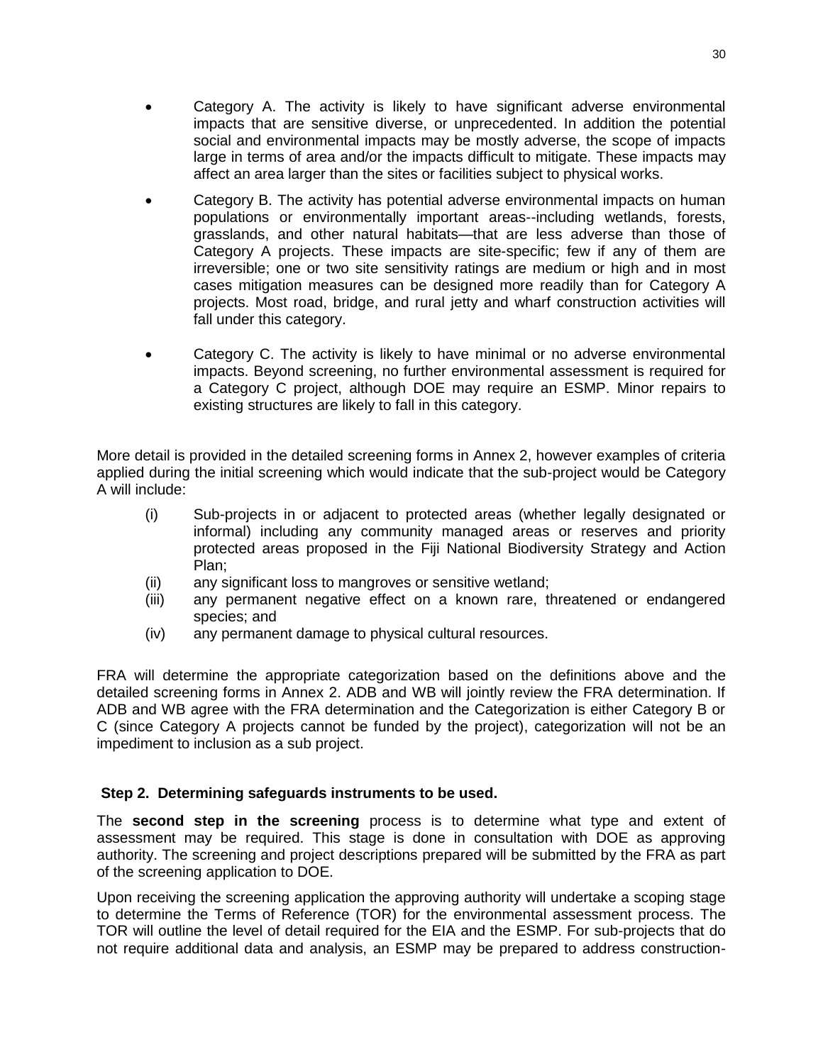- Category A. The activity is likely to have significant adverse environmental impacts that are sensitive diverse, or unprecedented. In addition the potential social and environmental impacts may be mostly adverse, the scope of impacts large in terms of area and/or the impacts difficult to mitigate. These impacts may affect an area larger than the sites or facilities subject to physical works.

- Category B. The activity has potential adverse environmental impacts on human populations or environmentally important areas--including wetlands, forests, grasslands, and other natural habitats—that are less adverse than those of Category A projects. These impacts are site-specific; few if any of them are irreversible; one or two site sensitivity ratings are medium or high and in most cases mitigation measures can be designed more readily than for Category A projects. Most road, bridge, and rural jetty and wharf construction activities will fall under this category.

- Category C. The activity is likely to have minimal or no adverse environmental impacts. Beyond screening, no further environmental assessment is required for a Category C project, although DOE may require an ESMP. Minor repairs to existing structures are likely to fall in this category.

More detail is provided in the detailed screening forms in Annex 2, however examples of criteria applied during the initial screening which would indicate that the sub-project would be Category A will include:

(i) Sub-projects in or adjacent to protected areas (whether legally designated or informal) including any community managed areas or reserves and priority protected areas proposed in the Fiji National Biodiversity Strategy and Action Plan;
(ii) any significant loss to mangroves or sensitive wetland;
(iii) any permanent negative effect on a known rare, threatened or endangered species; and
(iv) any permanent damage to physical cultural resources.

FRA will determine the appropriate categorization based on the definitions above and the detailed screening forms in Annex 2. ADB and WB will jointly review the FRA determination. If ADB and WB agree with the FRA determination and the Categorization is either Category B or C (since Category A projects cannot be funded by the project), categorization will not be an impediment to inclusion as a sub project.

**Step 2. Determining safeguards instruments to be used.**

The **second step in the screening** process is to determine what type and extent of assessment may be required. This stage is done in consultation with DOE as approving authority. The screening and project descriptions prepared will be submitted by the FRA as part of the screening application to DOE.

Upon receiving the screening application the approving authority will undertake a scoping stage to determine the Terms of Reference (TOR) for the environmental assessment process. The TOR will outline the level of detail required for the EIA and the ESMP. For sub-projects that do not require additional data and analysis, an ESMP may be prepared to address construction-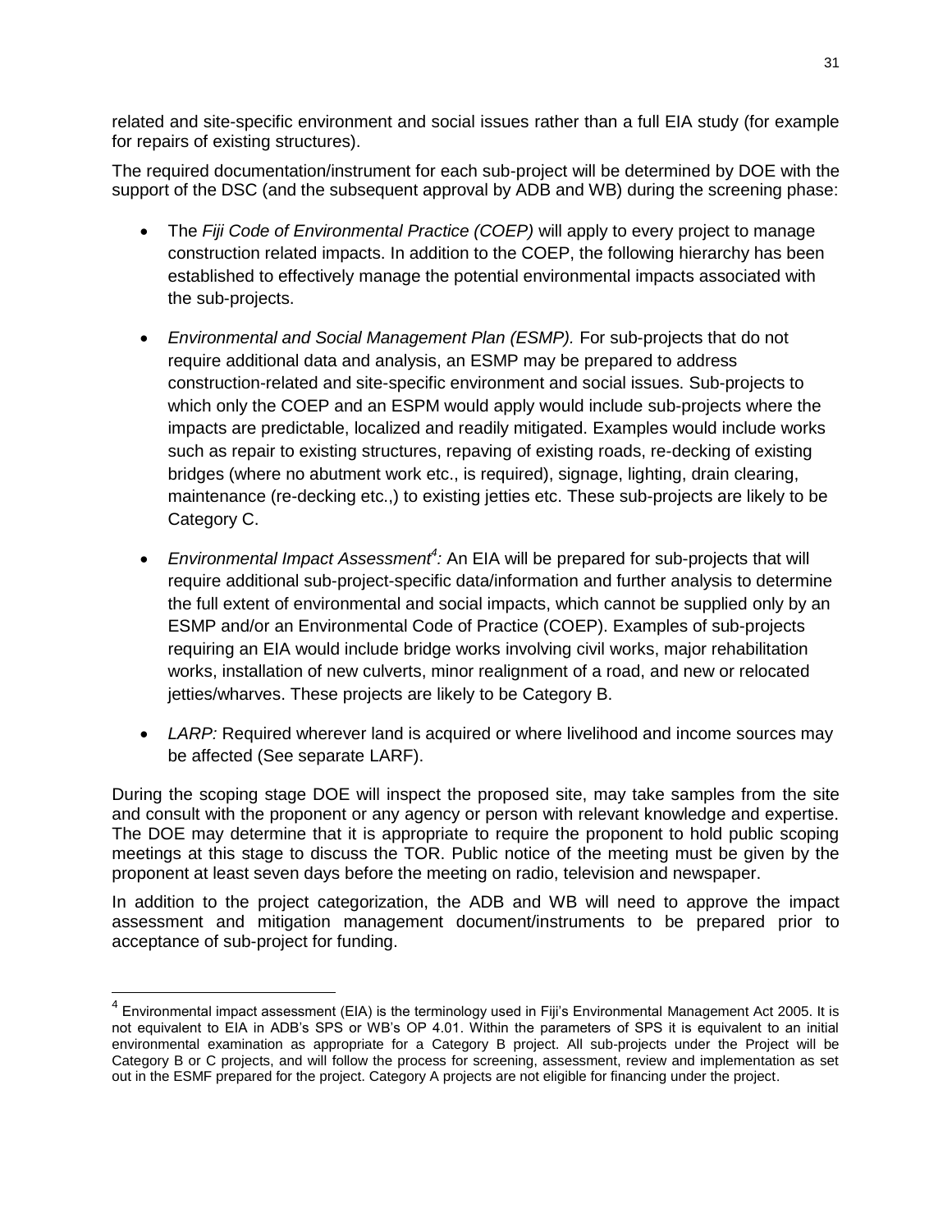related and site-specific environment and social issues rather than a full EIA study (for example for repairs of existing structures).

The required documentation/instrument for each sub-project will be determined by DOE with the support of the DSC (and the subsequent approval by ADB and WB) during the screening phase:

- The *Fiji Code of Environmental Practice (COEP)* will apply to every project to manage construction related impacts. In addition to the COEP, the following hierarchy has been established to effectively manage the potential environmental impacts associated with the sub-projects.
- *Environmental and Social Management Plan (ESMP).* For sub-projects that do not require additional data and analysis, an ESMP may be prepared to address construction-related and site-specific environment and social issues. Sub-projects to which only the COEP and an ESPM would apply would include sub-projects where the impacts are predictable, localized and readily mitigated. Examples would include works such as repair to existing structures, repaving of existing roads, re-decking of existing bridges (where no abutment work etc., is required), signage, lighting, drain clearing, maintenance (re-decking etc.,) to existing jetties etc. These sub-projects are likely to be Category C.
- *Environmental Impact Assessment[4]:* An EIA will be prepared for sub-projects that will require additional sub-project-specific data/information and further analysis to determine the full extent of environmental and social impacts, which cannot be supplied only by an ESMP and/or an Environmental Code of Practice (COEP). Examples of sub-projects requiring an EIA would include bridge works involving civil works, major rehabilitation works, installation of new culverts, minor realignment of a road, and new or relocated jetties/wharves. These projects are likely to be Category B.
- *LARP:* Required wherever land is acquired or where livelihood and income sources may be affected (See separate LARF).

During the scoping stage DOE will inspect the proposed site, may take samples from the site and consult with the proponent or any agency or person with relevant knowledge and expertise. The DOE may determine that it is appropriate to require the proponent to hold public scoping meetings at this stage to discuss the TOR. Public notice of the meeting must be given by the proponent at least seven days before the meeting on radio, television and newspaper.

In addition to the project categorization, the ADB and WB will need to approve the impact assessment and mitigation management document/instruments to be prepared prior to acceptance of sub-project for funding.

---

[4] Environmental impact assessment (EIA) is the terminology used in Fiji's Environmental Management Act 2005. It is not equivalent to EIA in ADB's SPS or WB's OP 4.01. Within the parameters of SPS it is equivalent to an initial environmental examination as appropriate for a Category B project. All sub-projects under the Project will be Category B or C projects, and will follow the process for screening, assessment, review and implementation as set out in the ESMF prepared for the project. Category A projects are not eligible for financing under the project.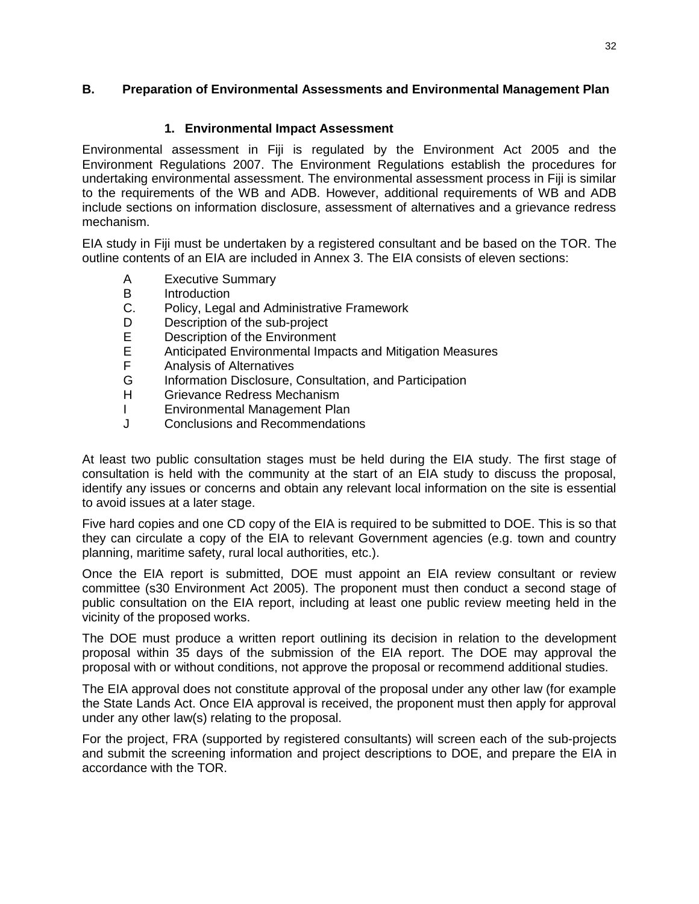## B. Preparation of Environmental Assessments and Environmental Management Plan

### 1. Environmental Impact Assessment

Environmental assessment in Fiji is regulated by the Environment Act 2005 and the Environment Regulations 2007. The Environment Regulations establish the procedures for undertaking environmental assessment. The environmental assessment process in Fiji is similar to the requirements of the WB and ADB. However, additional requirements of WB and ADB include sections on information disclosure, assessment of alternatives and a grievance redress mechanism.

EIA study in Fiji must be undertaken by a registered consultant and be based on the TOR. The outline contents of an EIA are included in Annex 3. The EIA consists of eleven sections:

- A Executive Summary
- B Introduction
- C. Policy, Legal and Administrative Framework
- D Description of the sub-project
- E Description of the Environment
- E Anticipated Environmental Impacts and Mitigation Measures
- F Analysis of Alternatives
- G Information Disclosure, Consultation, and Participation
- H Grievance Redress Mechanism
- I Environmental Management Plan
- J Conclusions and Recommendations

At least two public consultation stages must be held during the EIA study. The first stage of consultation is held with the community at the start of an EIA study to discuss the proposal, identify any issues or concerns and obtain any relevant local information on the site is essential to avoid issues at a later stage.

Five hard copies and one CD copy of the EIA is required to be submitted to DOE. This is so that they can circulate a copy of the EIA to relevant Government agencies (e.g. town and country planning, maritime safety, rural local authorities, etc.).

Once the EIA report is submitted, DOE must appoint an EIA review consultant or review committee (s30 Environment Act 2005). The proponent must then conduct a second stage of public consultation on the EIA report, including at least one public review meeting held in the vicinity of the proposed works.

The DOE must produce a written report outlining its decision in relation to the development proposal within 35 days of the submission of the EIA report. The DOE may approval the proposal with or without conditions, not approve the proposal or recommend additional studies.

The EIA approval does not constitute approval of the proposal under any other law (for example the State Lands Act. Once EIA approval is received, the proponent must then apply for approval under any other law(s) relating to the proposal.

For the project, FRA (supported by registered consultants) will screen each of the sub-projects and submit the screening information and project descriptions to DOE, and prepare the EIA in accordance with the TOR.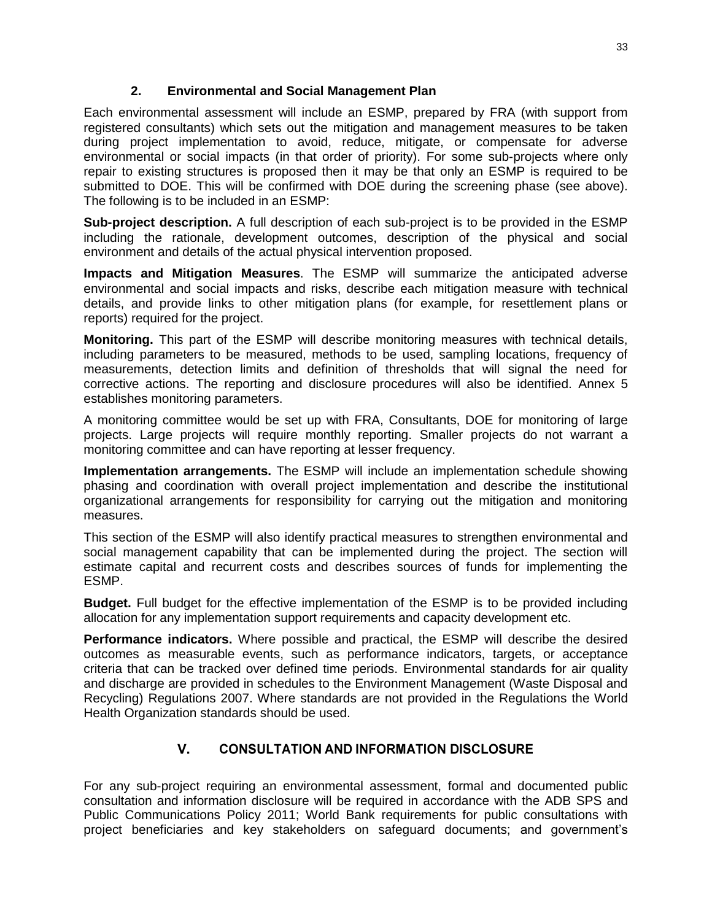### 2. Environmental and Social Management Plan

Each environmental assessment will include an ESMP, prepared by FRA (with support from registered consultants) which sets out the mitigation and management measures to be taken during project implementation to avoid, reduce, mitigate, or compensate for adverse environmental or social impacts (in that order of priority). For some sub-projects where only repair to existing structures is proposed then it may be that only an ESMP is required to be submitted to DOE. This will be confirmed with DOE during the screening phase (see above). The following is to be included in an ESMP:

**Sub-project description.** A full description of each sub-project is to be provided in the ESMP including the rationale, development outcomes, description of the physical and social environment and details of the actual physical intervention proposed.

**Impacts and Mitigation Measures**. The ESMP will summarize the anticipated adverse environmental and social impacts and risks, describe each mitigation measure with technical details, and provide links to other mitigation plans (for example, for resettlement plans or reports) required for the project.

**Monitoring.** This part of the ESMP will describe monitoring measures with technical details, including parameters to be measured, methods to be used, sampling locations, frequency of measurements, detection limits and definition of thresholds that will signal the need for corrective actions. The reporting and disclosure procedures will also be identified. Annex 5 establishes monitoring parameters.

A monitoring committee would be set up with FRA, Consultants, DOE for monitoring of large projects. Large projects will require monthly reporting. Smaller projects do not warrant a monitoring committee and can have reporting at lesser frequency.

**Implementation arrangements.** The ESMP will include an implementation schedule showing phasing and coordination with overall project implementation and describe the institutional organizational arrangements for responsibility for carrying out the mitigation and monitoring measures.

This section of the ESMP will also identify practical measures to strengthen environmental and social management capability that can be implemented during the project. The section will estimate capital and recurrent costs and describes sources of funds for implementing the ESMP.

**Budget.** Full budget for the effective implementation of the ESMP is to be provided including allocation for any implementation support requirements and capacity development etc.

**Performance indicators.** Where possible and practical, the ESMP will describe the desired outcomes as measurable events, such as performance indicators, targets, or acceptance criteria that can be tracked over defined time periods. Environmental standards for air quality and discharge are provided in schedules to the Environment Management (Waste Disposal and Recycling) Regulations 2007. Where standards are not provided in the Regulations the World Health Organization standards should be used.

## V. CONSULTATION AND INFORMATION DISCLOSURE

For any sub-project requiring an environmental assessment, formal and documented public consultation and information disclosure will be required in accordance with the ADB SPS and Public Communications Policy 2011; World Bank requirements for public consultations with project beneficiaries and key stakeholders on safeguard documents; and government's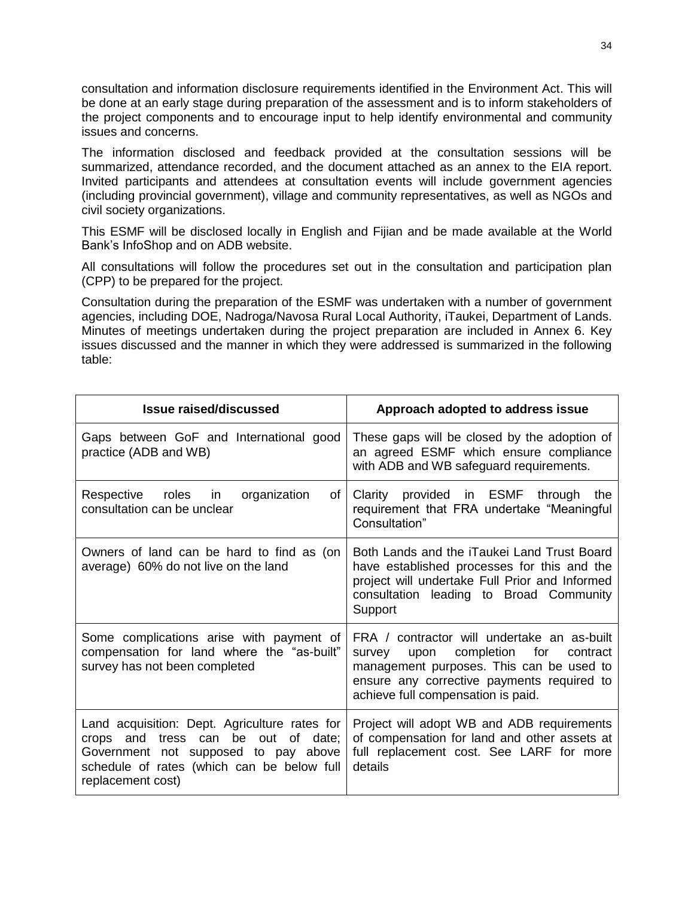consultation and information disclosure requirements identified in the Environment Act. This will be done at an early stage during preparation of the assessment and is to inform stakeholders of the project components and to encourage input to help identify environmental and community issues and concerns.

The information disclosed and feedback provided at the consultation sessions will be summarized, attendance recorded, and the document attached as an annex to the EIA report. Invited participants and attendees at consultation events will include government agencies (including provincial government), village and community representatives, as well as NGOs and civil society organizations.

This ESMF will be disclosed locally in English and Fijian and be made available at the World Bank's InfoShop and on ADB website.

All consultations will follow the procedures set out in the consultation and participation plan (CPP) to be prepared for the project.

Consultation during the preparation of the ESMF was undertaken with a number of government agencies, including DOE, Nadroga/Navosa Rural Local Authority, iTaukei, Department of Lands. Minutes of meetings undertaken during the project preparation are included in Annex 6. Key issues discussed and the manner in which they were addressed is summarized in the following table:

| Issue raised/discussed | Approach adopted to address issue |
|---|---|
| Gaps between GoF and International good practice (ADB and WB) | These gaps will be closed by the adoption of an agreed ESMF which ensure compliance with ADB and WB safeguard requirements. |
| Respective roles in organization of consultation can be unclear | Clarity provided in ESMF through the requirement that FRA undertake "Meaningful Consultation" |
| Owners of land can be hard to find as (on average) 60% do not live on the land | Both Lands and the iTaukei Land Trust Board have established processes for this and the project will undertake Full Prior and Informed consultation leading to Broad Community Support |
| Some complications arise with payment of compensation for land where the "as-built" survey has not been completed | FRA / contractor will undertake an as-built survey upon completion for contract management purposes. This can be used to ensure any corrective payments required to achieve full compensation is paid. |
| Land acquisition: Dept. Agriculture rates for crops and tress can be out of date; Government not supposed to pay above schedule of rates (which can be below full replacement cost) | Project will adopt WB and ADB requirements of compensation for land and other assets at full replacement cost. See LARF for more details |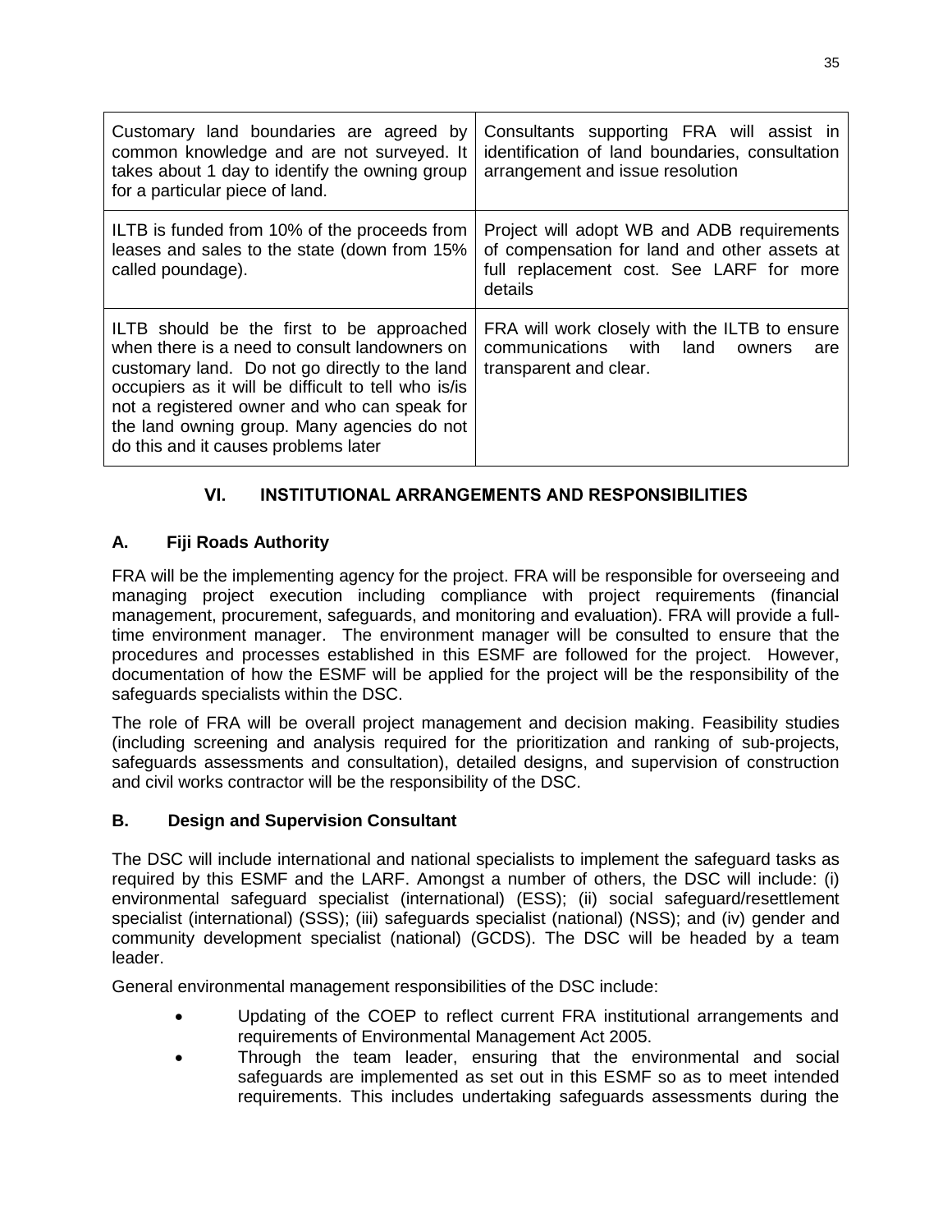| | |
|---|---|
| Customary land boundaries are agreed by common knowledge and are not surveyed. It takes about 1 day to identify the owning group for a particular piece of land. | Consultants supporting FRA will assist in identification of land boundaries, consultation arrangement and issue resolution |
| ILTB is funded from 10% of the proceeds from leases and sales to the state (down from 15% called poundage). | Project will adopt WB and ADB requirements of compensation for land and other assets at full replacement cost. See LARF for more details |
| ILTB should be the first to be approached when there is a need to consult landowners on customary land. Do not go directly to the land occupiers as it will be difficult to tell who is/is not a registered owner and who can speak for the land owning group. Many agencies do not do this and it causes problems later | FRA will work closely with the ILTB to ensure communications with land owners are transparent and clear. |

# VI. INSTITUTIONAL ARRANGEMENTS AND RESPONSIBILITIES

## A. Fiji Roads Authority

FRA will be the implementing agency for the project. FRA will be responsible for overseeing and managing project execution including compliance with project requirements (financial management, procurement, safeguards, and monitoring and evaluation). FRA will provide a full-time environment manager. The environment manager will be consulted to ensure that the procedures and processes established in this ESMF are followed for the project. However, documentation of how the ESMF will be applied for the project will be the responsibility of the safeguards specialists within the DSC.

The role of FRA will be overall project management and decision making. Feasibility studies (including screening and analysis required for the prioritization and ranking of sub-projects, safeguards assessments and consultation), detailed designs, and supervision of construction and civil works contractor will be the responsibility of the DSC.

## B. Design and Supervision Consultant

The DSC will include international and national specialists to implement the safeguard tasks as required by this ESMF and the LARF. Amongst a number of others, the DSC will include: (i) environmental safeguard specialist (international) (ESS); (ii) social safeguard/resettlement specialist (international) (SSS); (iii) safeguards specialist (national) (NSS); and (iv) gender and community development specialist (national) (GCDS). The DSC will be headed by a team leader.

General environmental management responsibilities of the DSC include:

- Updating of the COEP to reflect current FRA institutional arrangements and requirements of Environmental Management Act 2005.
- Through the team leader, ensuring that the environmental and social safeguards are implemented as set out in this ESMF so as to meet intended requirements. This includes undertaking safeguards assessments during the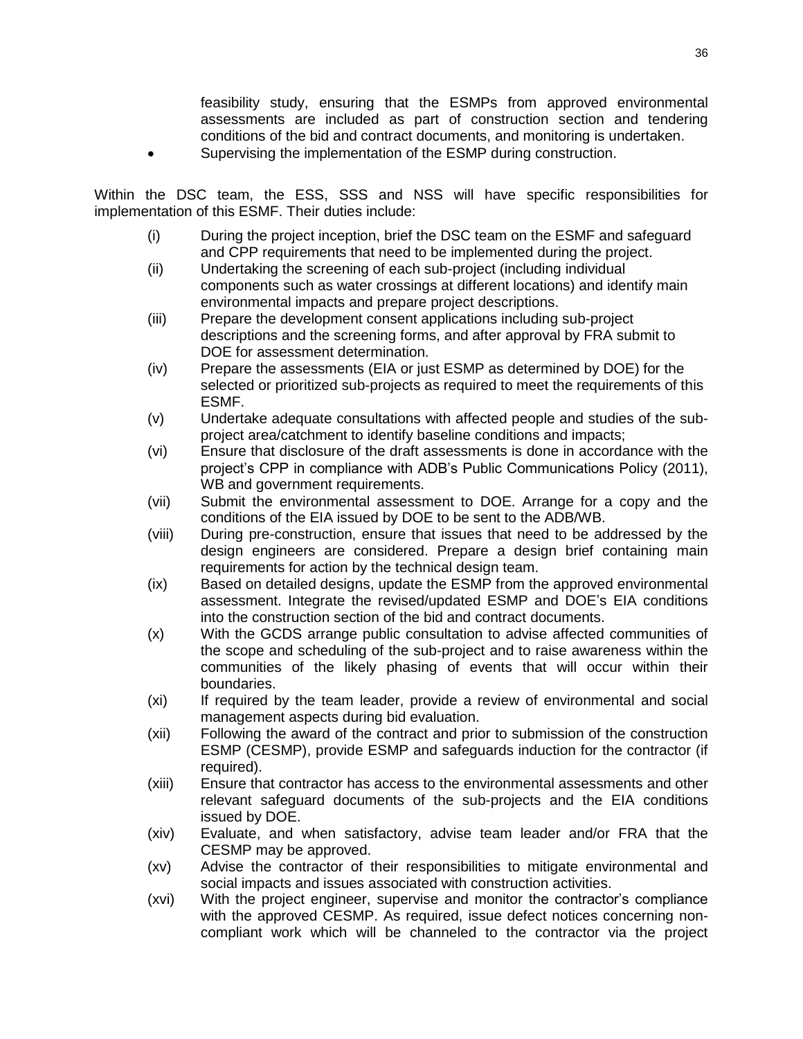feasibility study, ensuring that the ESMPs from approved environmental assessments are included as part of construction section and tendering conditions of the bid and contract documents, and monitoring is undertaken.

- Supervising the implementation of the ESMP during construction.

Within the DSC team, the ESS, SSS and NSS will have specific responsibilities for implementation of this ESMF. Their duties include:

(i) During the project inception, brief the DSC team on the ESMF and safeguard and CPP requirements that need to be implemented during the project.

(ii) Undertaking the screening of each sub-project (including individual components such as water crossings at different locations) and identify main environmental impacts and prepare project descriptions.

(iii) Prepare the development consent applications including sub-project descriptions and the screening forms, and after approval by FRA submit to DOE for assessment determination.

(iv) Prepare the assessments (EIA or just ESMP as determined by DOE) for the selected or prioritized sub-projects as required to meet the requirements of this ESMF.

(v) Undertake adequate consultations with affected people and studies of the sub-project area/catchment to identify baseline conditions and impacts;

(vi) Ensure that disclosure of the draft assessments is done in accordance with the project's CPP in compliance with ADB's Public Communications Policy (2011), WB and government requirements.

(vii) Submit the environmental assessment to DOE. Arrange for a copy and the conditions of the EIA issued by DOE to be sent to the ADB/WB.

(viii) During pre-construction, ensure that issues that need to be addressed by the design engineers are considered. Prepare a design brief containing main requirements for action by the technical design team.

(ix) Based on detailed designs, update the ESMP from the approved environmental assessment. Integrate the revised/updated ESMP and DOE's EIA conditions into the construction section of the bid and contract documents.

(x) With the GCDS arrange public consultation to advise affected communities of the scope and scheduling of the sub-project and to raise awareness within the communities of the likely phasing of events that will occur within their boundaries.

(xi) If required by the team leader, provide a review of environmental and social management aspects during bid evaluation.

(xii) Following the award of the contract and prior to submission of the construction ESMP (CESMP), provide ESMP and safeguards induction for the contractor (if required).

(xiii) Ensure that contractor has access to the environmental assessments and other relevant safeguard documents of the sub-projects and the EIA conditions issued by DOE.

(xiv) Evaluate, and when satisfactory, advise team leader and/or FRA that the CESMP may be approved.

(xv) Advise the contractor of their responsibilities to mitigate environmental and social impacts and issues associated with construction activities.

(xvi) With the project engineer, supervise and monitor the contractor's compliance with the approved CESMP. As required, issue defect notices concerning non-compliant work which will be channeled to the contractor via the project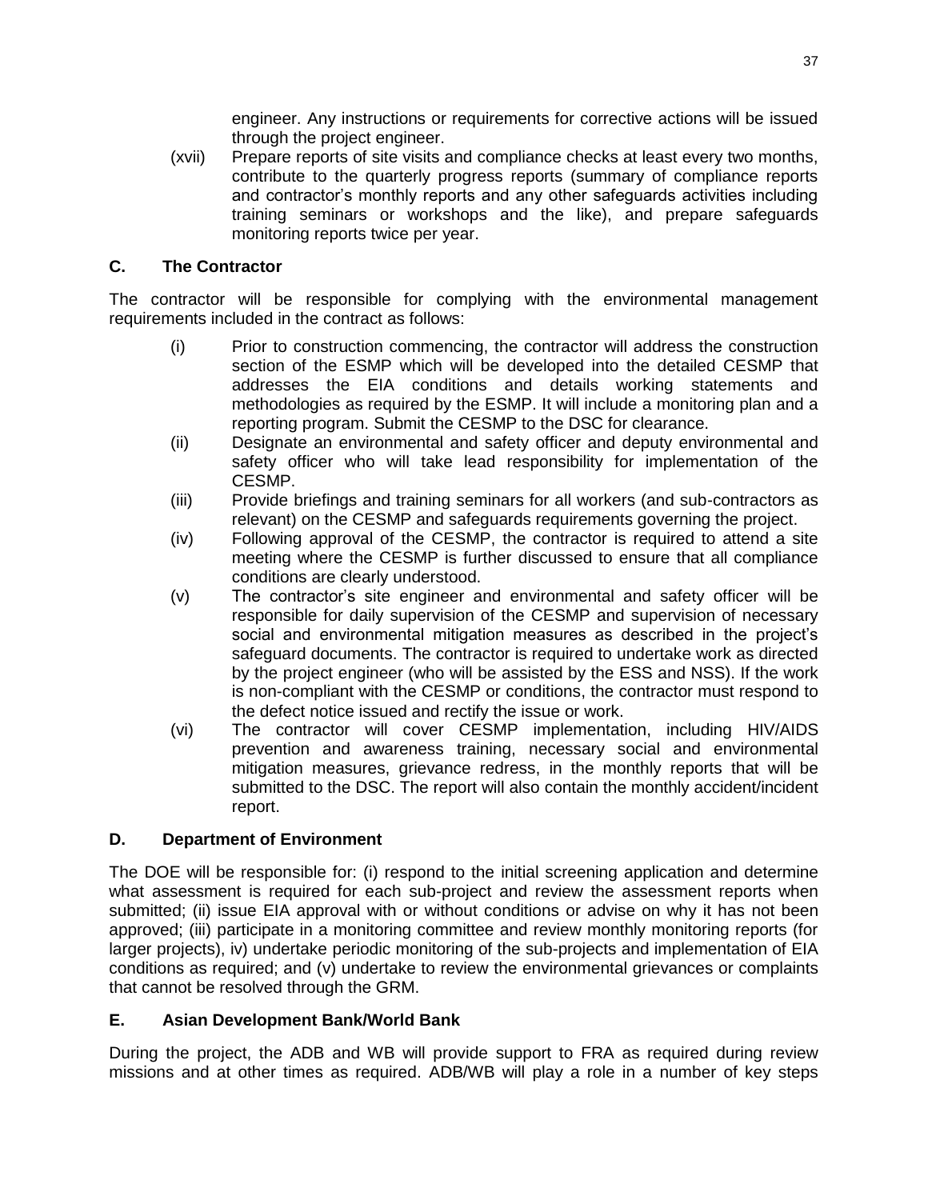engineer. Any instructions or requirements for corrective actions will be issued through the project engineer.

(xvii) Prepare reports of site visits and compliance checks at least every two months, contribute to the quarterly progress reports (summary of compliance reports and contractor's monthly reports and any other safeguards activities including training seminars or workshops and the like), and prepare safeguards monitoring reports twice per year.

### C. The Contractor

The contractor will be responsible for complying with the environmental management requirements included in the contract as follows:

(i) Prior to construction commencing, the contractor will address the construction section of the ESMP which will be developed into the detailed CESMP that addresses the EIA conditions and details working statements and methodologies as required by the ESMP. It will include a monitoring plan and a reporting program. Submit the CESMP to the DSC for clearance.

(ii) Designate an environmental and safety officer and deputy environmental and safety officer who will take lead responsibility for implementation of the CESMP.

(iii) Provide briefings and training seminars for all workers (and sub-contractors as relevant) on the CESMP and safeguards requirements governing the project.

(iv) Following approval of the CESMP, the contractor is required to attend a site meeting where the CESMP is further discussed to ensure that all compliance conditions are clearly understood.

(v) The contractor's site engineer and environmental and safety officer will be responsible for daily supervision of the CESMP and supervision of necessary social and environmental mitigation measures as described in the project's safeguard documents. The contractor is required to undertake work as directed by the project engineer (who will be assisted by the ESS and NSS). If the work is non-compliant with the CESMP or conditions, the contractor must respond to the defect notice issued and rectify the issue or work.

(vi) The contractor will cover CESMP implementation, including HIV/AIDS prevention and awareness training, necessary social and environmental mitigation measures, grievance redress, in the monthly reports that will be submitted to the DSC. The report will also contain the monthly accident/incident report.

### D. Department of Environment

The DOE will be responsible for: (i) respond to the initial screening application and determine what assessment is required for each sub-project and review the assessment reports when submitted; (ii) issue EIA approval with or without conditions or advise on why it has not been approved; (iii) participate in a monitoring committee and review monthly monitoring reports (for larger projects), iv) undertake periodic monitoring of the sub-projects and implementation of EIA conditions as required; and (v) undertake to review the environmental grievances or complaints that cannot be resolved through the GRM.

### E. Asian Development Bank/World Bank

During the project, the ADB and WB will provide support to FRA as required during review missions and at other times as required. ADB/WB will play a role in a number of key steps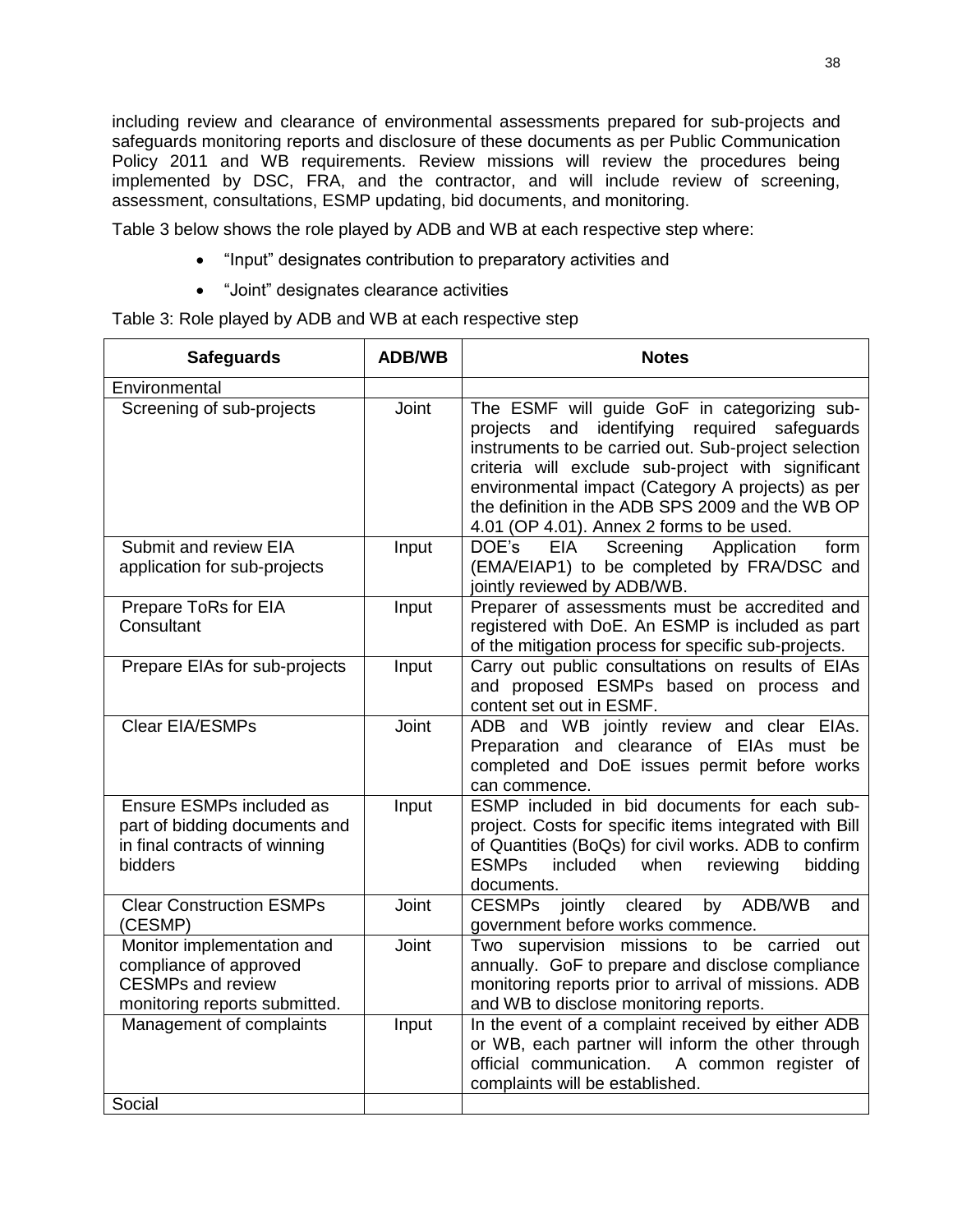including review and clearance of environmental assessments prepared for sub-projects and safeguards monitoring reports and disclosure of these documents as per Public Communication Policy 2011 and WB requirements. Review missions will review the procedures being implemented by DSC, FRA, and the contractor, and will include review of screening, assessment, consultations, ESMP updating, bid documents, and monitoring.

Table 3 below shows the role played by ADB and WB at each respective step where:

- "Input" designates contribution to preparatory activities and
- "Joint" designates clearance activities

Table 3: Role played by ADB and WB at each respective step

| Safeguards | ADB/WB | Notes |
|---|---|---|
| Environmental | | |
| Screening of sub-projects | Joint | The ESMF will guide GoF in categorizing sub-projects and identifying required safeguards instruments to be carried out. Sub-project selection criteria will exclude sub-project with significant environmental impact (Category A projects) as per the definition in the ADB SPS 2009 and the WB OP 4.01 (OP 4.01). Annex 2 forms to be used. |
| Submit and review EIA application for sub-projects | Input | DOE's EIA Screening Application form (EMA/EIAP1) to be completed by FRA/DSC and jointly reviewed by ADB/WB. |
| Prepare ToRs for EIA Consultant | Input | Preparer of assessments must be accredited and registered with DoE. An ESMP is included as part of the mitigation process for specific sub-projects. |
| Prepare EIAs for sub-projects | Input | Carry out public consultations on results of EIAs and proposed ESMPs based on process and content set out in ESMF. |
| Clear EIA/ESMPs | Joint | ADB and WB jointly review and clear EIAs. Preparation and clearance of EIAs must be completed and DoE issues permit before works can commence. |
| Ensure ESMPs included as part of bidding documents and in final contracts of winning bidders | Input | ESMP included in bid documents for each sub-project. Costs for specific items integrated with Bill of Quantities (BoQs) for civil works. ADB to confirm ESMPs included when reviewing bidding documents. |
| Clear Construction ESMPs (CESMP) | Joint | CESMPs jointly cleared by ADB/WB and government before works commence. |
| Monitor implementation and compliance of approved CESMPs and review monitoring reports submitted. | Joint | Two supervision missions to be carried out annually. GoF to prepare and disclose compliance monitoring reports prior to arrival of missions. ADB and WB to disclose monitoring reports. |
| Management of complaints | Input | In the event of a complaint received by either ADB or WB, each partner will inform the other through official communication. A common register of complaints will be established. |
| Social | | |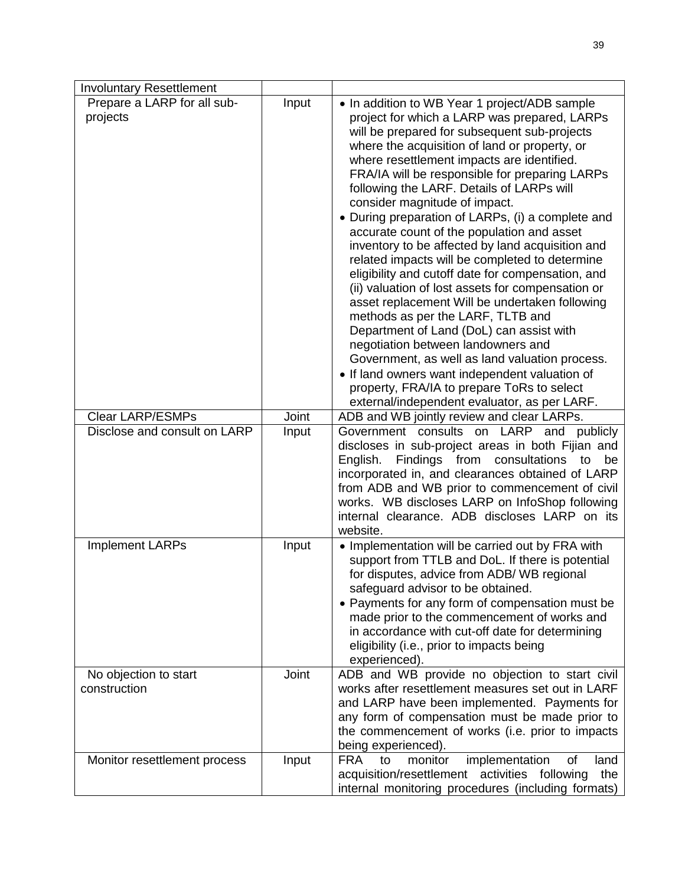| Involuntary Resettlement | | |
|---|---|---|
| Prepare a LARP for all sub-projects | Input | • In addition to WB Year 1 project/ADB sample project for which a LARP was prepared, LARPs will be prepared for subsequent sub-projects where the acquisition of land or property, or where resettlement impacts are identified. FRA/IA will be responsible for preparing LARPs following the LARF. Details of LARPs will consider magnitude of impact.<br>• During preparation of LARPs, (i) a complete and accurate count of the population and asset inventory to be affected by land acquisition and related impacts will be completed to determine eligibility and cutoff date for compensation, and (ii) valuation of lost assets for compensation or asset replacement Will be undertaken following methods as per the LARF, TLTB and Department of Land (DoL) can assist with negotiation between landowners and Government, as well as land valuation process.<br>• If land owners want independent valuation of property, FRA/IA to prepare ToRs to select external/independent evaluator, as per LARF. |
| Clear LARP/ESMPs | Joint | ADB and WB jointly review and clear LARPs. |
| Disclose and consult on LARP | Input | Government consults on LARP and publicly discloses in sub-project areas in both Fijian and English. Findings from consultations to be incorporated in, and clearances obtained of LARP from ADB and WB prior to commencement of civil works. WB discloses LARP on InfoShop following internal clearance. ADB discloses LARP on its website. |
| Implement LARPs | Input | • Implementation will be carried out by FRA with support from TTLB and DoL. If there is potential for disputes, advice from ADB/ WB regional safeguard advisor to be obtained.<br>• Payments for any form of compensation must be made prior to the commencement of works and in accordance with cut-off date for determining eligibility (i.e., prior to impacts being experienced). |
| No objection to start construction | Joint | ADB and WB provide no objection to start civil works after resettlement measures set out in LARF and LARP have been implemented. Payments for any form of compensation must be made prior to the commencement of works (i.e. prior to impacts being experienced). |
| Monitor resettlement process | Input | FRA to monitor implementation of land acquisition/resettlement activities following the internal monitoring procedures (including formats) |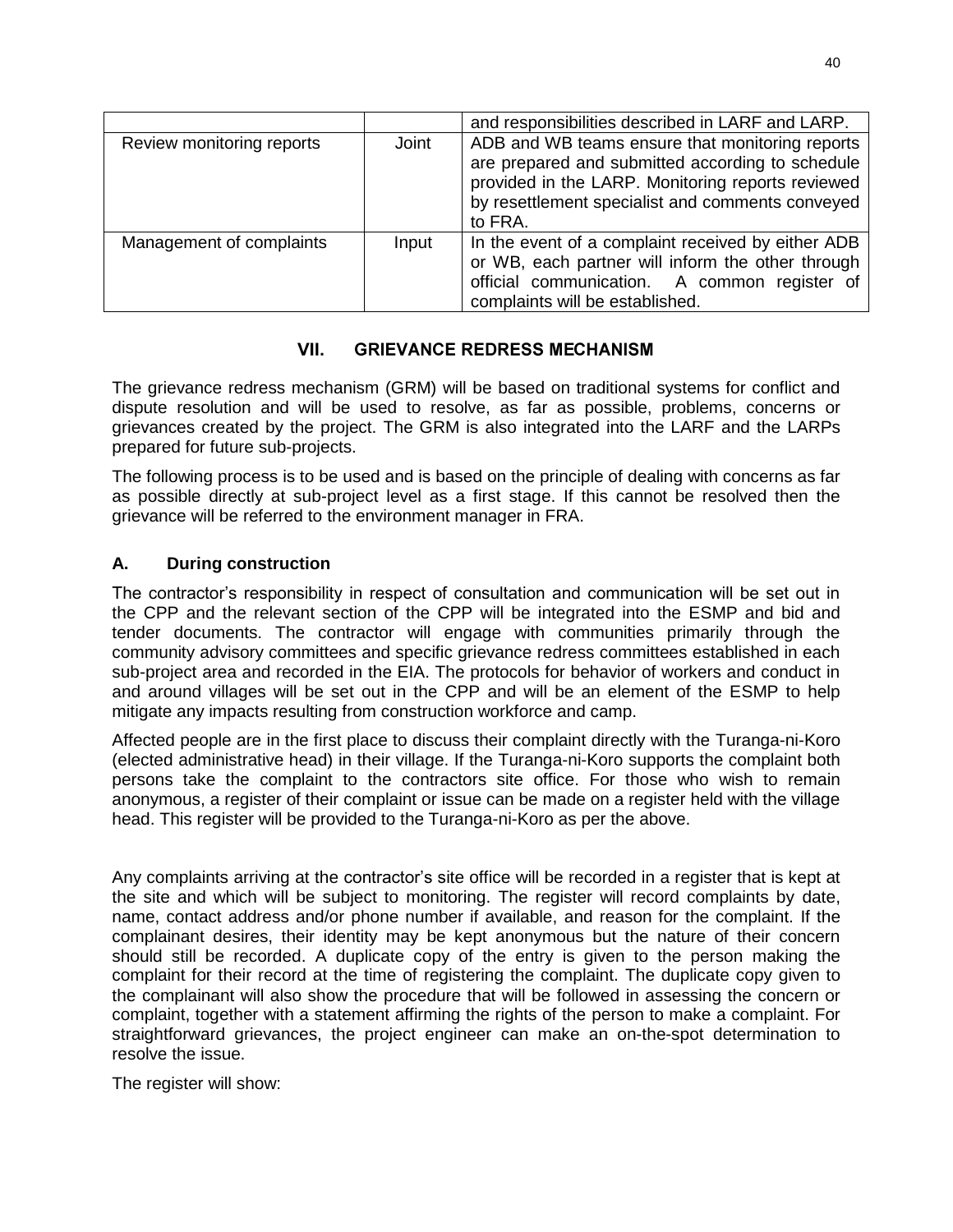| | | |
|---|---|---|
| | | and responsibilities described in LARF and LARP. |
| Review monitoring reports | Joint | ADB and WB teams ensure that monitoring reports are prepared and submitted according to schedule provided in the LARP. Monitoring reports reviewed by resettlement specialist and comments conveyed to FRA. |
| Management of complaints | Input | In the event of a complaint received by either ADB or WB, each partner will inform the other through official communication. A common register of complaints will be established. |

## VII. GRIEVANCE REDRESS MECHANISM

The grievance redress mechanism (GRM) will be based on traditional systems for conflict and dispute resolution and will be used to resolve, as far as possible, problems, concerns or grievances created by the project. The GRM is also integrated into the LARF and the LARPs prepared for future sub-projects.

The following process is to be used and is based on the principle of dealing with concerns as far as possible directly at sub-project level as a first stage. If this cannot be resolved then the grievance will be referred to the environment manager in FRA.

### A. During construction

The contractor's responsibility in respect of consultation and communication will be set out in the CPP and the relevant section of the CPP will be integrated into the ESMP and bid and tender documents. The contractor will engage with communities primarily through the community advisory committees and specific grievance redress committees established in each sub-project area and recorded in the EIA. The protocols for behavior of workers and conduct in and around villages will be set out in the CPP and will be an element of the ESMP to help mitigate any impacts resulting from construction workforce and camp.

Affected people are in the first place to discuss their complaint directly with the Turanga-ni-Koro (elected administrative head) in their village. If the Turanga-ni-Koro supports the complaint both persons take the complaint to the contractors site office. For those who wish to remain anonymous, a register of their complaint or issue can be made on a register held with the village head. This register will be provided to the Turanga-ni-Koro as per the above.

Any complaints arriving at the contractor's site office will be recorded in a register that is kept at the site and which will be subject to monitoring. The register will record complaints by date, name, contact address and/or phone number if available, and reason for the complaint. If the complainant desires, their identity may be kept anonymous but the nature of their concern should still be recorded. A duplicate copy of the entry is given to the person making the complaint for their record at the time of registering the complaint. The duplicate copy given to the complainant will also show the procedure that will be followed in assessing the concern or complaint, together with a statement affirming the rights of the person to make a complaint. For straightforward grievances, the project engineer can make an on-the-spot determination to resolve the issue.

The register will show: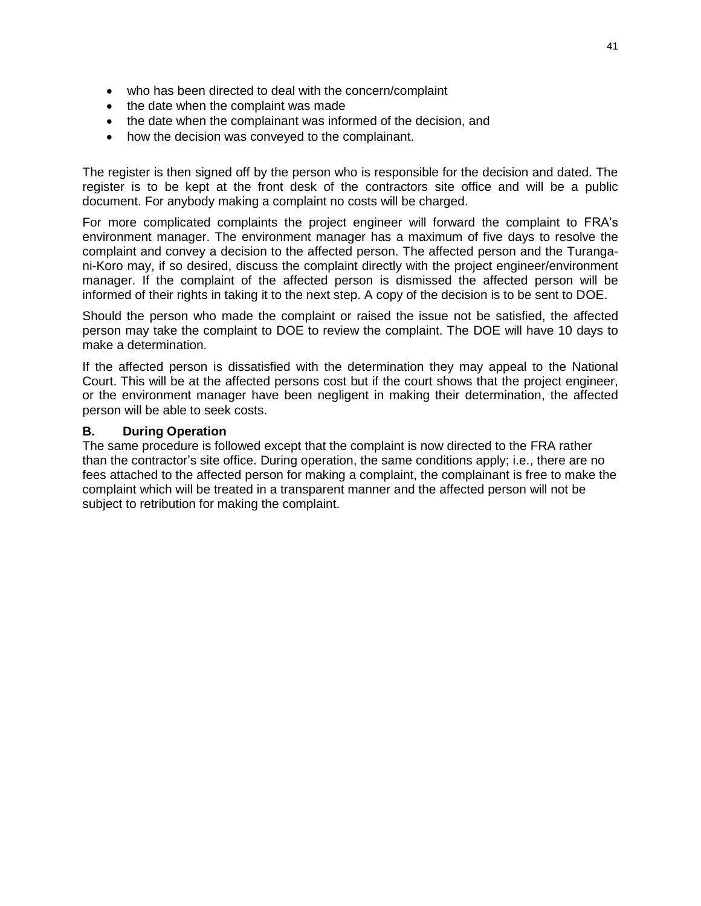- who has been directed to deal with the concern/complaint
- the date when the complaint was made
- the date when the complainant was informed of the decision, and
- how the decision was conveyed to the complainant.

The register is then signed off by the person who is responsible for the decision and dated. The register is to be kept at the front desk of the contractors site office and will be a public document. For anybody making a complaint no costs will be charged.

For more complicated complaints the project engineer will forward the complaint to FRA's environment manager. The environment manager has a maximum of five days to resolve the complaint and convey a decision to the affected person. The affected person and the Turanga-ni-Koro may, if so desired, discuss the complaint directly with the project engineer/environment manager. If the complaint of the affected person is dismissed the affected person will be informed of their rights in taking it to the next step. A copy of the decision is to be sent to DOE.

Should the person who made the complaint or raised the issue not be satisfied, the affected person may take the complaint to DOE to review the complaint. The DOE will have 10 days to make a determination.

If the affected person is dissatisfied with the determination they may appeal to the National Court. This will be at the affected persons cost but if the court shows that the project engineer, or the environment manager have been negligent in making their determination, the affected person will be able to seek costs.

**B. During Operation**

The same procedure is followed except that the complaint is now directed to the FRA rather than the contractor's site office. During operation, the same conditions apply; i.e., there are no fees attached to the affected person for making a complaint, the complainant is free to make the complaint which will be treated in a transparent manner and the affected person will not be subject to retribution for making the complaint.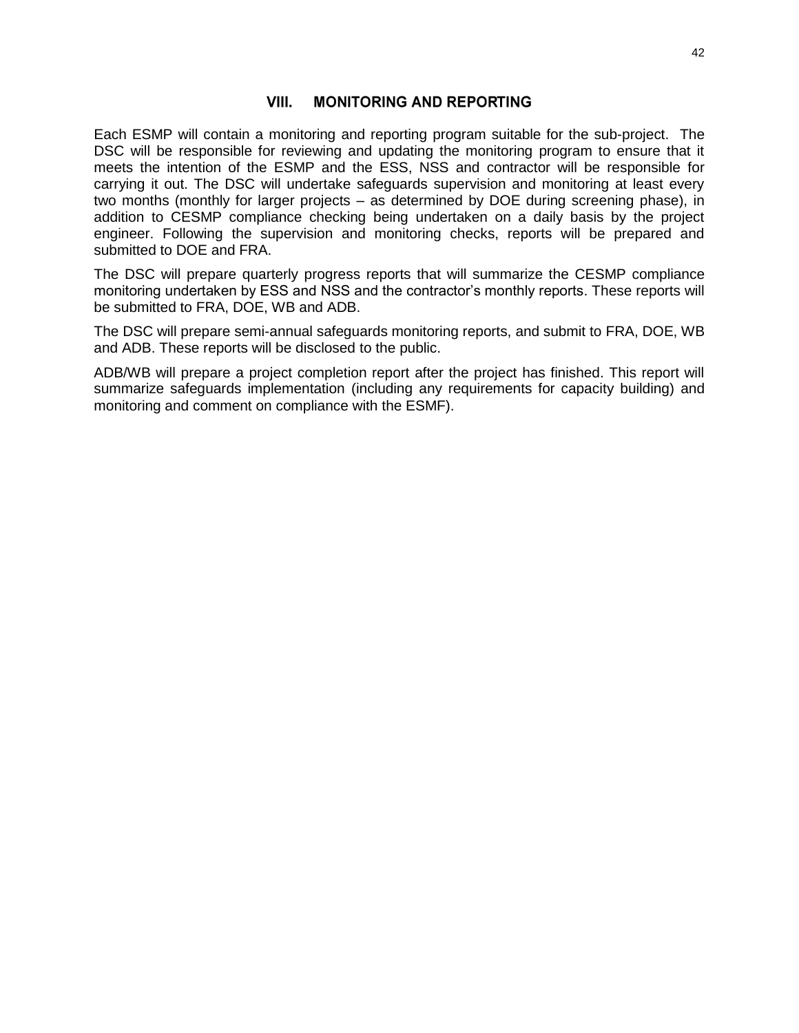# VIII. MONITORING AND REPORTING

Each ESMP will contain a monitoring and reporting program suitable for the sub-project. The DSC will be responsible for reviewing and updating the monitoring program to ensure that it meets the intention of the ESMP and the ESS, NSS and contractor will be responsible for carrying it out. The DSC will undertake safeguards supervision and monitoring at least every two months (monthly for larger projects – as determined by DOE during screening phase), in addition to CESMP compliance checking being undertaken on a daily basis by the project engineer. Following the supervision and monitoring checks, reports will be prepared and submitted to DOE and FRA.

The DSC will prepare quarterly progress reports that will summarize the CESMP compliance monitoring undertaken by ESS and NSS and the contractor's monthly reports. These reports will be submitted to FRA, DOE, WB and ADB.

The DSC will prepare semi-annual safeguards monitoring reports, and submit to FRA, DOE, WB and ADB. These reports will be disclosed to the public.

ADB/WB will prepare a project completion report after the project has finished. This report will summarize safeguards implementation (including any requirements for capacity building) and monitoring and comment on compliance with the ESMF).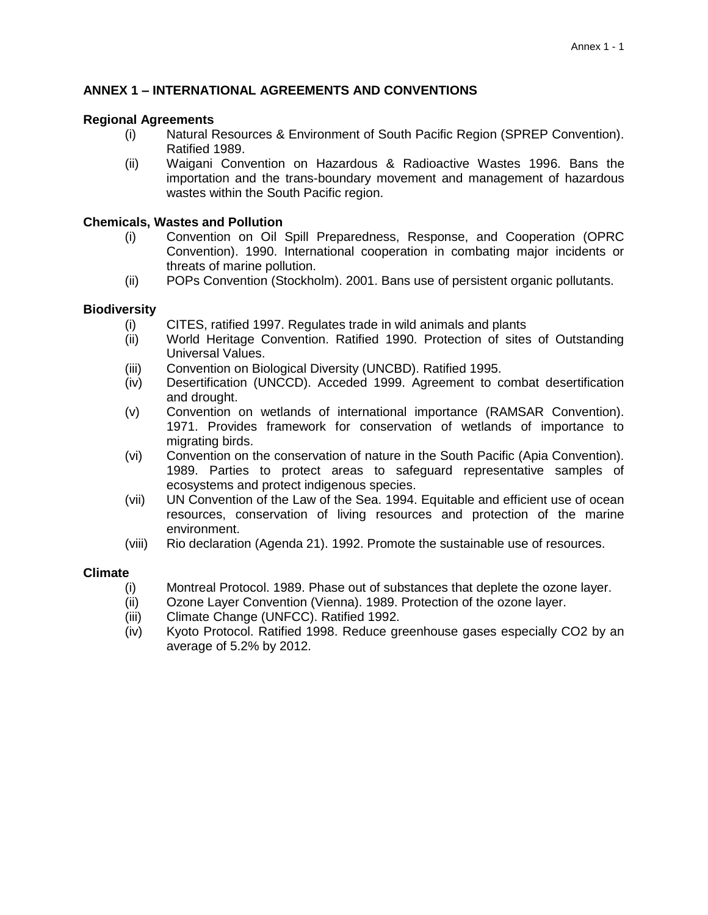## ANNEX 1 – INTERNATIONAL AGREEMENTS AND CONVENTIONS

**Regional Agreements**

- (i) Natural Resources & Environment of South Pacific Region (SPREP Convention). Ratified 1989.
- (ii) Waigani Convention on Hazardous & Radioactive Wastes 1996. Bans the importation and the trans-boundary movement and management of hazardous wastes within the South Pacific region.

**Chemicals, Wastes and Pollution**

- (i) Convention on Oil Spill Preparedness, Response, and Cooperation (OPRC Convention). 1990. International cooperation in combating major incidents or threats of marine pollution.
- (ii) POPs Convention (Stockholm). 2001. Bans use of persistent organic pollutants.

**Biodiversity**

- (i) CITES, ratified 1997. Regulates trade in wild animals and plants
- (ii) World Heritage Convention. Ratified 1990. Protection of sites of Outstanding Universal Values.
- (iii) Convention on Biological Diversity (UNCBD). Ratified 1995.
- (iv) Desertification (UNCCD). Acceded 1999. Agreement to combat desertification and drought.
- (v) Convention on wetlands of international importance (RAMSAR Convention). 1971. Provides framework for conservation of wetlands of importance to migrating birds.
- (vi) Convention on the conservation of nature in the South Pacific (Apia Convention). 1989. Parties to protect areas to safeguard representative samples of ecosystems and protect indigenous species.
- (vii) UN Convention of the Law of the Sea. 1994. Equitable and efficient use of ocean resources, conservation of living resources and protection of the marine environment.
- (viii) Rio declaration (Agenda 21). 1992. Promote the sustainable use of resources.

**Climate**

- (i) Montreal Protocol. 1989. Phase out of substances that deplete the ozone layer.
- (ii) Ozone Layer Convention (Vienna). 1989. Protection of the ozone layer.
- (iii) Climate Change (UNFCC). Ratified 1992.
- (iv) Kyoto Protocol. Ratified 1998. Reduce greenhouse gases especially $CO_2$ by an average of 5.2% by 2012.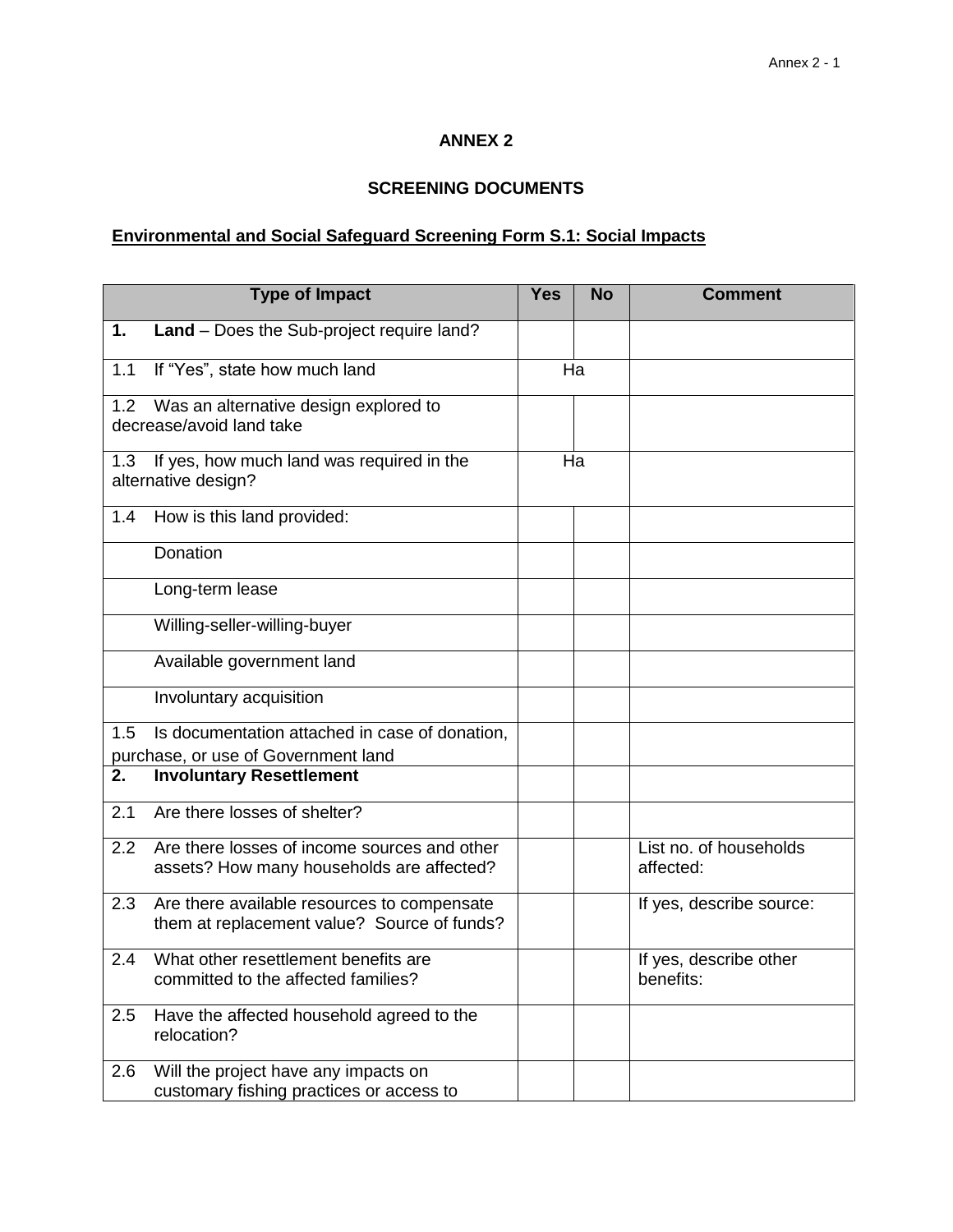# ANNEX 2

## SCREENING DOCUMENTS

### Environmental and Social Safeguard Screening Form S.1: Social Impacts

| Type of Impact | Yes | No | Comment |
|---|---|---|---|
| **1. Land** – Does the Sub-project require land? | | | |
| 1.1 If "Yes", state how much land | Ha | | |
| 1.2 Was an alternative design explored to decrease/avoid land take | | | |
| 1.3 If yes, how much land was required in the alternative design? | Ha | | |
| 1.4 How is this land provided: | | | |
| Donation | | | |
| Long-term lease | | | |
| Willing-seller-willing-buyer | | | |
| Available government land | | | |
| Involuntary acquisition | | | |
| 1.5 Is documentation attached in case of donation, purchase, or use of Government land | | | |
| **2. Involuntary Resettlement** | | | |
| 2.1 Are there losses of shelter? | | | |
| 2.2 Are there losses of income sources and other assets? How many households are affected? | | | List no. of households affected: |
| 2.3 Are there available resources to compensate them at replacement value? Source of funds? | | | If yes, describe source: |
| 2.4 What other resettlement benefits are committed to the affected families? | | | If yes, describe other benefits: |
| 2.5 Have the affected household agreed to the relocation? | | | |
| 2.6 Will the project have any impacts on customary fishing practices or access to | | | |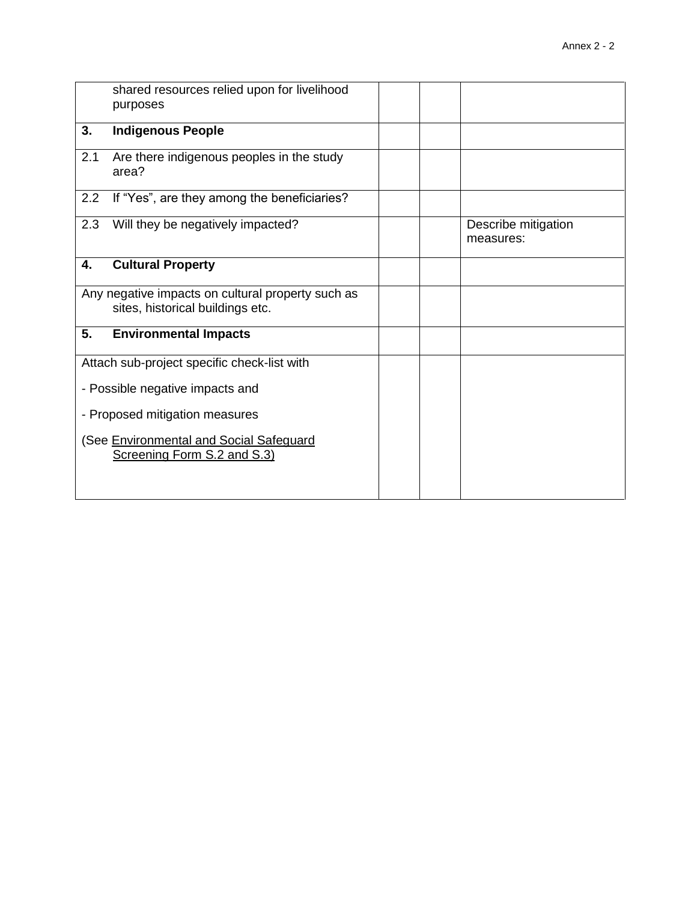| | | | |
|---|---|---|---|
| shared resources relied upon for livelihood purposes | | | |
| **3. Indigenous People** | | | |
| 2.1 Are there indigenous peoples in the study area? | | | |
| 2.2 If "Yes", are they among the beneficiaries? | | | |
| 2.3 Will they be negatively impacted? | | | Describe mitigation measures: |
| **4. Cultural Property** | | | |
| Any negative impacts on cultural property such as sites, historical buildings etc. | | | |
| **5. Environmental Impacts** | | | |
| Attach sub-project specific check-list with<br>- Possible negative impacts and<br>- Proposed mitigation measures<br>(See Environmental and Social Safeguard Screening Form S.2 and S.3) | | | |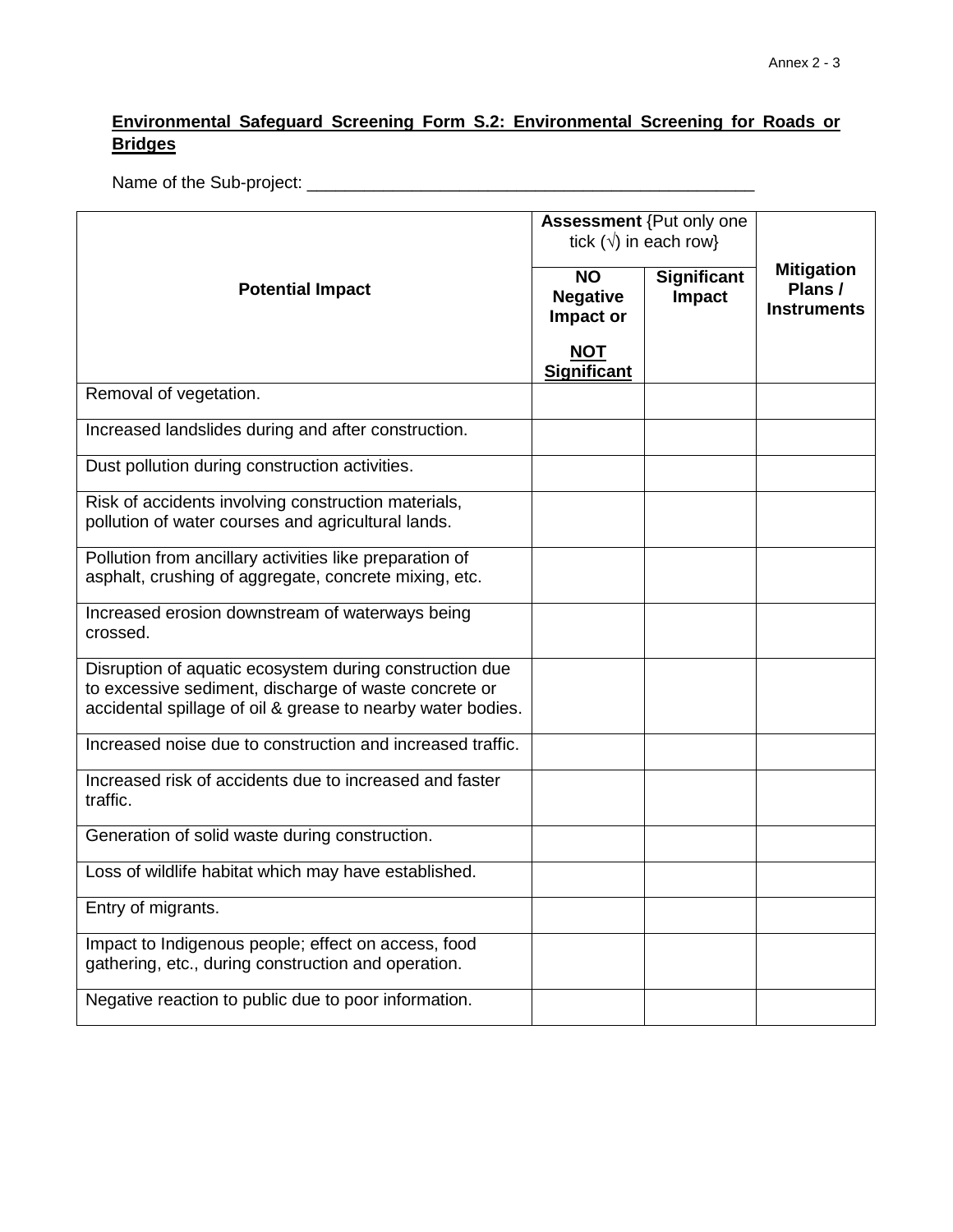**Environmental Safeguard Screening Form S.2: Environmental Screening for Roads or Bridges**

Name of the Sub-project: _______________________________________________

| Potential Impact | **Assessment** {Put only one tick (√) in each row} | | Mitigation Plans / Instruments |
|---|---|---|---|
| | **NO Negative Impact or NOT Significant** | **Significant Impact** | |
| Removal of vegetation. | | | |
| Increased landslides during and after construction. | | | |
| Dust pollution during construction activities. | | | |
| Risk of accidents involving construction materials, pollution of water courses and agricultural lands. | | | |
| Pollution from ancillary activities like preparation of asphalt, crushing of aggregate, concrete mixing, etc. | | | |
| Increased erosion downstream of waterways being crossed. | | | |
| Disruption of aquatic ecosystem during construction due to excessive sediment, discharge of waste concrete or accidental spillage of oil & grease to nearby water bodies. | | | |
| Increased noise due to construction and increased traffic. | | | |
| Increased risk of accidents due to increased and faster traffic. | | | |
| Generation of solid waste during construction. | | | |
| Loss of wildlife habitat which may have established. | | | |
| Entry of migrants. | | | |
| Impact to Indigenous people; effect on access, food gathering, etc., during construction and operation. | | | |
| Negative reaction to public due to poor information. | | | |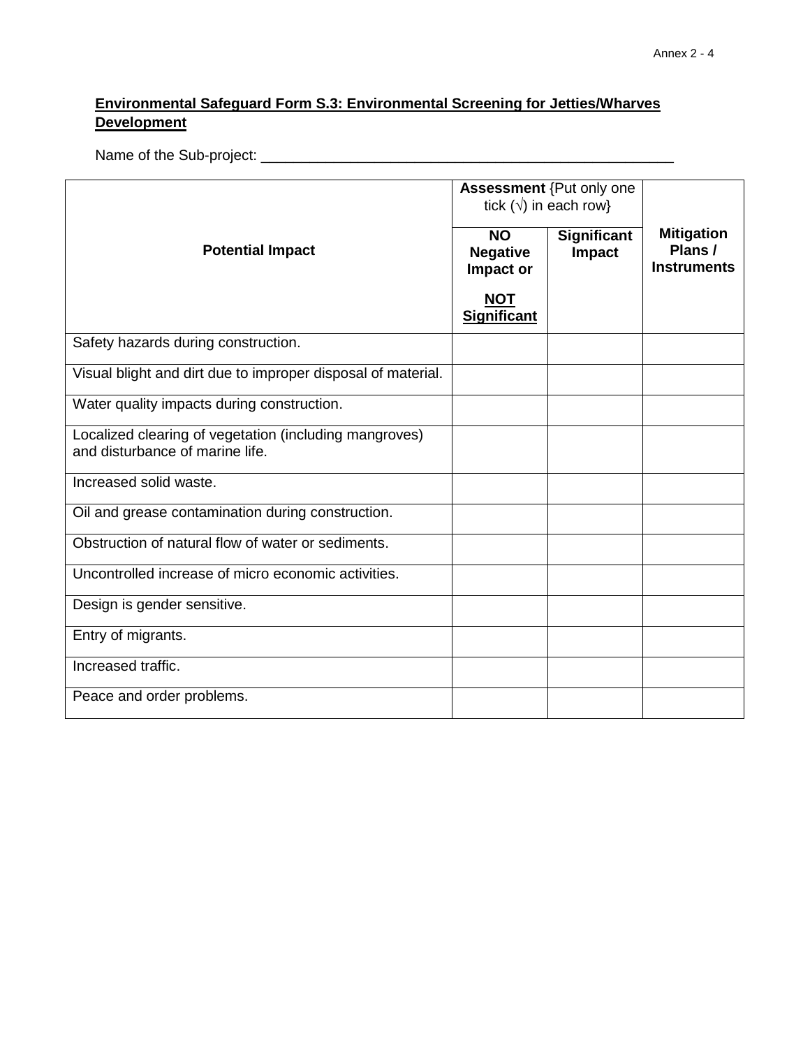**Environmental Safeguard Form S.3: Environmental Screening for Jetties/Wharves Development**

Name of the Sub-project: ____________________________________________________

| Potential Impact | Assessment {Put only one tick (√) in each row} | | Mitigation Plans / Instruments |
|---|---|---|---|
| | **NO Negative Impact or** **NOT Significant** | **Significant Impact** | |
| Safety hazards during construction. | | | |
| Visual blight and dirt due to improper disposal of material. | | | |
| Water quality impacts during construction. | | | |
| Localized clearing of vegetation (including mangroves) and disturbance of marine life. | | | |
| Increased solid waste. | | | |
| Oil and grease contamination during construction. | | | |
| Obstruction of natural flow of water or sediments. | | | |
| Uncontrolled increase of micro economic activities. | | | |
| Design is gender sensitive. | | | |
| Entry of migrants. | | | |
| Increased traffic. | | | |
| Peace and order problems. | | | |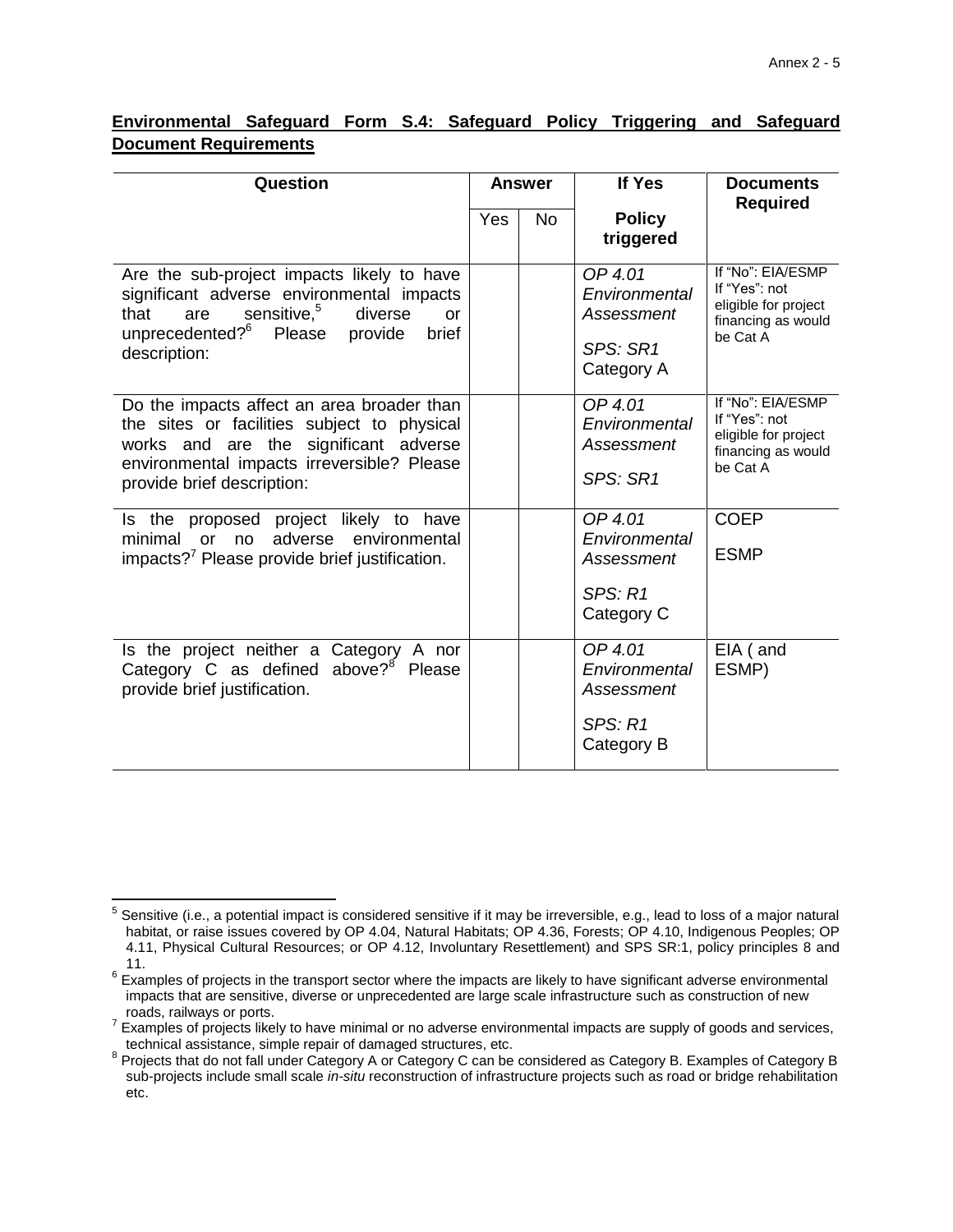**Environmental Safeguard Form S.4: Safeguard Policy Triggering and Safeguard Document Requirements**

| Question | Answer | | If Yes | Documents Required |
|---|---|---|---|---|
| | Yes | No | Policy triggered | |
| Are the sub-project impacts likely to have significant adverse environmental impacts that are sensitive,[5] diverse or unprecedented?[6] Please provide brief description: | | | *OP 4.01 Environmental Assessment*<br><br>*SPS: SR1*<br>Category A | If "No": EIA/ESMP<br>If "Yes": not eligible for project financing as would be Cat A |
| Do the impacts affect an area broader than the sites or facilities subject to physical works and are the significant adverse environmental impacts irreversible? Please provide brief description: | | | *OP 4.01 Environmental Assessment*<br><br>*SPS: SR1* | If "No": EIA/ESMP<br>If "Yes": not eligible for project financing as would be Cat A |
| Is the proposed project likely to have minimal or no adverse environmental impacts?[7] Please provide brief justification. | | | *OP 4.01 Environmental Assessment*<br><br>*SPS: R1*<br>Category C | COEP<br><br>ESMP |
| Is the project neither a Category A nor Category C as defined above?[8] Please provide brief justification. | | | *OP 4.01 Environmental Assessment*<br><br>*SPS: R1*<br>Category B | EIA ( and ESMP) |

[5] Sensitive (i.e., a potential impact is considered sensitive if it may be irreversible, e.g., lead to loss of a major natural habitat, or raise issues covered by OP 4.04, Natural Habitats; OP 4.36, Forests; OP 4.10, Indigenous Peoples; OP 4.11, Physical Cultural Resources; or OP 4.12, Involuntary Resettlement) and SPS SR:1, policy principles 8 and 11.

[6] Examples of projects in the transport sector where the impacts are likely to have significant adverse environmental impacts that are sensitive, diverse or unprecedented are large scale infrastructure such as construction of new roads, railways or ports.

[7] Examples of projects likely to have minimal or no adverse environmental impacts are supply of goods and services, technical assistance, simple repair of damaged structures, etc.

[8] Projects that do not fall under Category A or Category C can be considered as Category B. Examples of Category B sub-projects include small scale *in-situ* reconstruction of infrastructure projects such as road or bridge rehabilitation etc.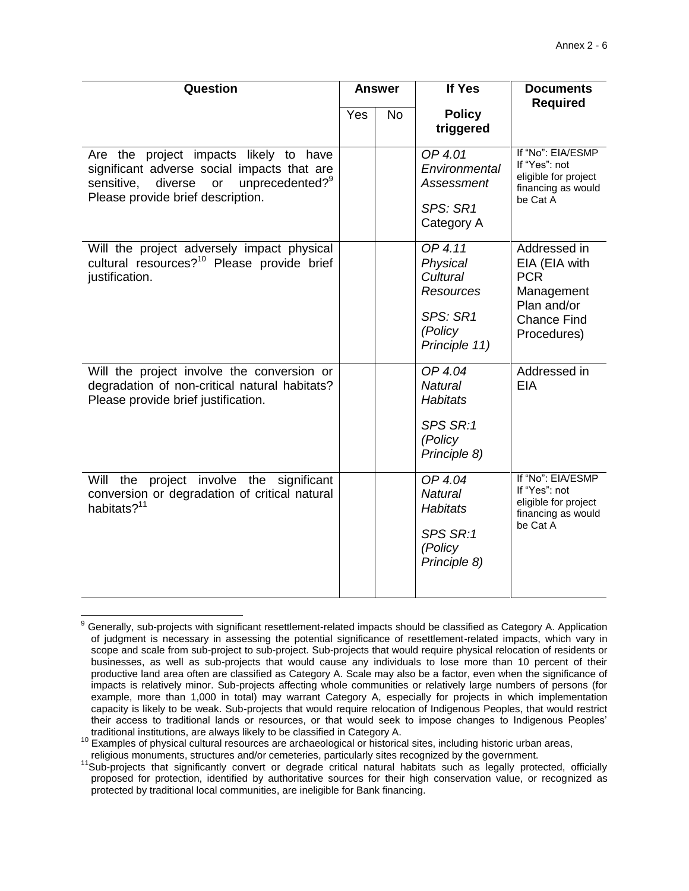| Question | Answer | | If Yes | Documents Required |
|---|---|---|---|---|
| | Yes | No | Policy triggered | |
| Are the project impacts likely to have significant adverse social impacts that are sensitive, diverse or unprecedented?[9] Please provide brief description. | | | *OP 4.01 Environmental Assessment* *SPS: SR1* Category A | If "No": EIA/ESMP If "Yes": not eligible for project financing as would be Cat A |
| Will the project adversely impact physical cultural resources?[10] Please provide brief justification. | | | *OP 4.11 Physical Cultural Resources* *SPS: SR1 (Policy Principle 11)* | Addressed in EIA (EIA with PCR Management Plan and/or Chance Find Procedures) |
| Will the project involve the conversion or degradation of non-critical natural habitats? Please provide brief justification. | | | *OP 4.04 Natural Habitats* *SPS SR:1 (Policy Principle 8)* | Addressed in EIA |
| Will the project involve the significant conversion or degradation of critical natural habitats?[11] | | | *OP 4.04 Natural Habitats* *SPS SR:1 (Policy Principle 8)* | If "No": EIA/ESMP If "Yes": not eligible for project financing as would be Cat A |

[9] Generally, sub-projects with significant resettlement-related impacts should be classified as Category A. Application of judgment is necessary in assessing the potential significance of resettlement-related impacts, which vary in scope and scale from sub-project to sub-project. Sub-projects that would require physical relocation of residents or businesses, as well as sub-projects that would cause any individuals to lose more than 10 percent of their productive land area often are classified as Category A. Scale may also be a factor, even when the significance of impacts is relatively minor. Sub-projects affecting whole communities or relatively large numbers of persons (for example, more than 1,000 in total) may warrant Category A, especially for projects in which implementation capacity is likely to be weak. Sub-projects that would require relocation of Indigenous Peoples, that would restrict their access to traditional lands or resources, or that would seek to impose changes to Indigenous Peoples' traditional institutions, are always likely to be classified in Category A.

[10] Examples of physical cultural resources are archaeological or historical sites, including historic urban areas, religious monuments, structures and/or cemeteries, particularly sites recognized by the government.

[11] Sub-projects that significantly convert or degrade critical natural habitats such as legally protected, officially proposed for protection, identified by authoritative sources for their high conservation value, or recognized as protected by traditional local communities, are ineligible for Bank financing.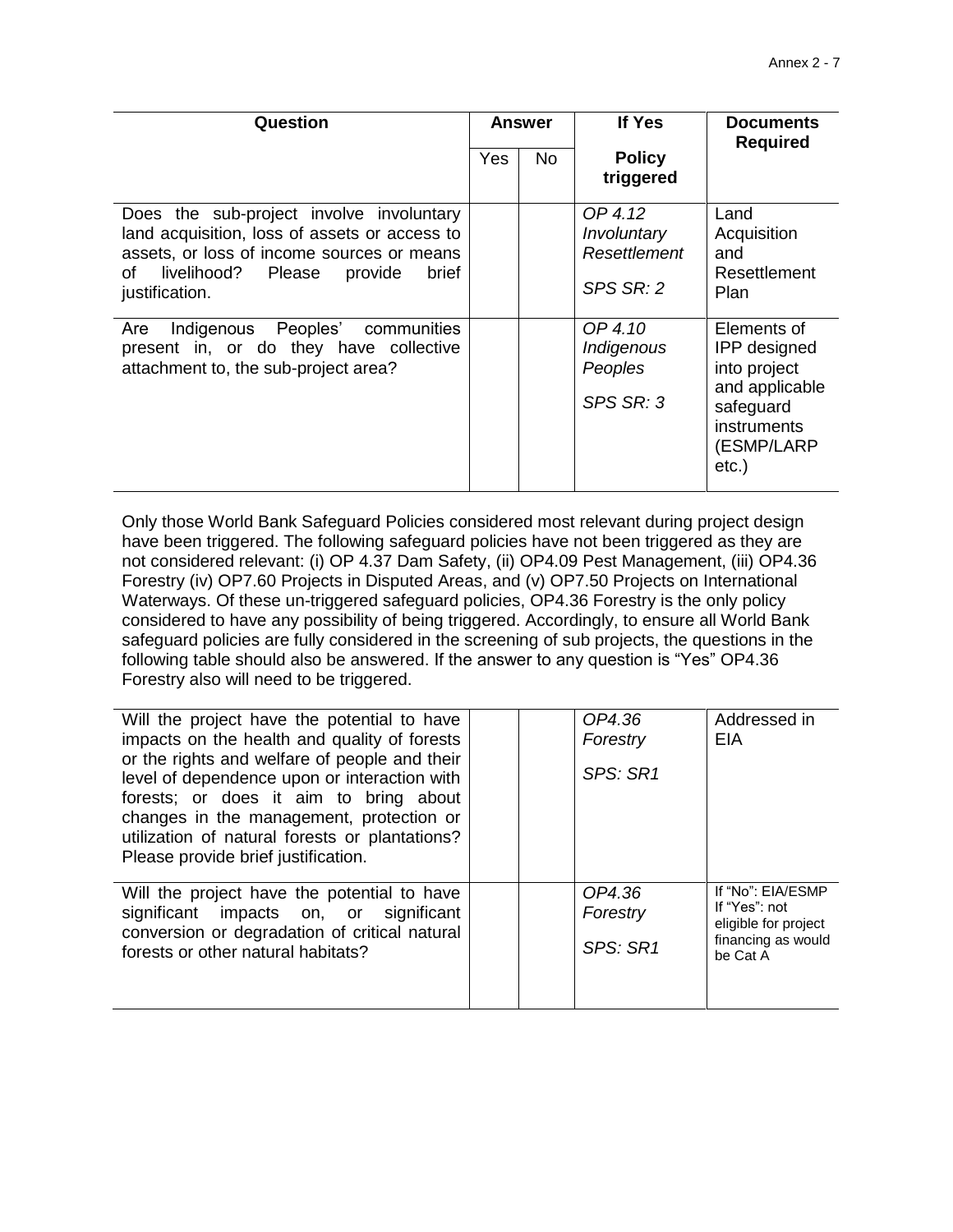| Question | Answer | | If Yes | Documents Required |
|---|---|---|---|---|
| | Yes | No | Policy triggered | |
| Does the sub-project involve involuntary land acquisition, loss of assets or access to assets, or loss of income sources or means of livelihood? Please provide brief justification. | | | *OP 4.12 Involuntary Resettlement* *SPS SR: 2* | Land Acquisition and Resettlement Plan |
| Are Indigenous Peoples' communities present in, or do they have collective attachment to, the sub-project area? | | | *OP 4.10 Indigenous Peoples* *SPS SR: 3* | Elements of IPP designed into project and applicable safeguard instruments (ESMP/LARP etc.) |

Only those World Bank Safeguard Policies considered most relevant during project design have been triggered. The following safeguard policies have not been triggered as they are not considered relevant: (i) OP 4.37 Dam Safety, (ii) OP4.09 Pest Management, (iii) OP4.36 Forestry (iv) OP7.60 Projects in Disputed Areas, and (v) OP7.50 Projects on International Waterways. Of these un-triggered safeguard policies, OP4.36 Forestry is the only policy considered to have any possibility of being triggered. Accordingly, to ensure all World Bank safeguard policies are fully considered in the screening of sub projects, the questions in the following table should also be answered. If the answer to any question is "Yes" OP4.36 Forestry also will need to be triggered.

| | | | | |
|---|---|---|---|---|
| Will the project have the potential to have impacts on the health and quality of forests or the rights and welfare of people and their level of dependence upon or interaction with forests; or does it aim to bring about changes in the management, protection or utilization of natural forests or plantations? Please provide brief justification. | | | *OP4.36 Forestry* *SPS: SR1* | Addressed in EIA |
| Will the project have the potential to have significant impacts on, or significant conversion or degradation of critical natural forests or other natural habitats? | | | *OP4.36 Forestry* *SPS: SR1* | If "No": EIA/ESMP If "Yes": not eligible for project financing as would be Cat A |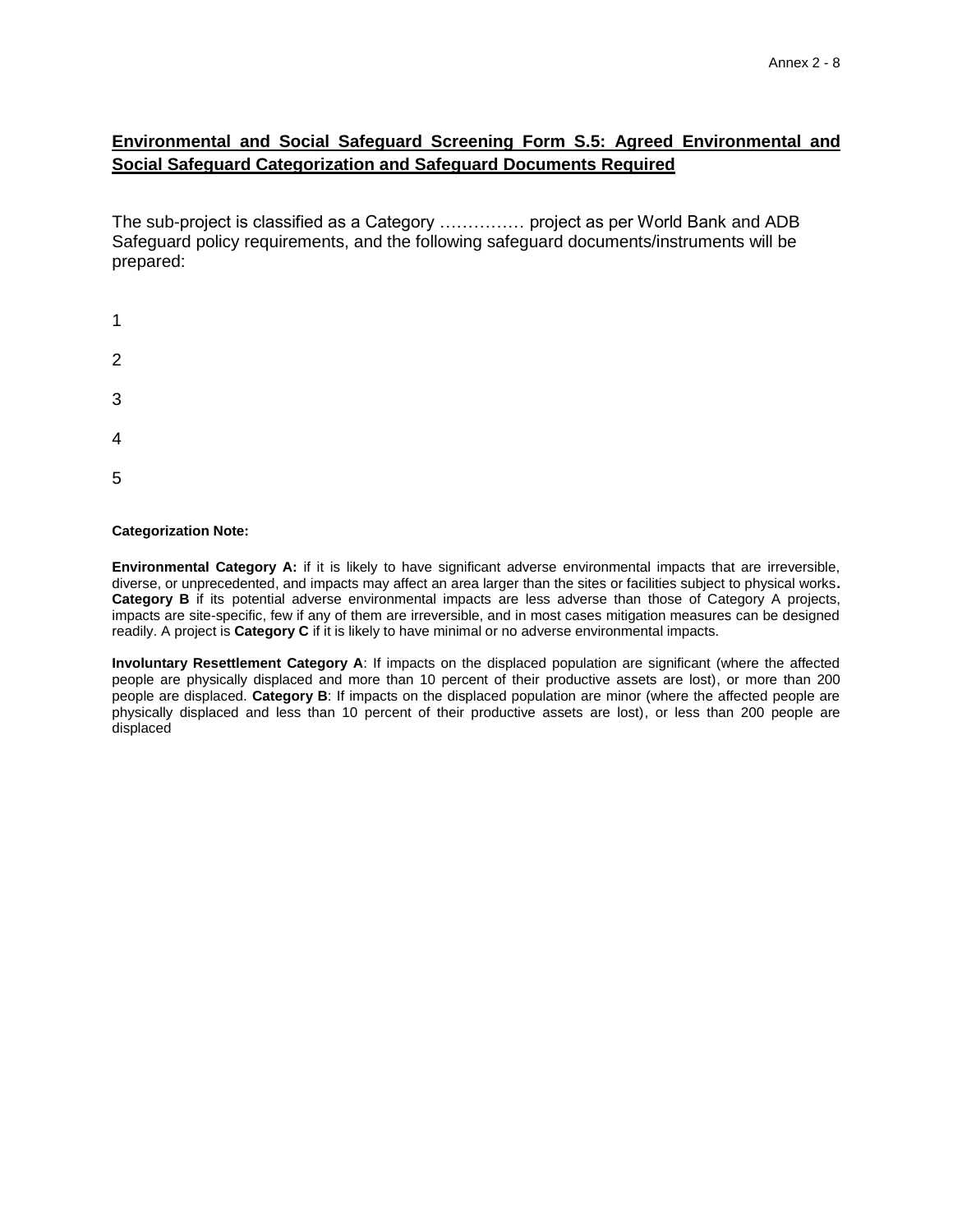## Environmental and Social Safeguard Screening Form S.5: Agreed Environmental and Social Safeguard Categorization and Safeguard Documents Required

The sub-project is classified as a Category …………… project as per World Bank and ADB Safeguard policy requirements, and the following safeguard documents/instruments will be prepared:

1

2

3

4

5

**Categorization Note:**

**Environmental Category A:** if it is likely to have significant adverse environmental impacts that are irreversible, diverse, or unprecedented, and impacts may affect an area larger than the sites or facilities subject to physical works**.** **Category B** if its potential adverse environmental impacts are less adverse than those of Category A projects, impacts are site-specific, few if any of them are irreversible, and in most cases mitigation measures can be designed readily. A project is **Category C** if it is likely to have minimal or no adverse environmental impacts.

**Involuntary Resettlement Category A**: If impacts on the displaced population are significant (where the affected people are physically displaced and more than 10 percent of their productive assets are lost), or more than 200 people are displaced. **Category B**: If impacts on the displaced population are minor (where the affected people are physically displaced and less than 10 percent of their productive assets are lost), or less than 200 people are displaced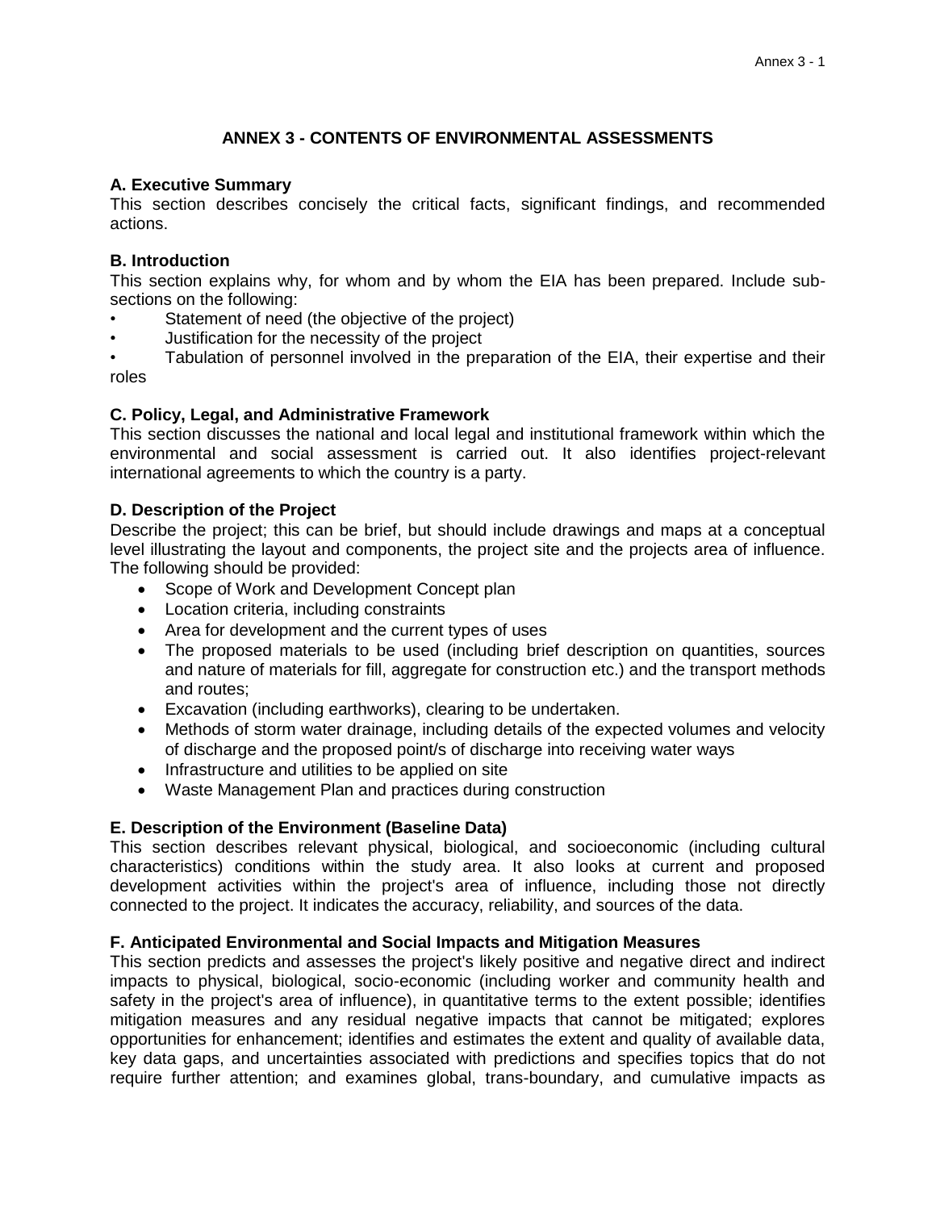# ANNEX 3 - CONTENTS OF ENVIRONMENTAL ASSESSMENTS

### A. Executive Summary

This section describes concisely the critical facts, significant findings, and recommended actions.

### B. Introduction

This section explains why, for whom and by whom the EIA has been prepared. Include sub-sections on the following:

- Statement of need (the objective of the project)
- Justification for the necessity of the project
- Tabulation of personnel involved in the preparation of the EIA, their expertise and their roles

### C. Policy, Legal, and Administrative Framework

This section discusses the national and local legal and institutional framework within which the environmental and social assessment is carried out. It also identifies project-relevant international agreements to which the country is a party.

### D. Description of the Project

Describe the project; this can be brief, but should include drawings and maps at a conceptual level illustrating the layout and components, the project site and the projects area of influence. The following should be provided:

- Scope of Work and Development Concept plan
- Location criteria, including constraints
- Area for development and the current types of uses
- The proposed materials to be used (including brief description on quantities, sources and nature of materials for fill, aggregate for construction etc.) and the transport methods and routes;
- Excavation (including earthworks), clearing to be undertaken.
- Methods of storm water drainage, including details of the expected volumes and velocity of discharge and the proposed point's of discharge into receiving water ways
- Infrastructure and utilities to be applied on site
- Waste Management Plan and practices during construction

### E. Description of the Environment (Baseline Data)

This section describes relevant physical, biological, and socioeconomic (including cultural characteristics) conditions within the study area. It also looks at current and proposed development activities within the project's area of influence, including those not directly connected to the project. It indicates the accuracy, reliability, and sources of the data.

### F. Anticipated Environmental and Social Impacts and Mitigation Measures

This section predicts and assesses the project's likely positive and negative direct and indirect impacts to physical, biological, socio-economic (including worker and community health and safety in the project's area of influence), in quantitative terms to the extent possible; identifies mitigation measures and any residual negative impacts that cannot be mitigated; explores opportunities for enhancement; identifies and estimates the extent and quality of available data, key data gaps, and uncertainties associated with predictions and specifies topics that do not require further attention; and examines global, trans-boundary, and cumulative impacts as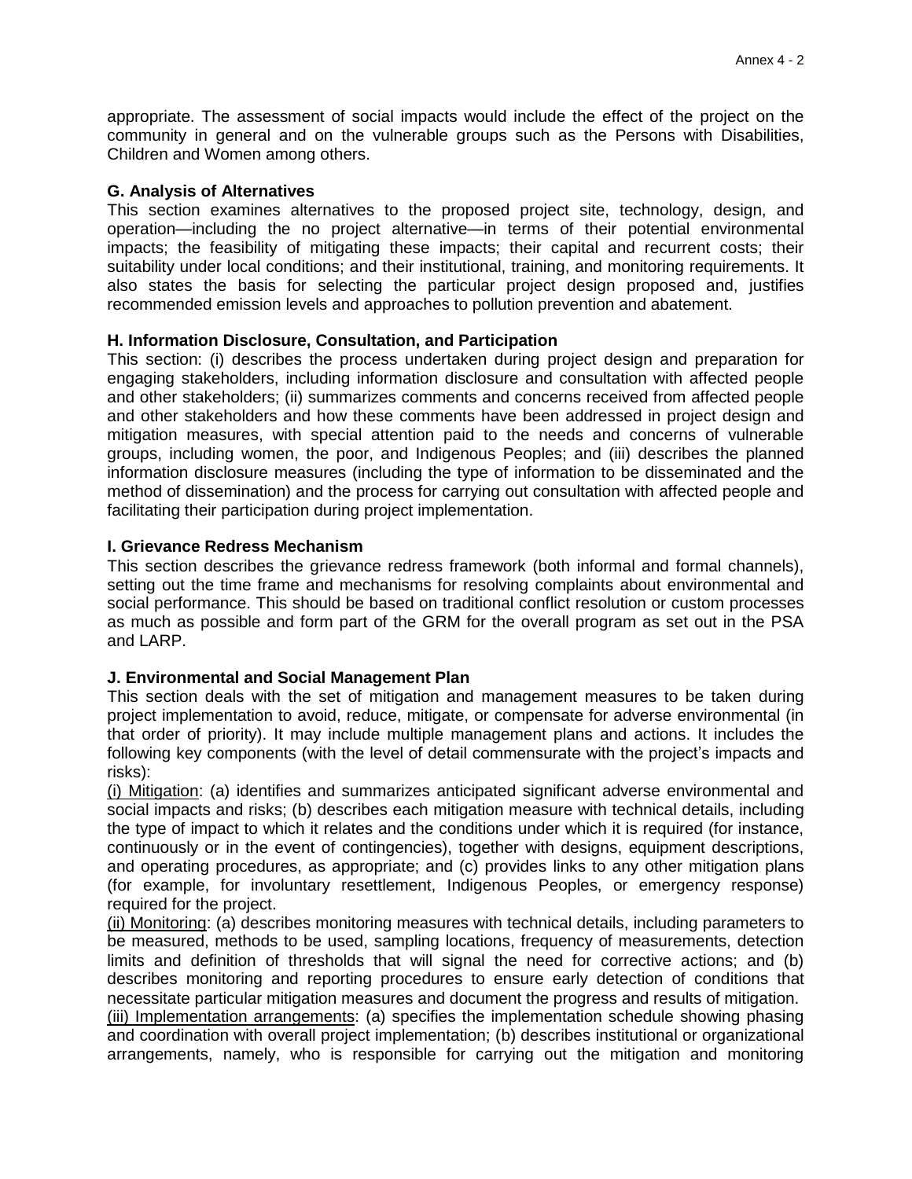appropriate. The assessment of social impacts would include the effect of the project on the community in general and on the vulnerable groups such as the Persons with Disabilities, Children and Women among others.

**G. Analysis of Alternatives**

This section examines alternatives to the proposed project site, technology, design, and operation—including the no project alternative—in terms of their potential environmental impacts; the feasibility of mitigating these impacts; their capital and recurrent costs; their suitability under local conditions; and their institutional, training, and monitoring requirements. It also states the basis for selecting the particular project design proposed and, justifies recommended emission levels and approaches to pollution prevention and abatement.

**H. Information Disclosure, Consultation, and Participation**

This section: (i) describes the process undertaken during project design and preparation for engaging stakeholders, including information disclosure and consultation with affected people and other stakeholders; (ii) summarizes comments and concerns received from affected people and other stakeholders and how these comments have been addressed in project design and mitigation measures, with special attention paid to the needs and concerns of vulnerable groups, including women, the poor, and Indigenous Peoples; and (iii) describes the planned information disclosure measures (including the type of information to be disseminated and the method of dissemination) and the process for carrying out consultation with affected people and facilitating their participation during project implementation.

**I. Grievance Redress Mechanism**

This section describes the grievance redress framework (both informal and formal channels), setting out the time frame and mechanisms for resolving complaints about environmental and social performance. This should be based on traditional conflict resolution or custom processes as much as possible and form part of the GRM for the overall program as set out in the PSA and LARP.

**J. Environmental and Social Management Plan**

This section deals with the set of mitigation and management measures to be taken during project implementation to avoid, reduce, mitigate, or compensate for adverse environmental (in that order of priority). It may include multiple management plans and actions. It includes the following key components (with the level of detail commensurate with the project's impacts and risks):

<u>(i) Mitigation</u>: (a) identifies and summarizes anticipated significant adverse environmental and social impacts and risks; (b) describes each mitigation measure with technical details, including the type of impact to which it relates and the conditions under which it is required (for instance, continuously or in the event of contingencies), together with designs, equipment descriptions, and operating procedures, as appropriate; and (c) provides links to any other mitigation plans (for example, for involuntary resettlement, Indigenous Peoples, or emergency response) required for the project.

<u>(ii) Monitoring</u>: (a) describes monitoring measures with technical details, including parameters to be measured, methods to be used, sampling locations, frequency of measurements, detection limits and definition of thresholds that will signal the need for corrective actions; and (b) describes monitoring and reporting procedures to ensure early detection of conditions that necessitate particular mitigation measures and document the progress and results of mitigation.

<u>(iii) Implementation arrangements</u>: (a) specifies the implementation schedule showing phasing and coordination with overall project implementation; (b) describes institutional or organizational arrangements, namely, who is responsible for carrying out the mitigation and monitoring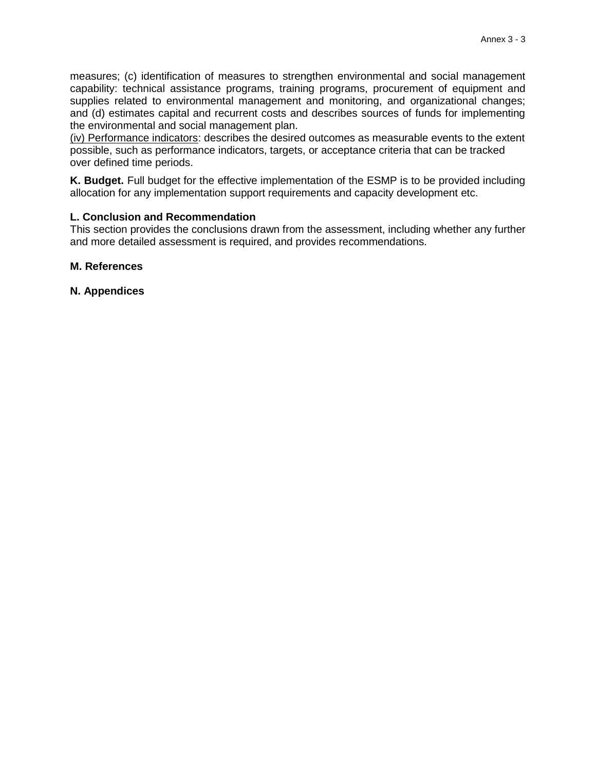measures; (c) identification of measures to strengthen environmental and social management capability: technical assistance programs, training programs, procurement of equipment and supplies related to environmental management and monitoring, and organizational changes; and (d) estimates capital and recurrent costs and describes sources of funds for implementing the environmental and social management plan.

(iv) Performance indicators: describes the desired outcomes as measurable events to the extent possible, such as performance indicators, targets, or acceptance criteria that can be tracked over defined time periods.

**K. Budget.** Full budget for the effective implementation of the ESMP is to be provided including allocation for any implementation support requirements and capacity development etc.

**L. Conclusion and Recommendation**

This section provides the conclusions drawn from the assessment, including whether any further and more detailed assessment is required, and provides recommendations.

**M. References**

**N. Appendices**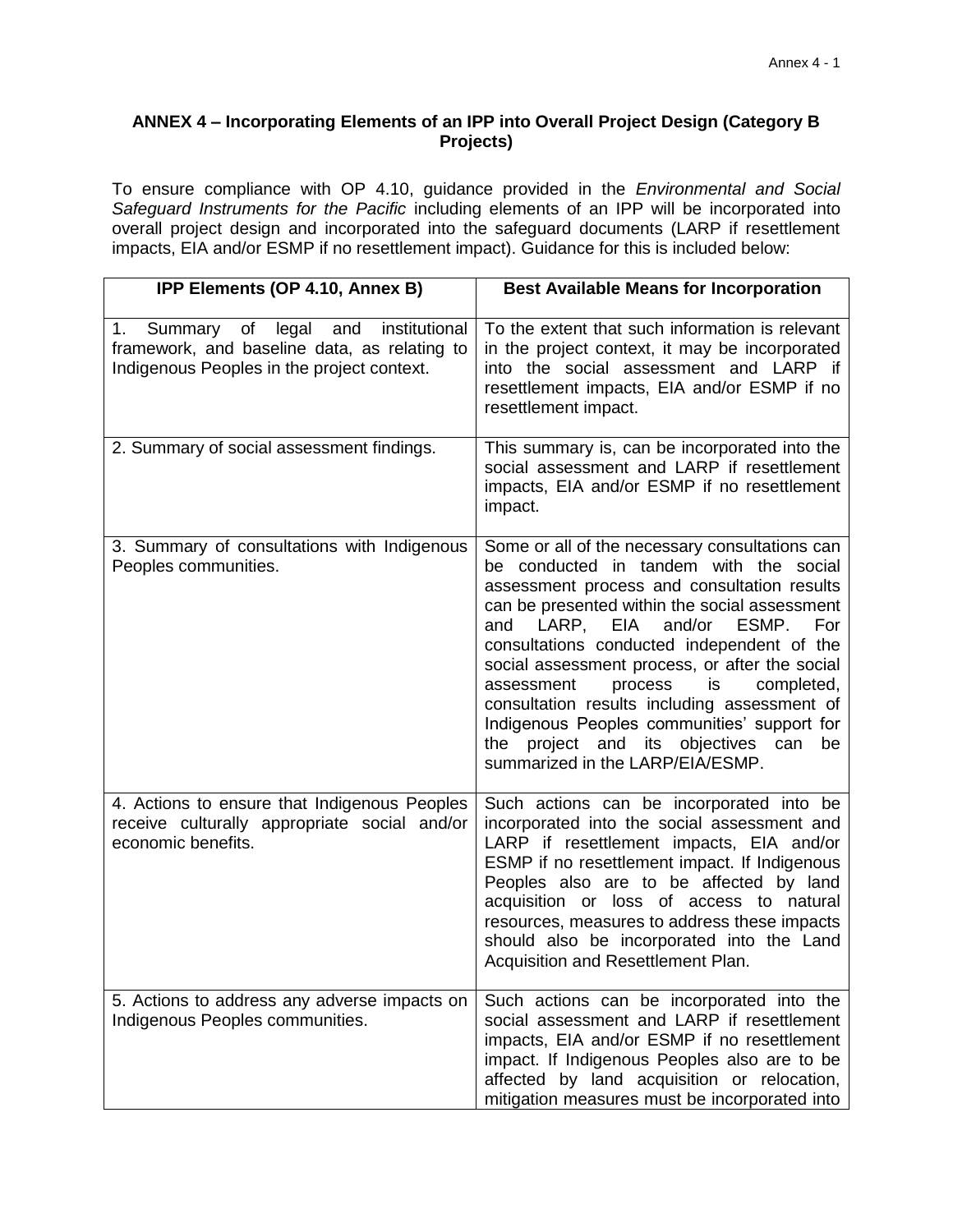**ANNEX 4 – Incorporating Elements of an IPP into Overall Project Design (Category B Projects)**

To ensure compliance with OP 4.10, guidance provided in the *Environmental and Social Safeguard Instruments for the Pacific* including elements of an IPP will be incorporated into overall project design and incorporated into the safeguard documents (LARP if resettlement impacts, EIA and/or ESMP if no resettlement impact). Guidance for this is included below:

| IPP Elements (OP 4.10, Annex B) | Best Available Means for Incorporation |
| --- | --- |
| 1. Summary of legal and institutional framework, and baseline data, as relating to Indigenous Peoples in the project context. | To the extent that such information is relevant in the project context, it may be incorporated into the social assessment and LARP if resettlement impacts, EIA and/or ESMP if no resettlement impact. |
| 2. Summary of social assessment findings. | This summary is, can be incorporated into the social assessment and LARP if resettlement impacts, EIA and/or ESMP if no resettlement impact. |
| 3. Summary of consultations with Indigenous Peoples communities. | Some or all of the necessary consultations can be conducted in tandem with the social assessment process and consultation results can be presented within the social assessment and LARP, EIA and/or ESMP. For consultations conducted independent of the social assessment process, or after the social assessment process is completed, consultation results including assessment of Indigenous Peoples communities' support for the project and its objectives can be summarized in the LARP/EIA/ESMP. |
| 4. Actions to ensure that Indigenous Peoples receive culturally appropriate social and/or economic benefits. | Such actions can be incorporated into be incorporated into the social assessment and LARP if resettlement impacts, EIA and/or ESMP if no resettlement impact. If Indigenous Peoples also are to be affected by land acquisition or loss of access to natural resources, measures to address these impacts should also be incorporated into the Land Acquisition and Resettlement Plan. |
| 5. Actions to address any adverse impacts on Indigenous Peoples communities. | Such actions can be incorporated into the social assessment and LARP if resettlement impacts, EIA and/or ESMP if no resettlement impact. If Indigenous Peoples also are to be affected by land acquisition or relocation, mitigation measures must be incorporated into |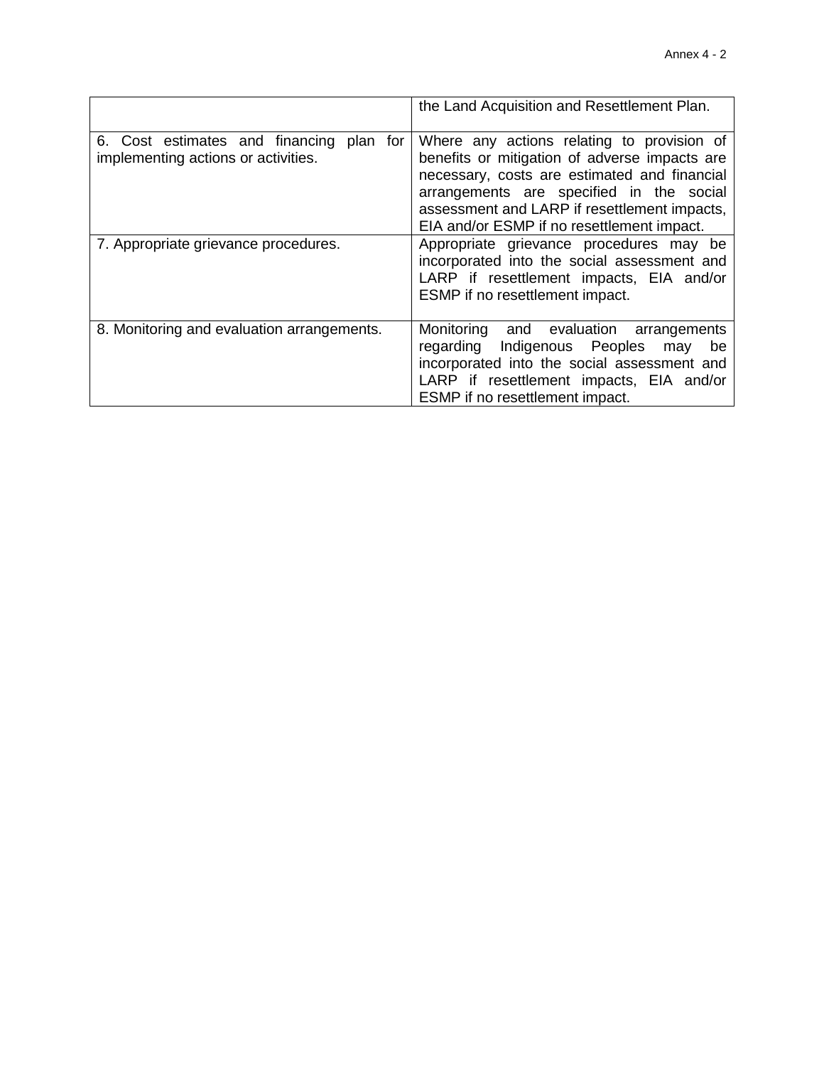| | |
|---|---|
| | the Land Acquisition and Resettlement Plan. |
| 6. Cost estimates and financing plan for implementing actions or activities. | Where any actions relating to provision of benefits or mitigation of adverse impacts are necessary, costs are estimated and financial arrangements are specified in the social assessment and LARP if resettlement impacts, EIA and/or ESMP if no resettlement impact. |
| 7. Appropriate grievance procedures. | Appropriate grievance procedures may be incorporated into the social assessment and LARP if resettlement impacts, EIA and/or ESMP if no resettlement impact. |
| 8. Monitoring and evaluation arrangements. | Monitoring and evaluation arrangements regarding Indigenous Peoples may be incorporated into the social assessment and LARP if resettlement impacts, EIA and/or ESMP if no resettlement impact. |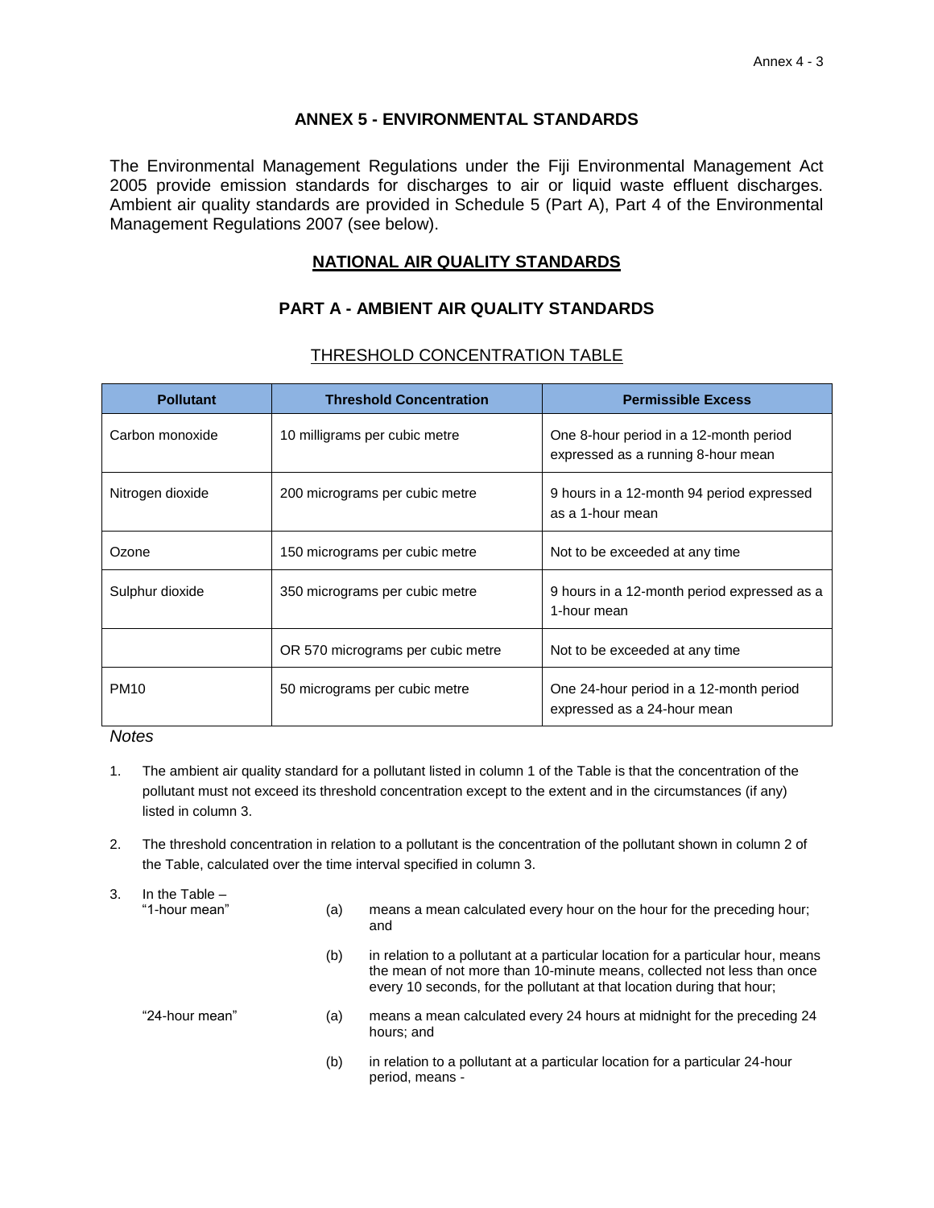## ANNEX 5 - ENVIRONMENTAL STANDARDS

The Environmental Management Regulations under the Fiji Environmental Management Act 2005 provide emission standards for discharges to air or liquid waste effluent discharges. Ambient air quality standards are provided in Schedule 5 (Part A), Part 4 of the Environmental Management Regulations 2007 (see below).

### NATIONAL AIR QUALITY STANDARDS

### PART A - AMBIENT AIR QUALITY STANDARDS

THRESHOLD CONCENTRATION TABLE

| Pollutant | Threshold Concentration | Permissible Excess |
|---|---|---|
| Carbon monoxide | 10 milligrams per cubic metre | One 8-hour period in a 12-month period expressed as a running 8-hour mean |
| Nitrogen dioxide | 200 micrograms per cubic metre | 9 hours in a 12-month 94 period expressed as a 1-hour mean |
| Ozone | 150 micrograms per cubic metre | Not to be exceeded at any time |
| Sulphur dioxide | 350 micrograms per cubic metre | 9 hours in a 12-month period expressed as a 1-hour mean |
| | OR 570 micrograms per cubic metre | Not to be exceeded at any time |
| PM10 | 50 micrograms per cubic metre | One 24-hour period in a 12-month period expressed as a 24-hour mean |

*Notes*

1. The ambient air quality standard for a pollutant listed in column 1 of the Table is that the concentration of the pollutant must not exceed its threshold concentration except to the extent and in the circumstances (if any) listed in column 3.

2. The threshold concentration in relation to a pollutant is the concentration of the pollutant shown in column 2 of the Table, calculated over the time interval specified in column 3.

3. In the Table –

   "1-hour mean"
   - (a) means a mean calculated every hour on the hour for the preceding hour; and
   - (b) in relation to a pollutant at a particular location for a particular hour, means the mean of not more than 10-minute means, collected not less than once every 10 seconds, for the pollutant at that location during that hour;

   "24-hour mean"
   - (a) means a mean calculated every 24 hours at midnight for the preceding 24 hours; and
   - (b) in relation to a pollutant at a particular location for a particular 24-hour period, means -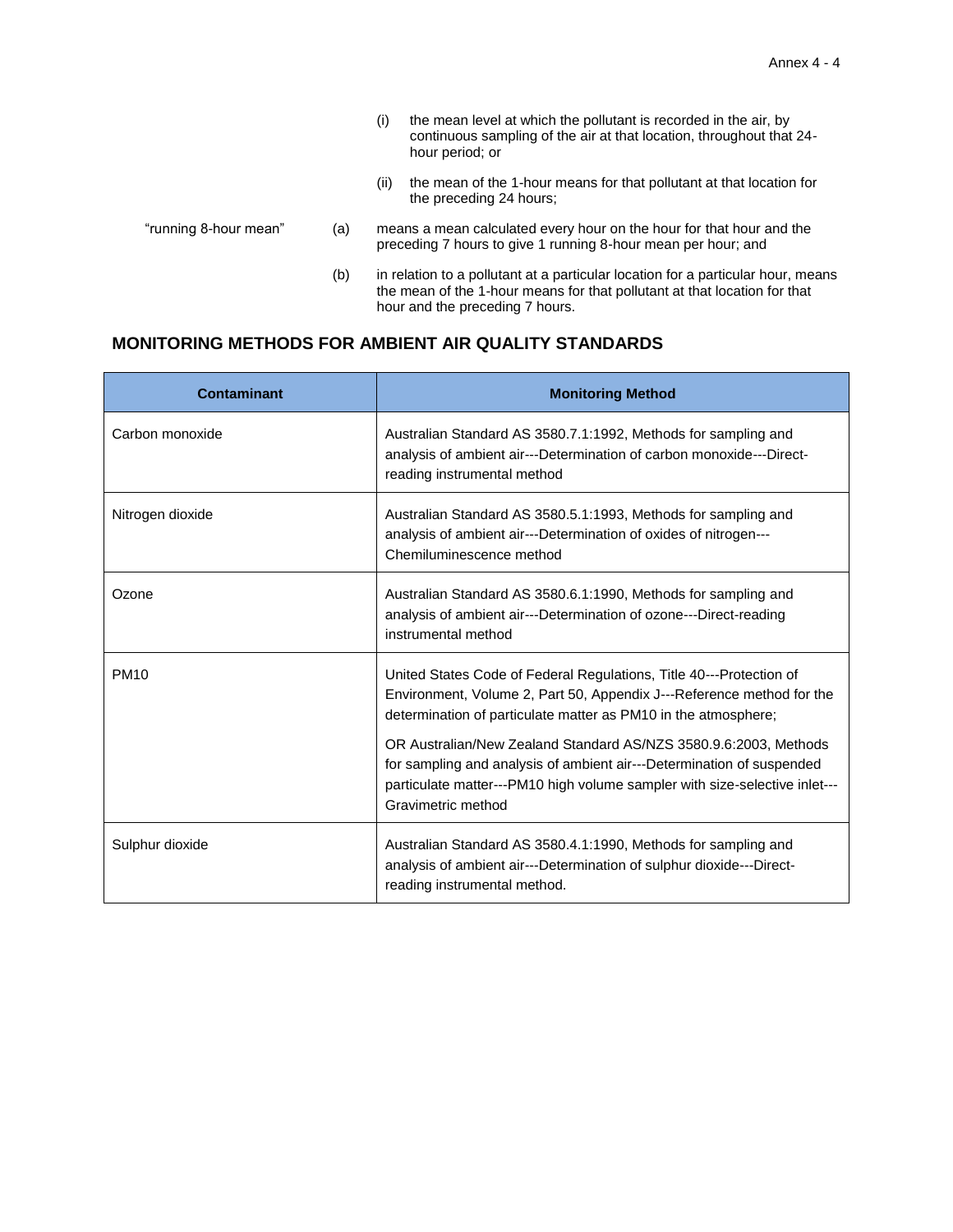(i) the mean level at which the pollutant is recorded in the air, by continuous sampling of the air at that location, throughout that 24-hour period; or

(ii) the mean of the 1-hour means for that pollutant at that location for the preceding 24 hours;

"running 8-hour mean"

(a) means a mean calculated every hour on the hour for that hour and the preceding 7 hours to give 1 running 8-hour mean per hour; and

(b) in relation to a pollutant at a particular location for a particular hour, means the mean of the 1-hour means for that pollutant at that location for that hour and the preceding 7 hours.

## MONITORING METHODS FOR AMBIENT AIR QUALITY STANDARDS

| Contaminant | Monitoring Method |
| --- | --- |
| Carbon monoxide | Australian Standard AS 3580.7.1:1992, Methods for sampling and analysis of ambient air---Determination of carbon monoxide---Direct-reading instrumental method |
| Nitrogen dioxide | Australian Standard AS 3580.5.1:1993, Methods for sampling and analysis of ambient air---Determination of oxides of nitrogen---Chemiluminescence method |
| Ozone | Australian Standard AS 3580.6.1:1990, Methods for sampling and analysis of ambient air---Determination of ozone---Direct-reading instrumental method |
| PM10 | United States Code of Federal Regulations, Title 40---Protection of Environment, Volume 2, Part 50, Appendix J---Reference method for the determination of particulate matter as PM10 in the atmosphere; OR Australian/New Zealand Standard AS/NZS 3580.9.6:2003, Methods for sampling and analysis of ambient air---Determination of suspended particulate matter---PM10 high volume sampler with size-selective inlet---Gravimetric method |
| Sulphur dioxide | Australian Standard AS 3580.4.1:1990, Methods for sampling and analysis of ambient air---Determination of sulphur dioxide---Direct-reading instrumental method. |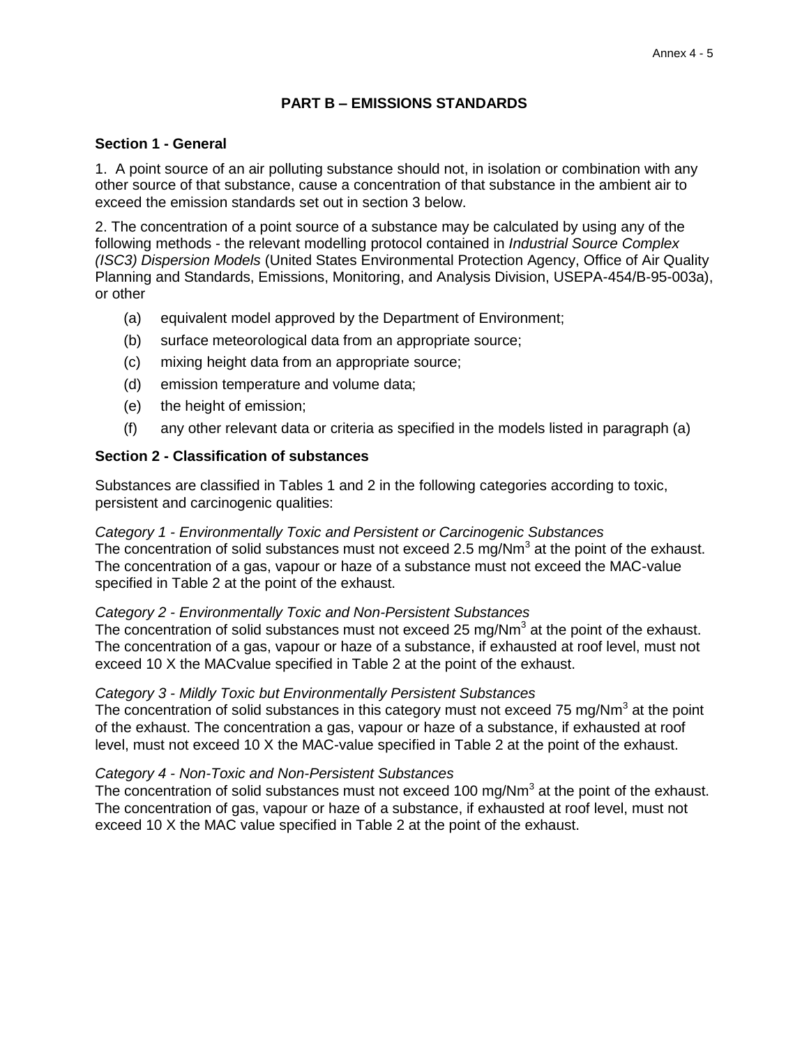## PART B – EMISSIONS STANDARDS

### Section 1 - General

1. A point source of an air polluting substance should not, in isolation or combination with any other source of that substance, cause a concentration of that substance in the ambient air to exceed the emission standards set out in section 3 below.

2. The concentration of a point source of a substance may be calculated by using any of the following methods - the relevant modelling protocol contained in *Industrial Source Complex (ISC3) Dispersion Models* (United States Environmental Protection Agency, Office of Air Quality Planning and Standards, Emissions, Monitoring, and Analysis Division, USEPA-454/B-95-003a), or other

- (a) equivalent model approved by the Department of Environment;
- (b) surface meteorological data from an appropriate source;
- (c) mixing height data from an appropriate source;
- (d) emission temperature and volume data;
- (e) the height of emission;
- (f) any other relevant data or criteria as specified in the models listed in paragraph (a)

### Section 2 - Classification of substances

Substances are classified in Tables 1 and 2 in the following categories according to toxic, persistent and carcinogenic qualities:

*Category 1 - Environmentally Toxic and Persistent or Carcinogenic Substances*
The concentration of solid substances must not exceed 2.5 mg/Nm$^3$ at the point of the exhaust. The concentration of a gas, vapour or haze of a substance must not exceed the MAC-value specified in Table 2 at the point of the exhaust.

*Category 2 - Environmentally Toxic and Non-Persistent Substances*
The concentration of solid substances must not exceed 25 mg/Nm$^3$ at the point of the exhaust. The concentration of a gas, vapour or haze of a substance, if exhausted at roof level, must not exceed 10 X the MACvalue specified in Table 2 at the point of the exhaust.

*Category 3 - Mildly Toxic but Environmentally Persistent Substances*
The concentration of solid substances in this category must not exceed 75 mg/Nm$^3$ at the point of the exhaust. The concentration a gas, vapour or haze of a substance, if exhausted at roof level, must not exceed 10 X the MAC-value specified in Table 2 at the point of the exhaust.

*Category 4 - Non-Toxic and Non-Persistent Substances*
The concentration of solid substances must not exceed 100 mg/Nm$^3$ at the point of the exhaust. The concentration of gas, vapour or haze of a substance, if exhausted at roof level, must not exceed 10 X the MAC value specified in Table 2 at the point of the exhaust.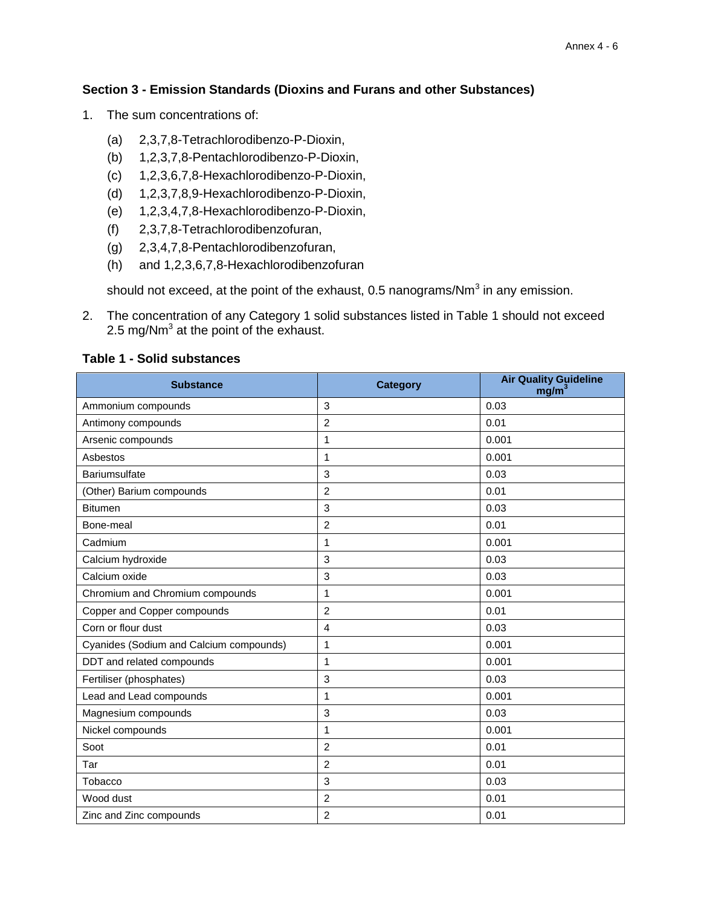### Section 3 - Emission Standards (Dioxins and Furans and other Substances)

1. The sum concentrations of:

   (a) 2,3,7,8-Tetrachlorodibenzo-P-Dioxin,
   (b) 1,2,3,7,8-Pentachlorodibenzo-P-Dioxin,
   (c) 1,2,3,6,7,8-Hexachlorodibenzo-P-Dioxin,
   (d) 1,2,3,7,8,9-Hexachlorodibenzo-P-Dioxin,
   (e) 1,2,3,4,7,8-Hexachlorodibenzo-P-Dioxin,
   (f) 2,3,7,8-Tetrachlorodibenzofuran,
   (g) 2,3,4,7,8-Pentachlorodibenzofuran,
   (h) and 1,2,3,6,7,8-Hexachlorodibenzofuran

   should not exceed, at the point of the exhaust, 0.5 nanograms/$Nm^3$ in any emission.

2. The concentration of any Category 1 solid substances listed in Table 1 should not exceed 2.5 mg/$Nm^3$ at the point of the exhaust.

**Table 1 - Solid substances**

| Substance | Category | Air Quality Guideline mg/$m^3$ |
|---|---|---|
| Ammonium compounds | 3 | 0.03 |
| Antimony compounds | 2 | 0.01 |
| Arsenic compounds | 1 | 0.001 |
| Asbestos | 1 | 0.001 |
| Bariumsulfate | 3 | 0.03 |
| (Other) Barium compounds | 2 | 0.01 |
| Bitumen | 3 | 0.03 |
| Bone-meal | 2 | 0.01 |
| Cadmium | 1 | 0.001 |
| Calcium hydroxide | 3 | 0.03 |
| Calcium oxide | 3 | 0.03 |
| Chromium and Chromium compounds | 1 | 0.001 |
| Copper and Copper compounds | 2 | 0.01 |
| Corn or flour dust | 4 | 0.03 |
| Cyanides (Sodium and Calcium compounds) | 1 | 0.001 |
| DDT and related compounds | 1 | 0.001 |
| Fertiliser (phosphates) | 3 | 0.03 |
| Lead and Lead compounds | 1 | 0.001 |
| Magnesium compounds | 3 | 0.03 |
| Nickel compounds | 1 | 0.001 |
| Soot | 2 | 0.01 |
| Tar | 2 | 0.01 |
| Tobacco | 3 | 0.03 |
| Wood dust | 2 | 0.01 |
| Zinc and Zinc compounds | 2 | 0.01 |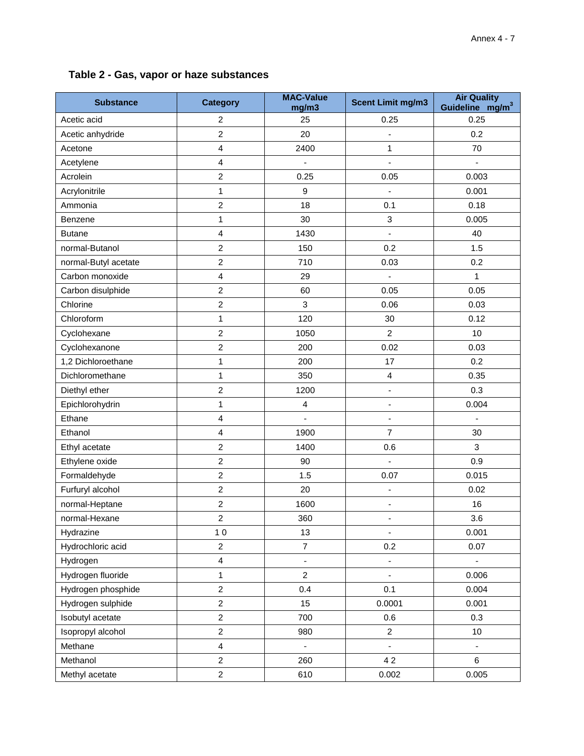### Table 2 - Gas, vapor or haze substances

| Substance | Category | MAC-Value mg/m3 | Scent Limit mg/m3 | Air Quality Guideline mg/m$^3$ |
|---|---|---|---|---|
| Acetic acid | 2 | 25 | 0.25 | 0.25 |
| Acetic anhydride | 2 | 20 | - | 0.2 |
| Acetone | 4 | 2400 | 1 | 70 |
| Acetylene | 4 | - | - | - |
| Acrolein | 2 | 0.25 | 0.05 | 0.003 |
| Acrylonitrile | 1 | 9 | - | 0.001 |
| Ammonia | 2 | 18 | 0.1 | 0.18 |
| Benzene | 1 | 30 | 3 | 0.005 |
| Butane | 4 | 1430 | - | 40 |
| normal-Butanol | 2 | 150 | 0.2 | 1.5 |
| normal-Butyl acetate | 2 | 710 | 0.03 | 0.2 |
| Carbon monoxide | 4 | 29 | - | 1 |
| Carbon disulphide | 2 | 60 | 0.05 | 0.05 |
| Chlorine | 2 | 3 | 0.06 | 0.03 |
| Chloroform | 1 | 120 | 30 | 0.12 |
| Cyclohexane | 2 | 1050 | 2 | 10 |
| Cyclohexanone | 2 | 200 | 0.02 | 0.03 |
| 1,2 Dichloroethane | 1 | 200 | 17 | 0.2 |
| Dichloromethane | 1 | 350 | 4 | 0.35 |
| Diethyl ether | 2 | 1200 | - | 0.3 |
| Epichlorohydrin | 1 | 4 | - | 0.004 |
| Ethane | 4 | - | - | - |
| Ethanol | 4 | 1900 | 7 | 30 |
| Ethyl acetate | 2 | 1400 | 0.6 | 3 |
| Ethylene oxide | 2 | 90 | - | 0.9 |
| Formaldehyde | 2 | 1.5 | 0.07 | 0.015 |
| Furfuryl alcohol | 2 | 20 | - | 0.02 |
| normal-Heptane | 2 | 1600 | - | 16 |
| normal-Hexane | 2 | 360 | - | 3.6 |
| Hydrazine | 1 0 | 13 | - | 0.001 |
| Hydrochloric acid | 2 | 7 | 0.2 | 0.07 |
| Hydrogen | 4 | - | - | - |
| Hydrogen fluoride | 1 | 2 | - | 0.006 |
| Hydrogen phosphide | 2 | 0.4 | 0.1 | 0.004 |
| Hydrogen sulphide | 2 | 15 | 0.0001 | 0.001 |
| Isobutyl acetate | 2 | 700 | 0.6 | 0.3 |
| Isopropyl alcohol | 2 | 980 | 2 | 10 |
| Methane | 4 | - | - | - |
| Methanol | 2 | 260 | 4 2 | 6 |
| Methyl acetate | 2 | 610 | 0.002 | 0.005 |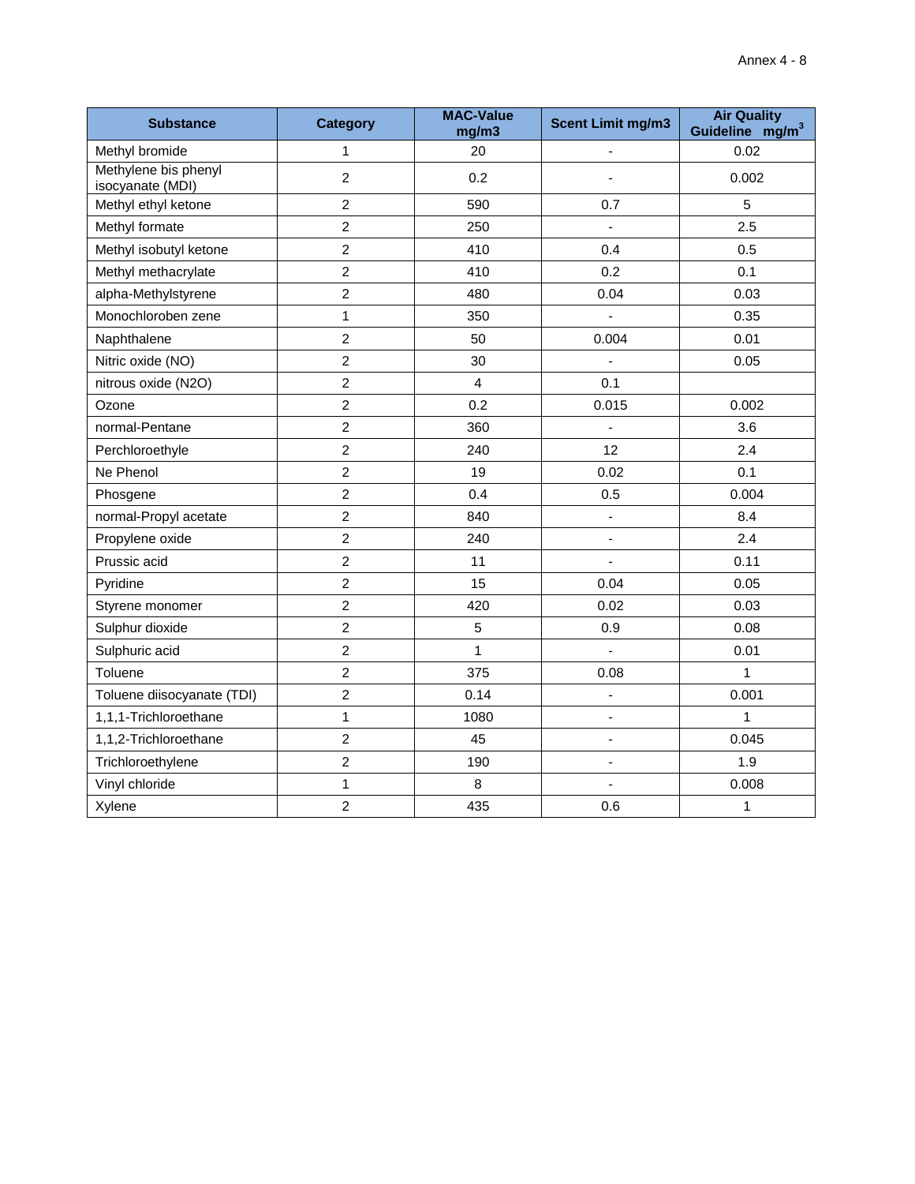| Substance | Category | MAC-Value mg/m3 | Scent Limit mg/m3 | Air Quality Guideline mg/m$^3$ |
|---|---|---|---|---|
| Methyl bromide | 1 | 20 | - | 0.02 |
| Methylene bis phenyl isocyanate (MDI) | 2 | 0.2 | - | 0.002 |
| Methyl ethyl ketone | 2 | 590 | 0.7 | 5 |
| Methyl formate | 2 | 250 | - | 2.5 |
| Methyl isobutyl ketone | 2 | 410 | 0.4 | 0.5 |
| Methyl methacrylate | 2 | 410 | 0.2 | 0.1 |
| alpha-Methylstyrene | 2 | 480 | 0.04 | 0.03 |
| Monochloroben zene | 1 | 350 | - | 0.35 |
| Naphthalene | 2 | 50 | 0.004 | 0.01 |
| Nitric oxide (NO) | 2 | 30 | - | 0.05 |
| nitrous oxide (N2O) | 2 | 4 | 0.1 | |
| Ozone | 2 | 0.2 | 0.015 | 0.002 |
| normal-Pentane | 2 | 360 | - | 3.6 |
| Perchloroethyle | 2 | 240 | 12 | 2.4 |
| Ne Phenol | 2 | 19 | 0.02 | 0.1 |
| Phosgene | 2 | 0.4 | 0.5 | 0.004 |
| normal-Propyl acetate | 2 | 840 | - | 8.4 |
| Propylene oxide | 2 | 240 | - | 2.4 |
| Prussic acid | 2 | 11 | - | 0.11 |
| Pyridine | 2 | 15 | 0.04 | 0.05 |
| Styrene monomer | 2 | 420 | 0.02 | 0.03 |
| Sulphur dioxide | 2 | 5 | 0.9 | 0.08 |
| Sulphuric acid | 2 | 1 | - | 0.01 |
| Toluene | 2 | 375 | 0.08 | 1 |
| Toluene diisocyanate (TDI) | 2 | 0.14 | - | 0.001 |
| 1,1,1-Trichloroethane | 1 | 1080 | - | 1 |
| 1,1,2-Trichloroethane | 2 | 45 | - | 0.045 |
| Trichloroethylene | 2 | 190 | - | 1.9 |
| Vinyl chloride | 1 | 8 | - | 0.008 |
| Xylene | 2 | 435 | 0.6 | 1 |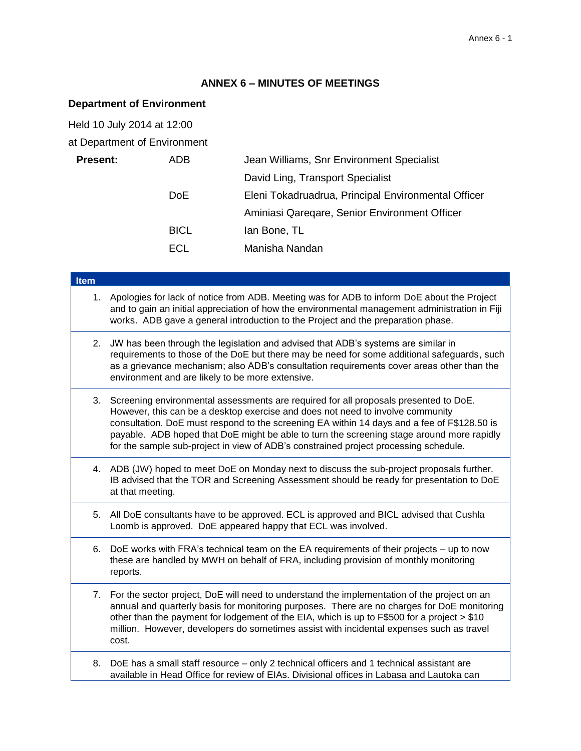## ANNEX 6 – MINUTES OF MEETINGS

### Department of Environment

Held 10 July 2014 at 12:00

at Department of Environment

| **Present:** | ADB | Jean Williams, Snr Environment Specialist |
|---|---|---|
| | | David Ling, Transport Specialist |
| | DoE | Eleni Tokadruadrua, Principal Environmental Officer |
| | | Aminiasi Qareqare, Senior Environment Officer |
| | BICL | Ian Bone, TL |
| | ECL | Manisha Nandan |

| Item |
|---|
| 1. Apologies for lack of notice from ADB. Meeting was for ADB to inform DoE about the Project and to gain an initial appreciation of how the environmental management administration in Fiji works. ADB gave a general introduction to the Project and the preparation phase. |
| 2. JW has been through the legislation and advised that ADB's systems are similar in requirements to those of the DoE but there may be need for some additional safeguards, such as a grievance mechanism; also ADB's consultation requirements cover areas other than the environment and are likely to be more extensive. |
| 3. Screening environmental assessments are required for all proposals presented to DoE. However, this can be a desktop exercise and does not need to involve community consultation. DoE must respond to the screening EA within 14 days and a fee of F$128.50 is payable. ADB hoped that DoE might be able to turn the screening stage around more rapidly for the sample sub-project in view of ADB's constrained project processing schedule. |
| 4. ADB (JW) hoped to meet DoE on Monday next to discuss the sub-project proposals further. IB advised that the TOR and Screening Assessment should be ready for presentation to DoE at that meeting. |
| 5. All DoE consultants have to be approved. ECL is approved and BICL advised that Cushla Loomb is approved. DoE appeared happy that ECL was involved. |
| 6. DoE works with FRA's technical team on the EA requirements of their projects – up to now these are handled by MWH on behalf of FRA, including provision of monthly monitoring reports. |
| 7. For the sector project, DoE will need to understand the implementation of the project on an annual and quarterly basis for monitoring purposes. There are no charges for DoE monitoring other than the payment for lodgement of the EIA, which is up to F$500 for a project > $10 million. However, developers do sometimes assist with incidental expenses such as travel cost. |
| 8. DoE has a small staff resource – only 2 technical officers and 1 technical assistant are available in Head Office for review of EIAs. Divisional offices in Labasa and Lautoka can |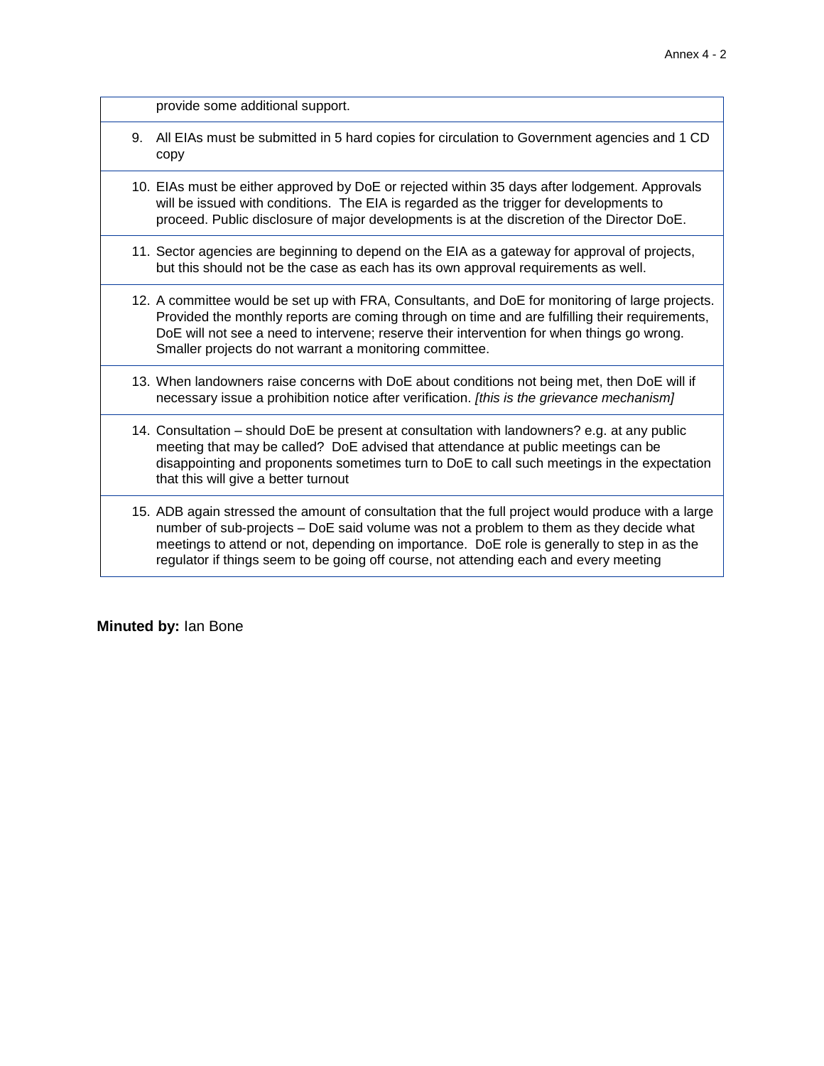| |
|---|
| provide some additional support. |
| 9. All EIAs must be submitted in 5 hard copies for circulation to Government agencies and 1 CD copy |
| 10. EIAs must be either approved by DoE or rejected within 35 days after lodgement. Approvals will be issued with conditions. The EIA is regarded as the trigger for developments to proceed. Public disclosure of major developments is at the discretion of the Director DoE. |
| 11. Sector agencies are beginning to depend on the EIA as a gateway for approval of projects, but this should not be the case as each has its own approval requirements as well. |
| 12. A committee would be set up with FRA, Consultants, and DoE for monitoring of large projects. Provided the monthly reports are coming through on time and are fulfilling their requirements, DoE will not see a need to intervene; reserve their intervention for when things go wrong. Smaller projects do not warrant a monitoring committee. |
| 13. When landowners raise concerns with DoE about conditions not being met, then DoE will if necessary issue a prohibition notice after verification. *[this is the grievance mechanism]* |
| 14. Consultation – should DoE be present at consultation with landowners? e.g. at any public meeting that may be called? DoE advised that attendance at public meetings can be disappointing and proponents sometimes turn to DoE to call such meetings in the expectation that this will give a better turnout |
| 15. ADB again stressed the amount of consultation that the full project would produce with a large number of sub-projects – DoE said volume was not a problem to them as they decide what meetings to attend or not, depending on importance. DoE role is generally to step in as the regulator if things seem to be going off course, not attending each and every meeting |

**Minuted by:** Ian Bone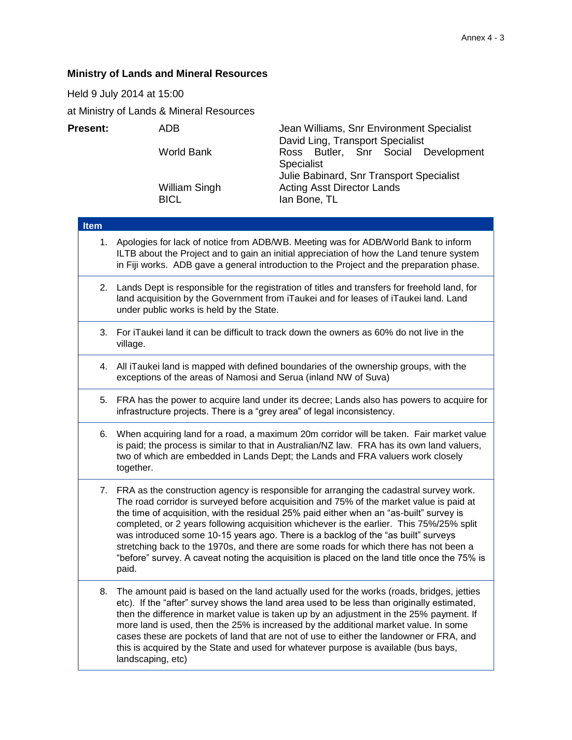**Ministry of Lands and Mineral Resources**

Held 9 July 2014 at 15:00

at Ministry of Lands & Mineral Resources

| **Present:** | ADB | Jean Williams, Snr Environment Specialist<br>David Ling, Transport Specialist |
|---|---|---|
| | World Bank | Ross Butler, Snr Social Development Specialist<br>Julie Babinard, Snr Transport Specialist |
| | William Singh | Acting Asst Director Lands |
| | BICL | Ian Bone, TL |

| Item |
|---|
| 1. Apologies for lack of notice from ADB/WB. Meeting was for ADB/World Bank to inform ILTB about the Project and to gain an initial appreciation of how the Land tenure system in Fiji works. ADB gave a general introduction to the Project and the preparation phase. |
| 2. Lands Dept is responsible for the registration of titles and transfers for freehold land, for land acquisition by the Government from iTaukei and for leases of iTaukei land. Land under public works is held by the State. |
| 3. For iTaukei land it can be difficult to track down the owners as 60% do not live in the village. |
| 4. All iTaukei land is mapped with defined boundaries of the ownership groups, with the exceptions of the areas of Namosi and Serua (inland NW of Suva) |
| 5. FRA has the power to acquire land under its decree; Lands also has powers to acquire for infrastructure projects. There is a "grey area" of legal inconsistency. |
| 6. When acquiring land for a road, a maximum 20m corridor will be taken. Fair market value is paid; the process is similar to that in Australian/NZ law. FRA has its own land valuers, two of which are embedded in Lands Dept; the Lands and FRA valuers work closely together. |
| 7. FRA as the construction agency is responsible for arranging the cadastral survey work. The road corridor is surveyed before acquisition and 75% of the market value is paid at the time of acquisition, with the residual 25% paid either when an "as-built" survey is completed, or 2 years following acquisition whichever is the earlier. This 75%/25% split was introduced some 10-15 years ago. There is a backlog of the "as built" surveys stretching back to the 1970s, and there are some roads for which there has not been a "before" survey. A caveat noting the acquisition is placed on the land title once the 75% is paid. |
| 8. The amount paid is based on the land actually used for the works (roads, bridges, jetties etc). If the "after" survey shows the land area used to be less than originally estimated, then the difference in market value is taken up by an adjustment in the 25% payment. If more land is used, then the 25% is increased by the additional market value. In some cases these are pockets of land that are not of use to either the landowner or FRA, and this is acquired by the State and used for whatever purpose is available (bus bays, landscaping, etc) |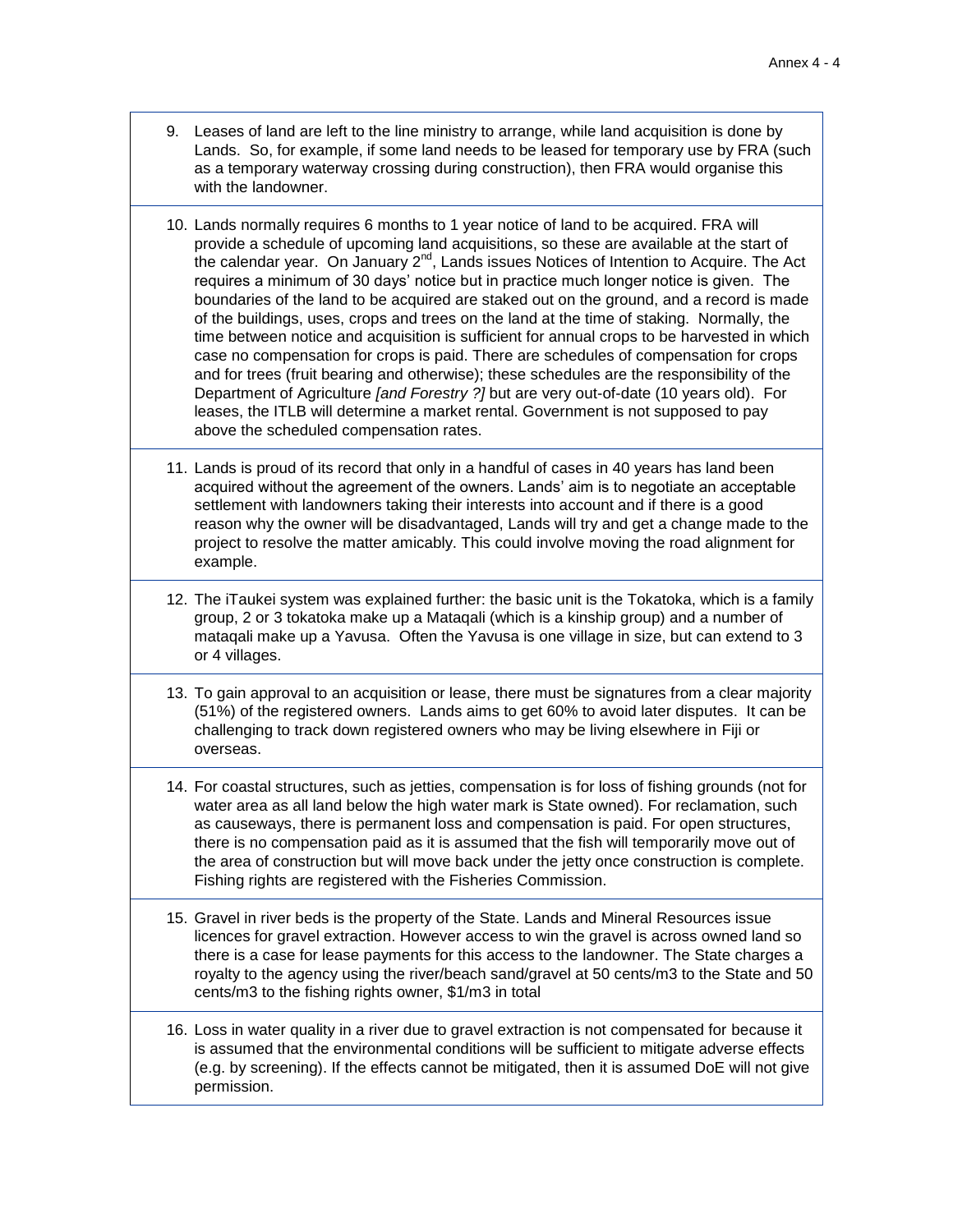9. Leases of land are left to the line ministry to arrange, while land acquisition is done by Lands. So, for example, if some land needs to be leased for temporary use by FRA (such as a temporary waterway crossing during construction), then FRA would organise this with the landowner.

10. Lands normally requires 6 months to 1 year notice of land to be acquired. FRA will provide a schedule of upcoming land acquisitions, so these are available at the start of the calendar year. On January 2nd, Lands issues Notices of Intention to Acquire. The Act requires a minimum of 30 days' notice but in practice much longer notice is given. The boundaries of the land to be acquired are staked out on the ground, and a record is made of the buildings, uses, crops and trees on the land at the time of staking. Normally, the time between notice and acquisition is sufficient for annual crops to be harvested in which case no compensation for crops is paid. There are schedules of compensation for crops and for trees (fruit bearing and otherwise); these schedules are the responsibility of the Department of Agriculture *[and Forestry ?]* but are very out-of-date (10 years old). For leases, the ITLB will determine a market rental. Government is not supposed to pay above the scheduled compensation rates.

11. Lands is proud of its record that only in a handful of cases in 40 years has land been acquired without the agreement of the owners. Lands' aim is to negotiate an acceptable settlement with landowners taking their interests into account and if there is a good reason why the owner will be disadvantaged, Lands will try and get a change made to the project to resolve the matter amicably. This could involve moving the road alignment for example.

12. The iTaukei system was explained further: the basic unit is the Tokatoka, which is a family group, 2 or 3 tokatoka make up a Mataqali (which is a kinship group) and a number of mataqali make up a Yavusa. Often the Yavusa is one village in size, but can extend to 3 or 4 villages.

13. To gain approval to an acquisition or lease, there must be signatures from a clear majority (51%) of the registered owners. Lands aims to get 60% to avoid later disputes. It can be challenging to track down registered owners who may be living elsewhere in Fiji or overseas.

14. For coastal structures, such as jetties, compensation is for loss of fishing grounds (not for water area as all land below the high water mark is State owned). For reclamation, such as causeways, there is permanent loss and compensation is paid. For open structures, there is no compensation paid as it is assumed that the fish will temporarily move out of the area of construction but will move back under the jetty once construction is complete. Fishing rights are registered with the Fisheries Commission.

15. Gravel in river beds is the property of the State. Lands and Mineral Resources issue licences for gravel extraction. However access to win the gravel is across owned land so there is a case for lease payments for this access to the landowner. The State charges a royalty to the agency using the river/beach sand/gravel at 50 cents/m3 to the State and 50 cents/m3 to the fishing rights owner, $1/m3 in total

16. Loss in water quality in a river due to gravel extraction is not compensated for because it is assumed that the environmental conditions will be sufficient to mitigate adverse effects (e.g. by screening). If the effects cannot be mitigated, then it is assumed DoE will not give permission.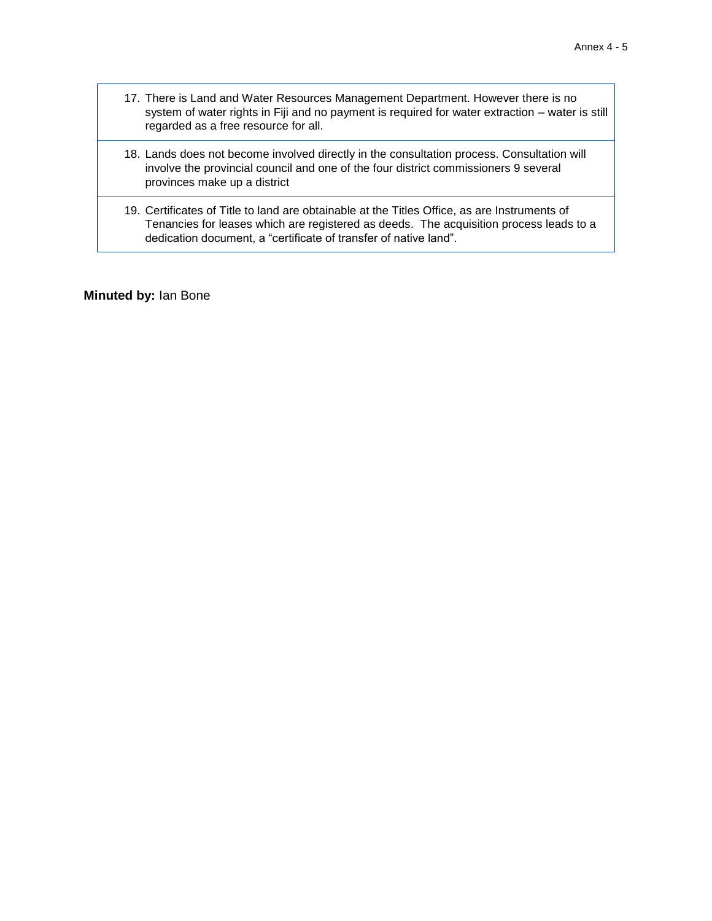17. There is Land and Water Resources Management Department. However there is no system of water rights in Fiji and no payment is required for water extraction – water is still regarded as a free resource for all.

18. Lands does not become involved directly in the consultation process. Consultation will involve the provincial council and one of the four district commissioners 9 several provinces make up a district

19. Certificates of Title to land are obtainable at the Titles Office, as are Instruments of Tenancies for leases which are registered as deeds. The acquisition process leads to a dedication document, a "certificate of transfer of native land".

**Minuted by:** Ian Bone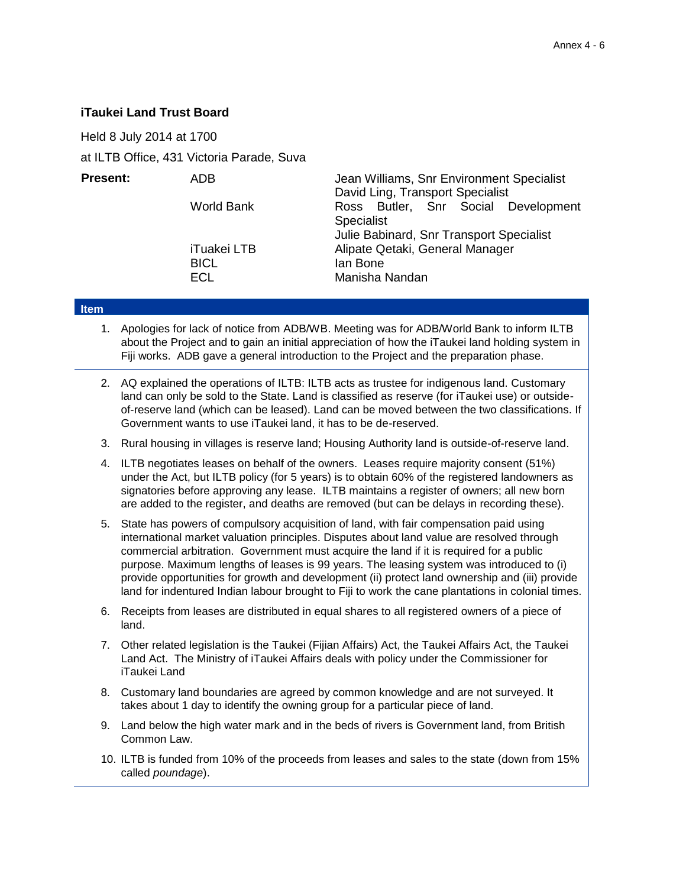**iTaukei Land Trust Board**

Held 8 July 2014 at 1700

at ILTB Office, 431 Victoria Parade, Suva

| **Present:** | ADB | Jean Williams, Snr Environment Specialist<br>David Ling, Transport Specialist |
|---|---|---|
| | World Bank | Ross Butler, Snr Social Development Specialist<br>Julie Babinard, Snr Transport Specialist |
| | iTuakei LTB | Alipate Qetaki, General Manager |
| | BICL | Ian Bone |
| | ECL | Manisha Nandan |

**Item**

1. Apologies for lack of notice from ADB/WB. Meeting was for ADB/World Bank to inform ILTB about the Project and to gain an initial appreciation of how the iTaukei land holding system in Fiji works. ADB gave a general introduction to the Project and the preparation phase.

2. AQ explained the operations of ILTB: ILTB acts as trustee for indigenous land. Customary land can only be sold to the State. Land is classified as reserve (for iTaukei use) or outside-of-reserve land (which can be leased). Land can be moved between the two classifications. If Government wants to use iTaukei land, it has to be de-reserved.

3. Rural housing in villages is reserve land; Housing Authority land is outside-of-reserve land.

4. ILTB negotiates leases on behalf of the owners. Leases require majority consent (51%) under the Act, but ILTB policy (for 5 years) is to obtain 60% of the registered landowners as signatories before approving any lease. ILTB maintains a register of owners; all new born are added to the register, and deaths are removed (but can be delays in recording these).

5. State has powers of compulsory acquisition of land, with fair compensation paid using international market valuation principles. Disputes about land value are resolved through commercial arbitration. Government must acquire the land if it is required for a public purpose. Maximum lengths of leases is 99 years. The leasing system was introduced to (i) provide opportunities for growth and development (ii) protect land ownership and (iii) provide land for indentured Indian labour brought to Fiji to work the cane plantations in colonial times.

6. Receipts from leases are distributed in equal shares to all registered owners of a piece of land.

7. Other related legislation is the Taukei (Fijian Affairs) Act, the Taukei Affairs Act, the Taukei Land Act. The Ministry of iTaukei Affairs deals with policy under the Commissioner for iTaukei Land

8. Customary land boundaries are agreed by common knowledge and are not surveyed. It takes about 1 day to identify the owning group for a particular piece of land.

9. Land below the high water mark and in the beds of rivers is Government land, from British Common Law.

10. ILTB is funded from 10% of the proceeds from leases and sales to the state (down from 15% called *poundage*).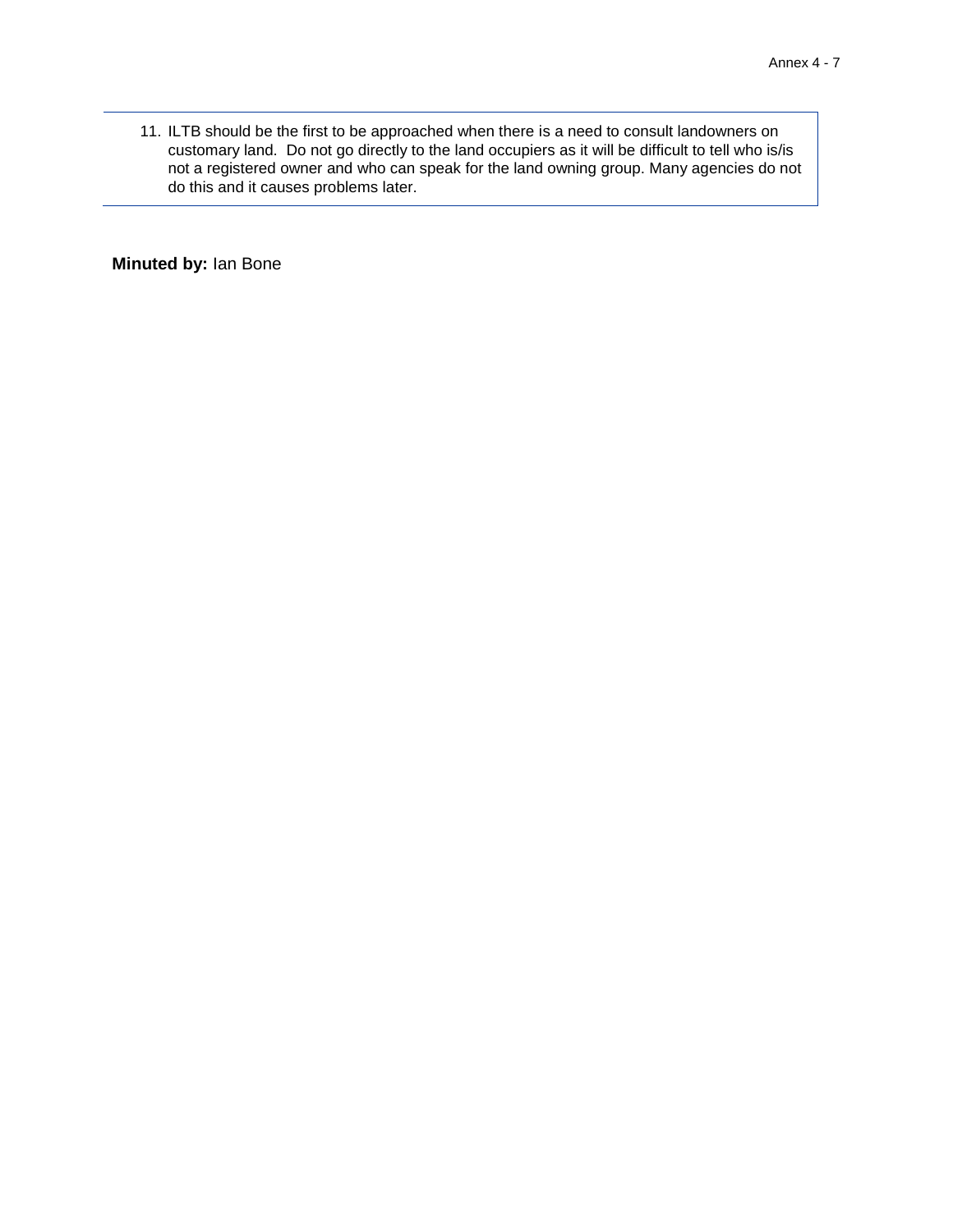11. ILTB should be the first to be approached when there is a need to consult landowners on customary land. Do not go directly to the land occupiers as it will be difficult to tell who is/is not a registered owner and who can speak for the land owning group. Many agencies do not do this and it causes problems later.

**Minuted by:** Ian Bone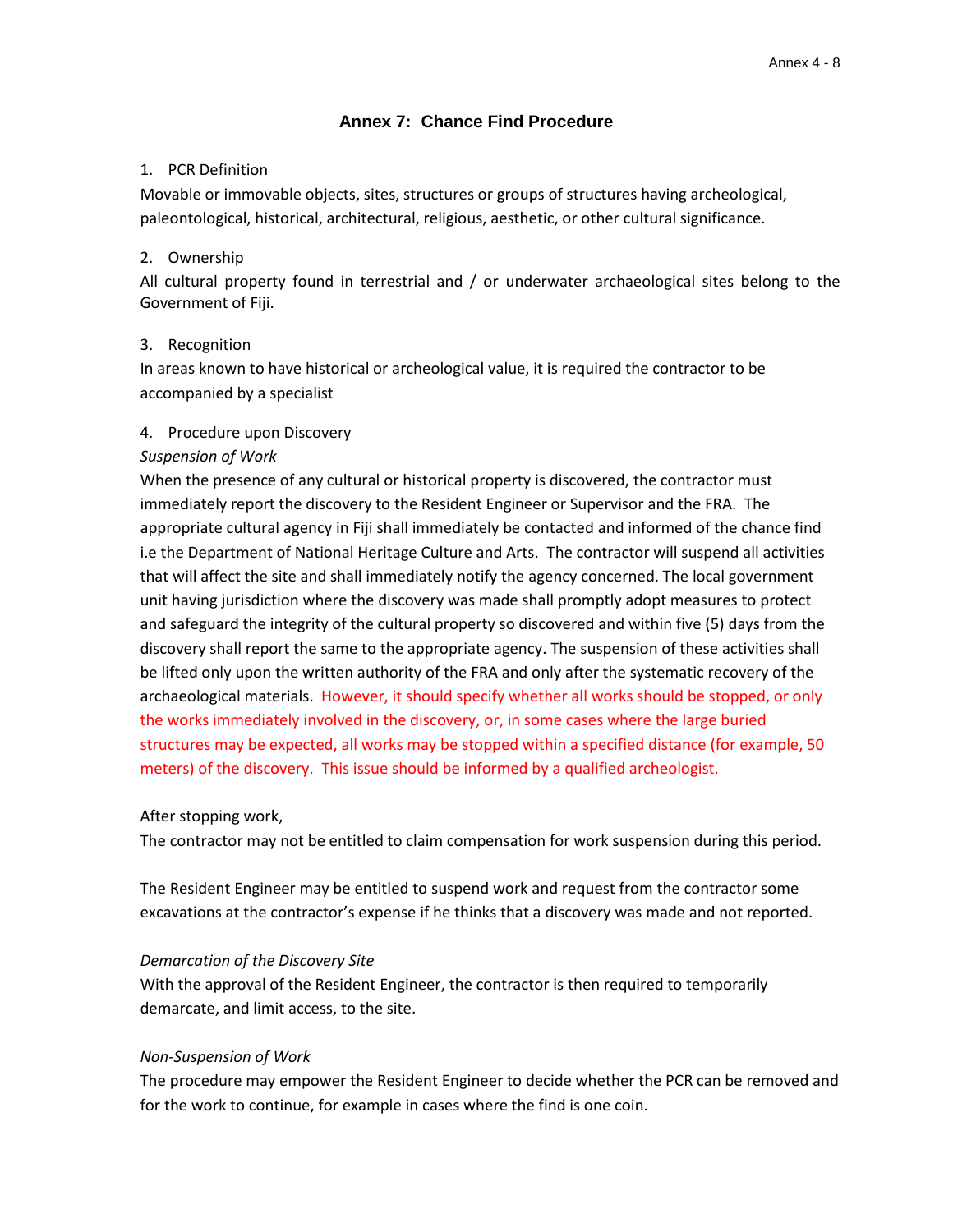## Annex 7: Chance Find Procedure

1. PCR Definition

Movable or immovable objects, sites, structures or groups of structures having archeological, paleontological, historical, architectural, religious, aesthetic, or other cultural significance.

2. Ownership

All cultural property found in terrestrial and / or underwater archaeological sites belong to the Government of Fiji.

3. Recognition

In areas known to have historical or archeological value, it is required the contractor to be accompanied by a specialist

4. Procedure upon Discovery

*Suspension of Work*

When the presence of any cultural or historical property is discovered, the contractor must immediately report the discovery to the Resident Engineer or Supervisor and the FRA. The appropriate cultural agency in Fiji shall immediately be contacted and informed of the chance find i.e the Department of National Heritage Culture and Arts. The contractor will suspend all activities that will affect the site and shall immediately notify the agency concerned. The local government unit having jurisdiction where the discovery was made shall promptly adopt measures to protect and safeguard the integrity of the cultural property so discovered and within five (5) days from the discovery shall report the same to the appropriate agency. The suspension of these activities shall be lifted only upon the written authority of the FRA and only after the systematic recovery of the archaeological materials. However, it should specify whether all works should be stopped, or only the works immediately involved in the discovery, or, in some cases where the large buried structures may be expected, all works may be stopped within a specified distance (for example, 50 meters) of the discovery. This issue should be informed by a qualified archeologist.

After stopping work,

The contractor may not be entitled to claim compensation for work suspension during this period.

The Resident Engineer may be entitled to suspend work and request from the contractor some excavations at the contractor's expense if he thinks that a discovery was made and not reported.

*Demarcation of the Discovery Site*

With the approval of the Resident Engineer, the contractor is then required to temporarily demarcate, and limit access, to the site.

*Non-Suspension of Work*

The procedure may empower the Resident Engineer to decide whether the PCR can be removed and for the work to continue, for example in cases where the find is one coin.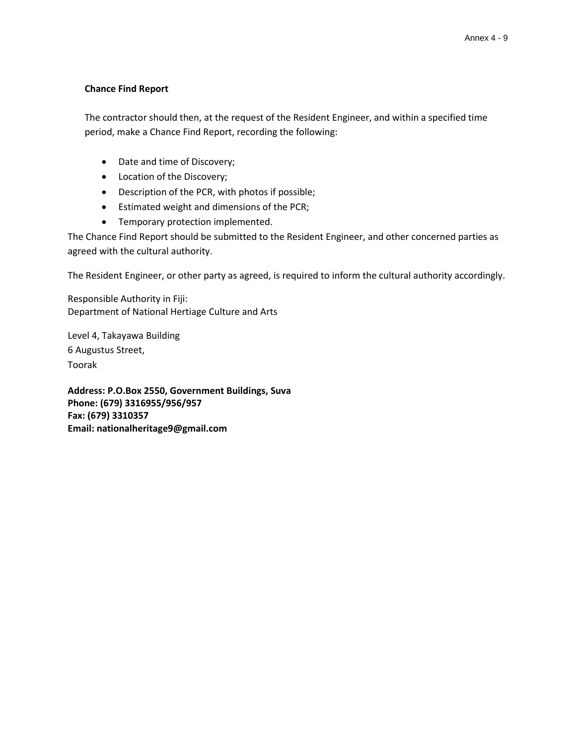**Chance Find Report**

The contractor should then, at the request of the Resident Engineer, and within a specified time period, make a Chance Find Report, recording the following:

- Date and time of Discovery;
- Location of the Discovery;
- Description of the PCR, with photos if possible;
- Estimated weight and dimensions of the PCR;
- Temporary protection implemented.

The Chance Find Report should be submitted to the Resident Engineer, and other concerned parties as agreed with the cultural authority.

The Resident Engineer, or other party as agreed, is required to inform the cultural authority accordingly.

Responsible Authority in Fiji:
Department of National Hertiage Culture and Arts

Level 4, Takayawa Building
6 Augustus Street,
Toorak

**Address: P.O.Box 2550, Government Buildings, Suva**
**Phone: (679) 3316955/956/957**
**Fax: (679) 3310357**
**Email: nationalheritage9@gmail.com**